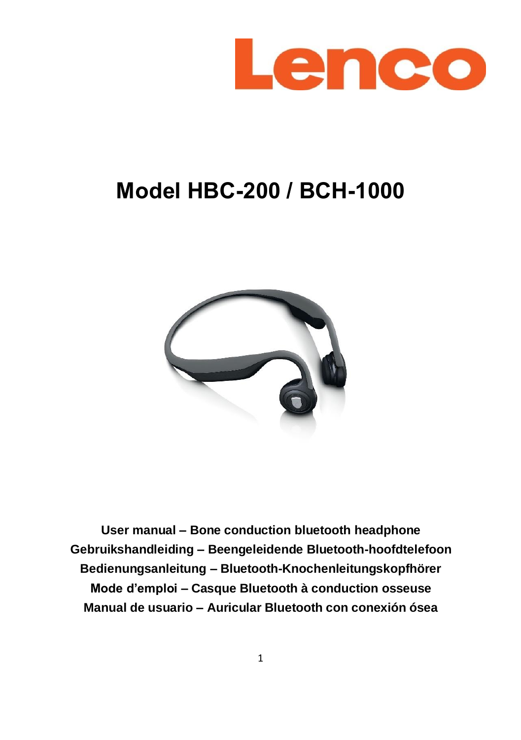Lenco

# Model HBC-200 / BCH-1000

**User manual – Bone conduction bluetooth headphone**
**Gebruikshandleiding – Beengeleidende Bluetooth-hoofdtelefoon**
**Bedienungsanleitung – Bluetooth-Knochenleitungskopfhörer**
**Mode d’emploi – Casque Bluetooth à conduction osseuse**
**Manual de usuario – Auricular Bluetooth con conexión ósea**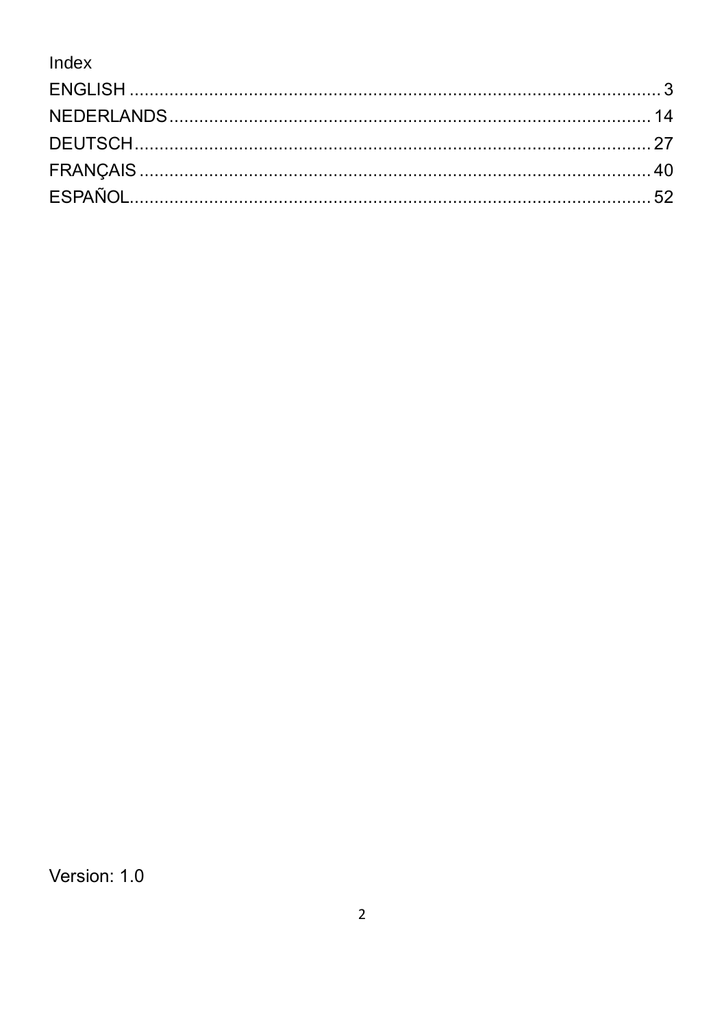Index

ENGLISH .......................................................................................................... 3
NEDERLANDS ................................................................................................ 14
DEUTSCH ...................................................................................................... 27
FRANÇAIS ...................................................................................................... 40
ESPAÑOL ....................................................................................................... 52

Version: 1.0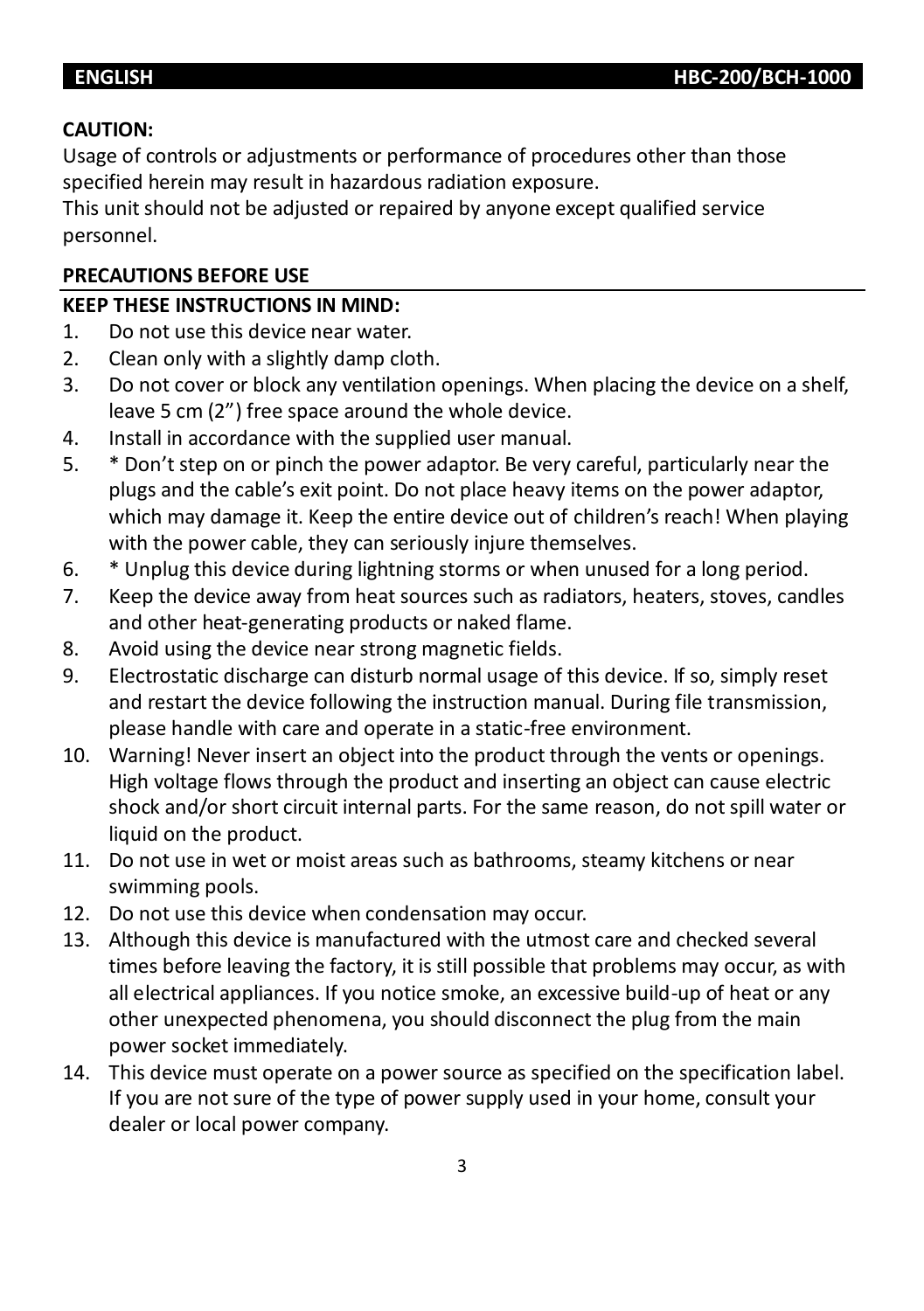**CAUTION:**

Usage of controls or adjustments or performance of procedures other than those specified herein may result in hazardous radiation exposure.

This unit should not be adjusted or repaired by anyone except qualified service personnel.

## PRECAUTIONS BEFORE USE

**KEEP THESE INSTRUCTIONS IN MIND:**

1. Do not use this device near water.
2. Clean only with a slightly damp cloth.
3. Do not cover or block any ventilation openings. When placing the device on a shelf, leave 5 cm (2") free space around the whole device.
4. Install in accordance with the supplied user manual.
5. * Don't step on or pinch the power adaptor. Be very careful, particularly near the plugs and the cable's exit point. Do not place heavy items on the power adaptor, which may damage it. Keep the entire device out of children's reach! When playing with the power cable, they can seriously injure themselves.
6. * Unplug this device during lightning storms or when unused for a long period.
7. Keep the device away from heat sources such as radiators, heaters, stoves, candles and other heat-generating products or naked flame.
8. Avoid using the device near strong magnetic fields.
9. Electrostatic discharge can disturb normal usage of this device. If so, simply reset and restart the device following the instruction manual. During file transmission, please handle with care and operate in a static-free environment.
10. Warning! Never insert an object into the product through the vents or openings. High voltage flows through the product and inserting an object can cause electric shock and/or short circuit internal parts. For the same reason, do not spill water or liquid on the product.
11. Do not use in wet or moist areas such as bathrooms, steamy kitchens or near swimming pools.
12. Do not use this device when condensation may occur.
13. Although this device is manufactured with the utmost care and checked several times before leaving the factory, it is still possible that problems may occur, as with all electrical appliances. If you notice smoke, an excessive build-up of heat or any other unexpected phenomena, you should disconnect the plug from the main power socket immediately.
14. This device must operate on a power source as specified on the specification label. If you are not sure of the type of power supply used in your home, consult your dealer or local power company.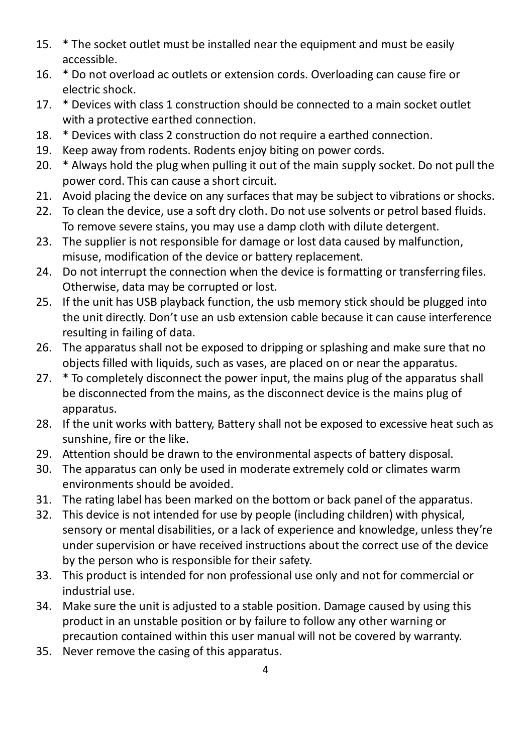15. * The socket outlet must be installed near the equipment and must be easily accessible.
16. * Do not overload ac outlets or extension cords. Overloading can cause fire or electric shock.
17. * Devices with class 1 construction should be connected to a main socket outlet with a protective earthed connection.
18. * Devices with class 2 construction do not require a earthed connection.
19. Keep away from rodents. Rodents enjoy biting on power cords.
20. * Always hold the plug when pulling it out of the main supply socket. Do not pull the power cord. This can cause a short circuit.
21. Avoid placing the device on any surfaces that may be subject to vibrations or shocks.
22. To clean the device, use a soft dry cloth. Do not use solvents or petrol based fluids. To remove severe stains, you may use a damp cloth with dilute detergent.
23. The supplier is not responsible for damage or lost data caused by malfunction, misuse, modification of the device or battery replacement.
24. Do not interrupt the connection when the device is formatting or transferring files. Otherwise, data may be corrupted or lost.
25. If the unit has USB playback function, the usb memory stick should be plugged into the unit directly. Don't use an usb extension cable because it can cause interference resulting in failing of data.
26. The apparatus shall not be exposed to dripping or splashing and make sure that no objects filled with liquids, such as vases, are placed on or near the apparatus.
27. * To completely disconnect the power input, the mains plug of the apparatus shall be disconnected from the mains, as the disconnect device is the mains plug of apparatus.
28. If the unit works with battery, Battery shall not be exposed to excessive heat such as sunshine, fire or the like.
29. Attention should be drawn to the environmental aspects of battery disposal.
30. The apparatus can only be used in moderate extremely cold or climates warm environments should be avoided.
31. The rating label has been marked on the bottom or back panel of the apparatus.
32. This device is not intended for use by people (including children) with physical, sensory or mental disabilities, or a lack of experience and knowledge, unless they're under supervision or have received instructions about the correct use of the device by the person who is responsible for their safety.
33. This product is intended for non professional use only and not for commercial or industrial use.
34. Make sure the unit is adjusted to a stable position. Damage caused by using this product in an unstable position or by failure to follow any other warning or precaution contained within this user manual will not be covered by warranty.
35. Never remove the casing of this apparatus.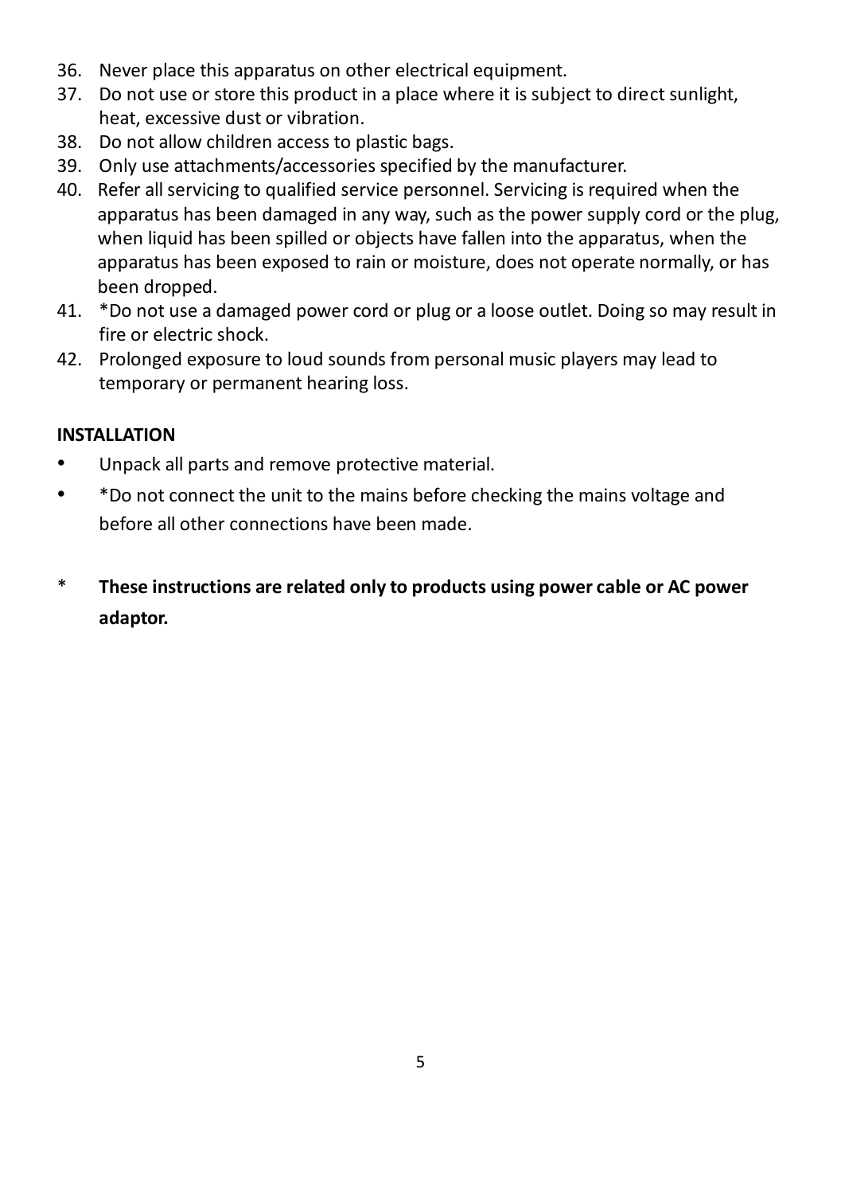36. Never place this apparatus on other electrical equipment.
37. Do not use or store this product in a place where it is subject to direct sunlight, heat, excessive dust or vibration.
38. Do not allow children access to plastic bags.
39. Only use attachments/accessories specified by the manufacturer.
40. Refer all servicing to qualified service personnel. Servicing is required when the apparatus has been damaged in any way, such as the power supply cord or the plug, when liquid has been spilled or objects have fallen into the apparatus, when the apparatus has been exposed to rain or moisture, does not operate normally, or has been dropped.
41. *Do not use a damaged power cord or plug or a loose outlet. Doing so may result in fire or electric shock.
42. Prolonged exposure to loud sounds from personal music players may lead to temporary or permanent hearing loss.

**INSTALLATION**

- Unpack all parts and remove protective material.
- *Do not connect the unit to the mains before checking the mains voltage and before all other connections have been made.

\* **These instructions are related only to products using power cable or AC power adaptor.**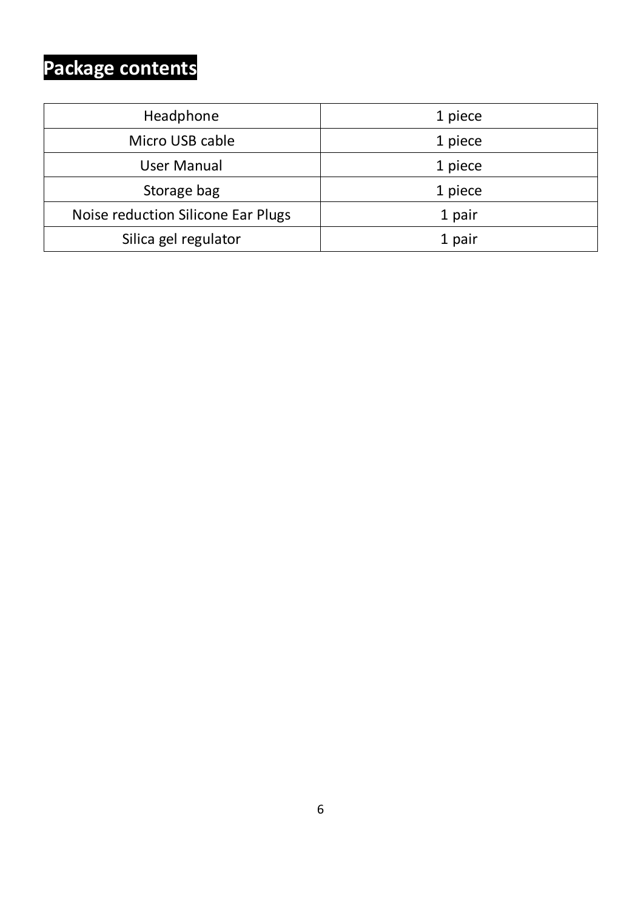# Package contents

| Headphone | 1 piece |
| --- | --- |
| Micro USB cable | 1 piece |
| User Manual | 1 piece |
| Storage bag | 1 piece |
| Noise reduction Silicone Ear Plugs | 1 pair |
| Silica gel regulator | 1 pair |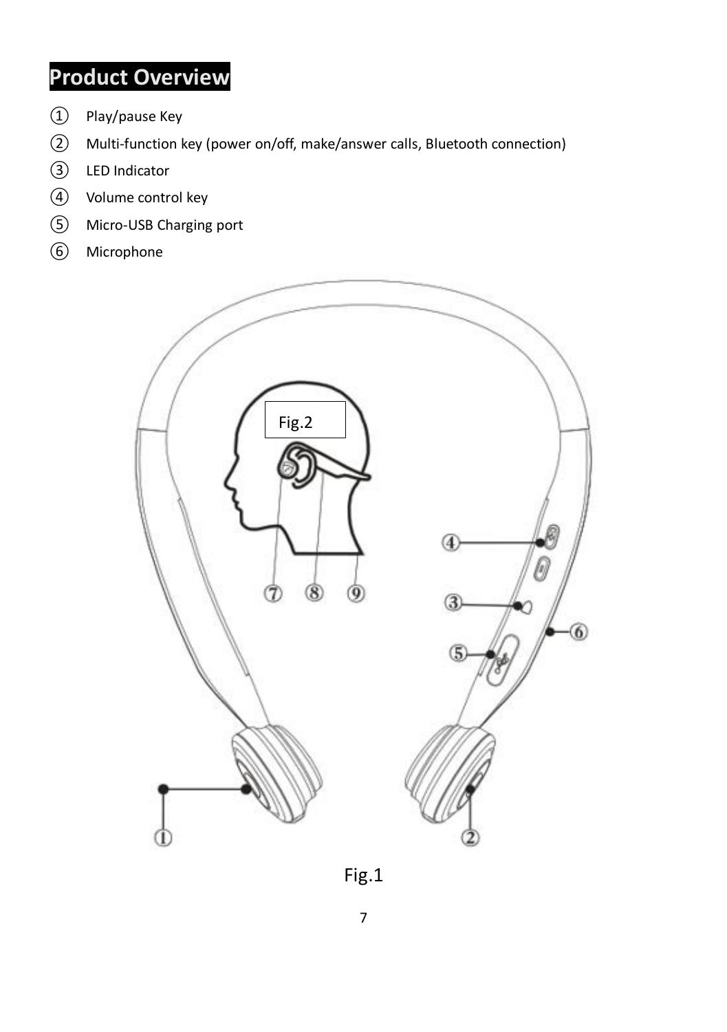# Product Overview

① Play/pause Key

② Multi-function key (power on/off, make/answer calls, Bluetooth connection)

③ LED Indicator

④ Volume control key

⑤ Micro-USB Charging port

⑥ Microphone

Fig.2

Fig.1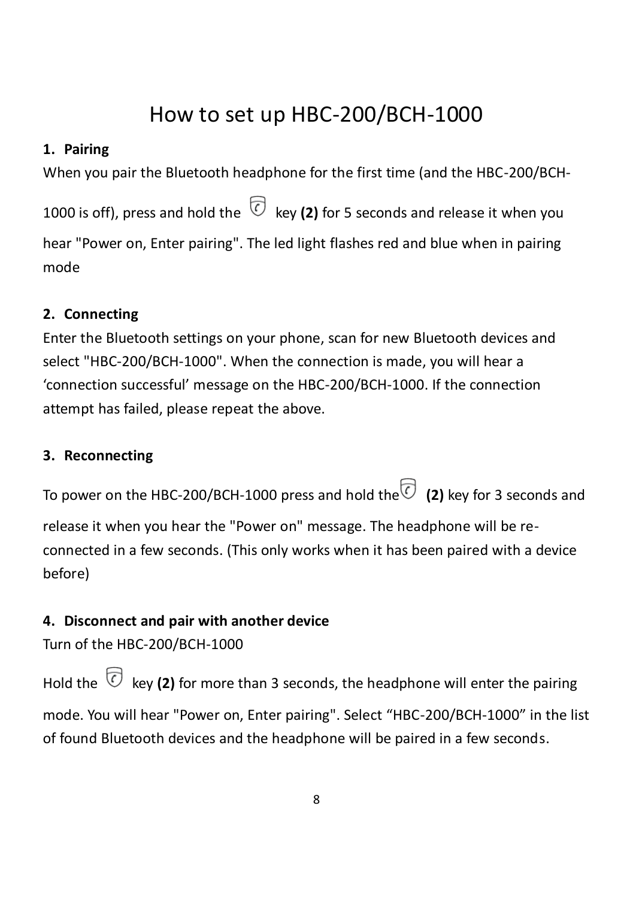# How to set up HBC-200/BCH-1000

**1. Pairing**

When you pair the Bluetooth headphone for the first time (and the HBC-200/BCH-1000 is off), press and hold the key **(2)** for 5 seconds and release it when you hear "Power on, Enter pairing". The led light flashes red and blue when in pairing mode

**2. Connecting**

Enter the Bluetooth settings on your phone, scan for new Bluetooth devices and select "HBC-200/BCH-1000". When the connection is made, you will hear a 'connection successful' message on the HBC-200/BCH-1000. If the connection attempt has failed, please repeat the above.

**3. Reconnecting**

To power on the HBC-200/BCH-1000 press and hold the **(2)** key for 3 seconds and release it when you hear the "Power on" message. The headphone will be re-connected in a few seconds. (This only works when it has been paired with a device before)

**4. Disconnect and pair with another device**

Turn of the HBC-200/BCH-1000

Hold the key **(2)** for more than 3 seconds, the headphone will enter the pairing mode. You will hear "Power on, Enter pairing". Select "HBC-200/BCH-1000" in the list of found Bluetooth devices and the headphone will be paired in a few seconds.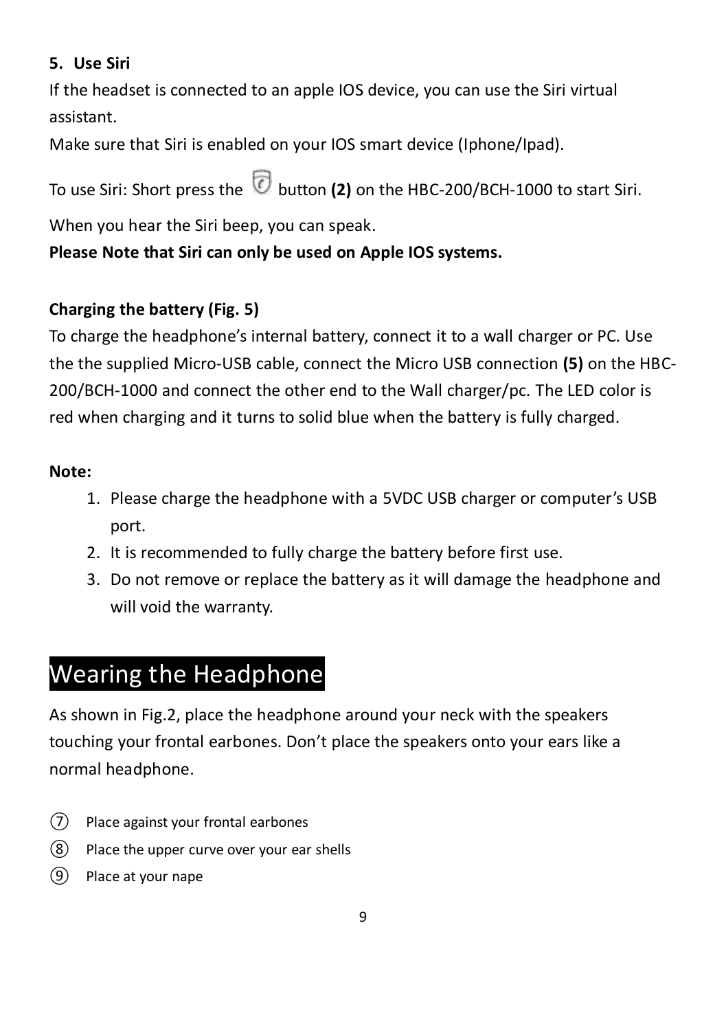## 5. Use Siri

If the headset is connected to an apple IOS device, you can use the Siri virtual assistant.

Make sure that Siri is enabled on your IOS smart device (Iphone/Ipad).

To use Siri: Short press the button **(2)** on the HBC-200/BCH-1000 to start Siri.

When you hear the Siri beep, you can speak.

**Please Note that Siri can only be used on Apple IOS systems.**

**Charging the battery (Fig. 5)**

To charge the headphone's internal battery, connect it to a wall charger or PC. Use the the supplied Micro-USB cable, connect the Micro USB connection **(5)** on the HBC-200/BCH-1000 and connect the other end to the Wall charger/pc. The LED color is red when charging and it turns to solid blue when the battery is fully charged.

**Note:**

1. Please charge the headphone with a 5VDC USB charger or computer's USB port.
2. It is recommended to fully charge the battery before first use.
3. Do not remove or replace the battery as it will damage the headphone and will void the warranty.

# Wearing the Headphone

As shown in Fig.2, place the headphone around your neck with the speakers touching your frontal earbones. Don't place the speakers onto your ears like a normal headphone.

⑦ Place against your frontal earbones

⑧ Place the upper curve over your ear shells

⑨ Place at your nape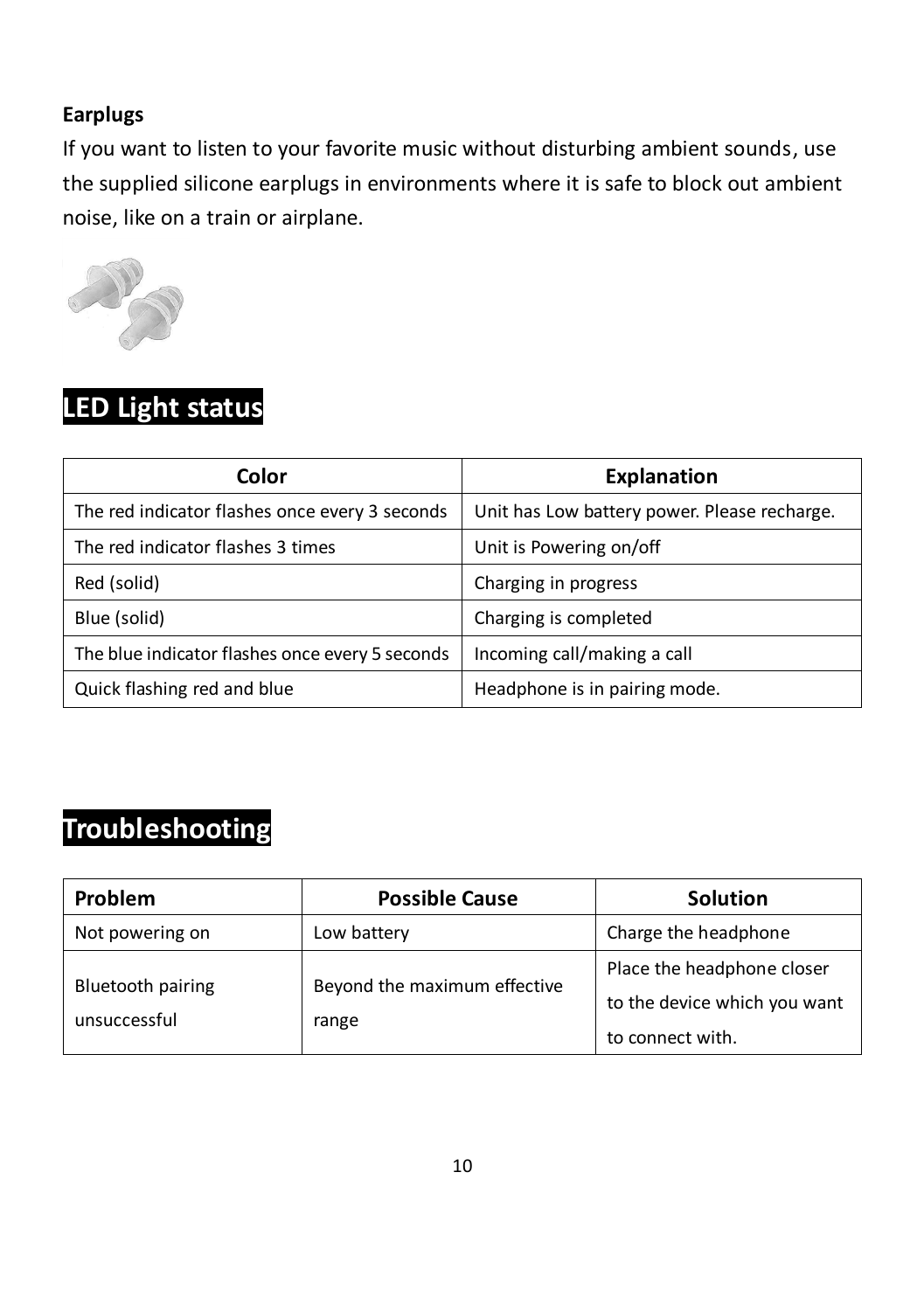**Earplugs**

If you want to listen to your favorite music without disturbing ambient sounds, use the supplied silicone earplugs in environments where it is safe to block out ambient noise, like on a train or airplane.

## LED Light status

| Color | Explanation |
|---|---|
| The red indicator flashes once every 3 seconds | Unit has Low battery power. Please recharge. |
| The red indicator flashes 3 times | Unit is Powering on/off |
| Red (solid) | Charging in progress |
| Blue (solid) | Charging is completed |
| The blue indicator flashes once every 5 seconds | Incoming call/making a call |
| Quick flashing red and blue | Headphone is in pairing mode. |

## Troubleshooting

| Problem | Possible Cause | Solution |
|---|---|---|
| Not powering on | Low battery | Charge the headphone |
| Bluetooth pairing unsuccessful | Beyond the maximum effective range | Place the headphone closer to the device which you want to connect with. |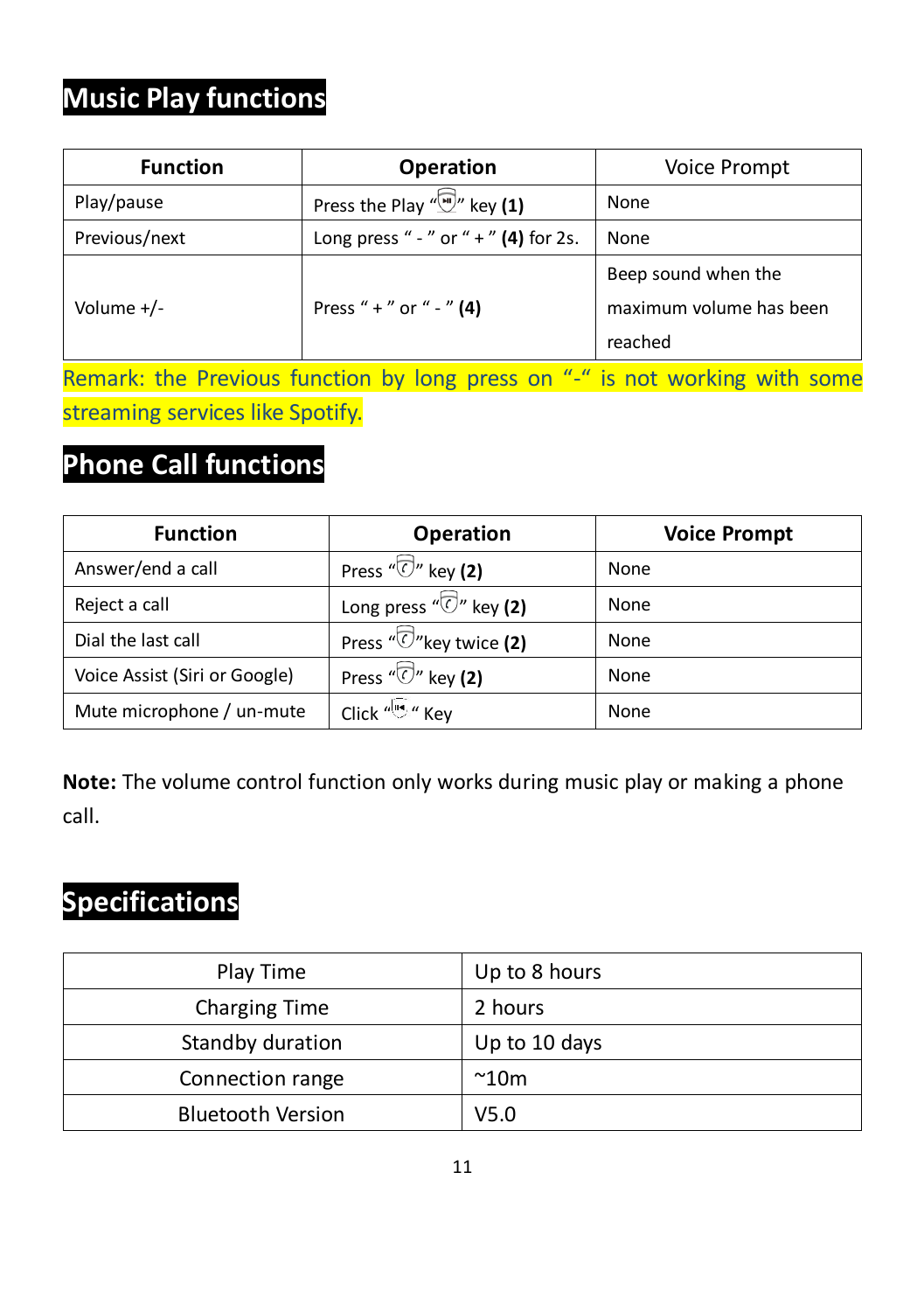# Music Play functions

| Function | Operation | Voice Prompt |
| --- | --- | --- |
| Play/pause | Press the Play "⏯" key **(1)** | None |
| Previous/next | Long press " - " or " + " **(4)** for 2s. | None |
| Volume +/- | Press " + " or " - " **(4)** | Beep sound when the maximum volume has been reached |

Remark: the Previous function by long press on "-" is not working with some streaming services like Spotify.

# Phone Call functions

| Function | Operation | Voice Prompt |
| --- | --- | --- |
| Answer/end a call | Press "✆" key **(2)** | None |
| Reject a call | Long press "✆" key **(2)** | None |
| Dial the last call | Press "✆"key twice **(2)** | None |
| Voice Assist (Siri or Google) | Press "✆" key **(2)** | None |
| Mute microphone / un-mute | Click "🎙" Key | None |

**Note:** The volume control function only works during music play or making a phone call.

# Specifications

| Play Time | Up to 8 hours |
| --- | --- |
| Charging Time | 2 hours |
| Standby duration | Up to 10 days |
| Connection range | ~10m |
| Bluetooth Version | V5.0 |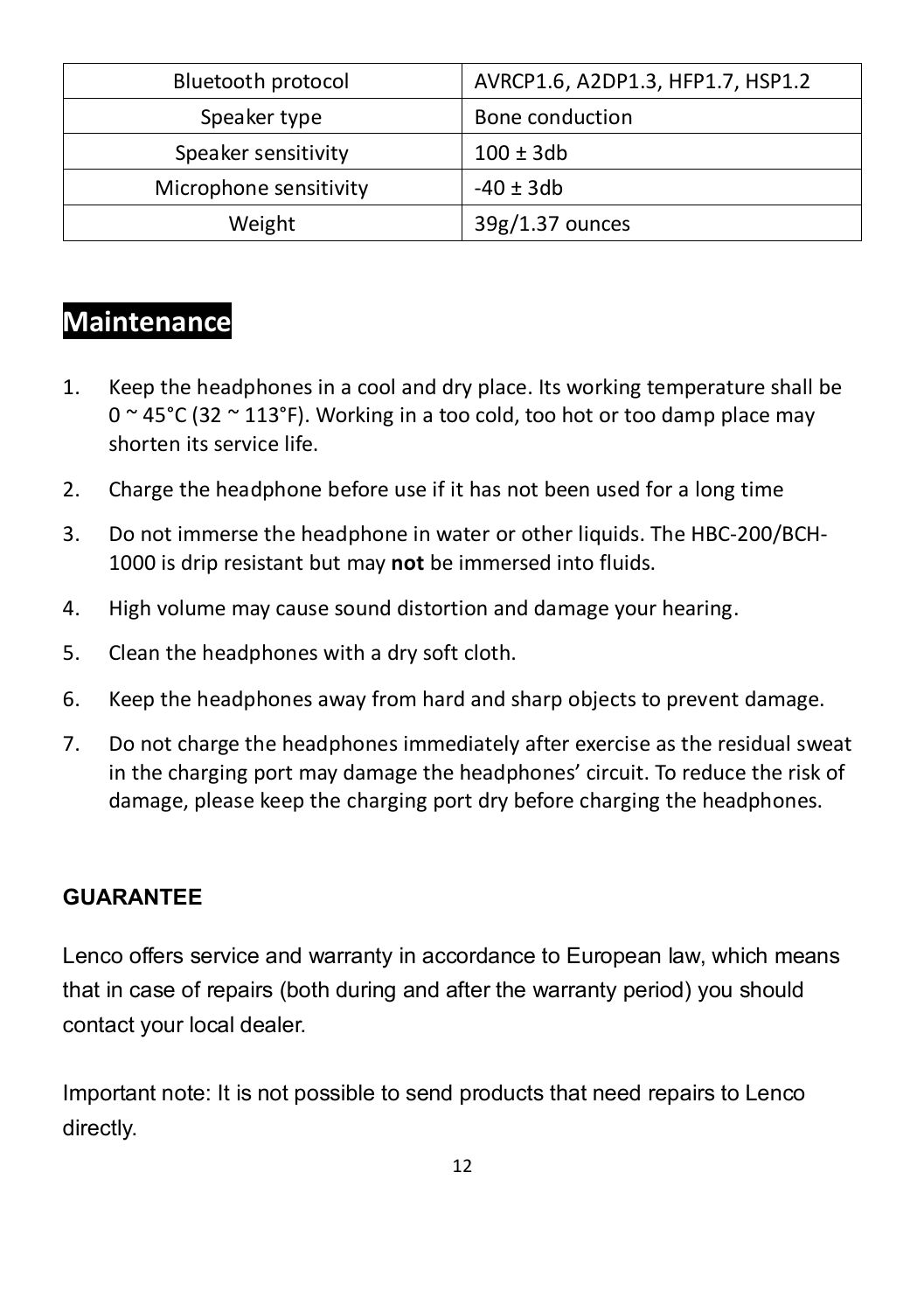| Bluetooth protocol | AVRCP1.6, A2DP1.3, HFP1.7, HSP1.2 |
| --- | --- |
| Speaker type | Bone conduction |
| Speaker sensitivity | 100 ± 3db |
| Microphone sensitivity | -40 ± 3db |
| Weight | 39g/1.37 ounces |

## Maintenance

1. Keep the headphones in a cool and dry place. Its working temperature shall be 0 ~ 45°C (32 ~ 113°F). Working in a too cold, too hot or too damp place may shorten its service life.
2. Charge the headphone before use if it has not been used for a long time
3. Do not immerse the headphone in water or other liquids. The HBC-200/BCH-1000 is drip resistant but may **not** be immersed into fluids.
4. High volume may cause sound distortion and damage your hearing.
5. Clean the headphones with a dry soft cloth.
6. Keep the headphones away from hard and sharp objects to prevent damage.
7. Do not charge the headphones immediately after exercise as the residual sweat in the charging port may damage the headphones' circuit. To reduce the risk of damage, please keep the charging port dry before charging the headphones.

### GUARANTEE

Lenco offers service and warranty in accordance to European law, which means that in case of repairs (both during and after the warranty period) you should contact your local dealer.

Important note: It is not possible to send products that need repairs to Lenco directly.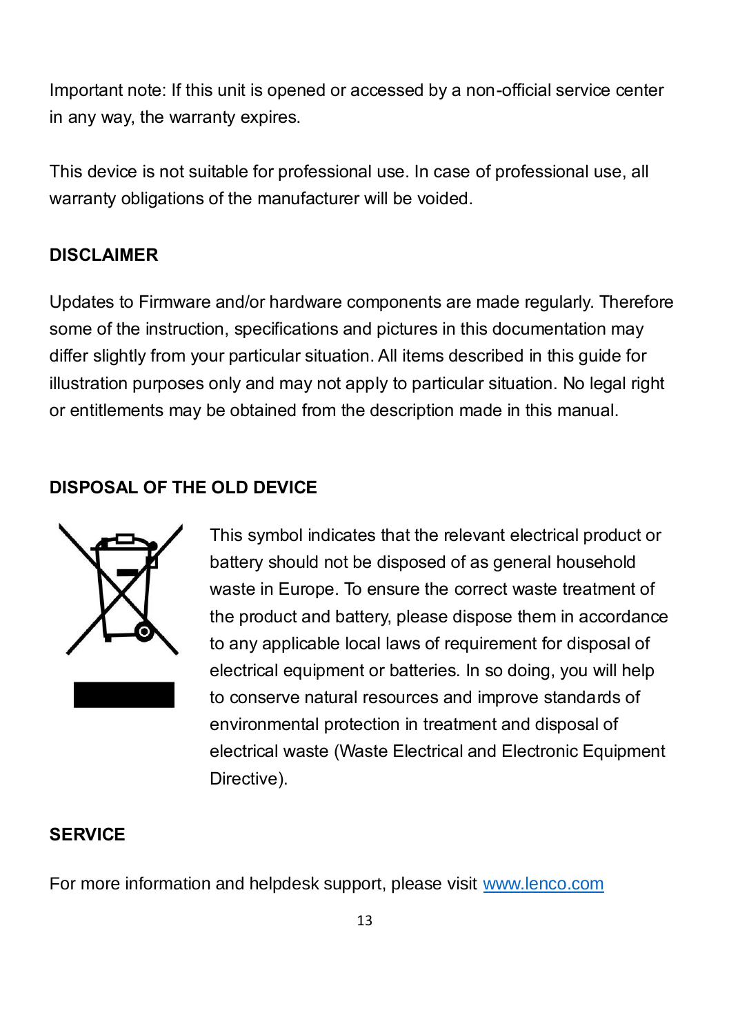Important note: If this unit is opened or accessed by a non-official service center in any way, the warranty expires.

This device is not suitable for professional use. In case of professional use, all warranty obligations of the manufacturer will be voided.

## DISCLAIMER

Updates to Firmware and/or hardware components are made regularly. Therefore some of the instruction, specifications and pictures in this documentation may differ slightly from your particular situation. All items described in this guide for illustration purposes only and may not apply to particular situation. No legal right or entitlements may be obtained from the description made in this manual.

## DISPOSAL OF THE OLD DEVICE

This symbol indicates that the relevant electrical product or battery should not be disposed of as general household waste in Europe. To ensure the correct waste treatment of the product and battery, please dispose them in accordance to any applicable local laws of requirement for disposal of electrical equipment or batteries. In so doing, you will help to conserve natural resources and improve standards of environmental protection in treatment and disposal of electrical waste (Waste Electrical and Electronic Equipment Directive).

## SERVICE

For more information and helpdesk support, please visit [www.lenco.com](http://www.lenco.com)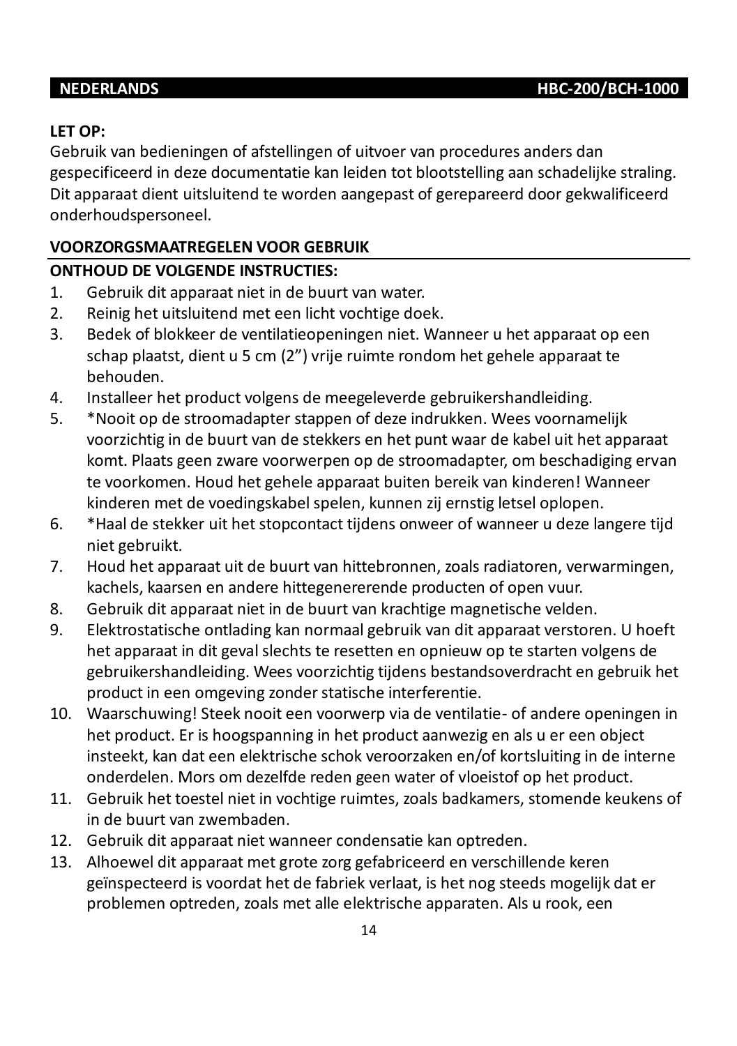**LET OP:**
Gebruik van bedieningen of afstellingen of uitvoer van procedures anders dan gespecificeerd in deze documentatie kan leiden tot blootstelling aan schadelijke straling. Dit apparaat dient uitsluitend te worden aangepast of gerepareerd door gekwalificeerd onderhoudspersoneel.

**VOORZORGSMAATREGELEN VOOR GEBRUIK**

**ONTHOUD DE VOLGENDE INSTRUCTIES:**

1. Gebruik dit apparaat niet in de buurt van water.
2. Reinig het uitsluitend met een licht vochtige doek.
3. Bedek of blokkeer de ventilatieopeningen niet. Wanneer u het apparaat op een schap plaatst, dient u 5 cm (2”) vrije ruimte rondom het gehele apparaat te behouden.
4. Installeer het product volgens de meegeleverde gebruikershandleiding.
5. *Nooit op de stroomadapter stappen of deze indrukken. Wees voornamelijk voorzichtig in de buurt van de stekkers en het punt waar de kabel uit het apparaat komt. Plaats geen zware voorwerpen op de stroomadapter, om beschadiging ervan te voorkomen. Houd het gehele apparaat buiten bereik van kinderen! Wanneer kinderen met de voedingskabel spelen, kunnen zij ernstig letsel oplopen.
6. *Haal de stekker uit het stopcontact tijdens onweer of wanneer u deze langere tijd niet gebruikt.
7. Houd het apparaat uit de buurt van hittebronnen, zoals radiatoren, verwarmingen, kachels, kaarsen en andere hittegenererende producten of open vuur.
8. Gebruik dit apparaat niet in de buurt van krachtige magnetische velden.
9. Elektrostatische ontlading kan normaal gebruik van dit apparaat verstoren. U hoeft het apparaat in dit geval slechts te resetten en opnieuw op te starten volgens de gebruikershandleiding. Wees voorzichtig tijdens bestandsoverdracht en gebruik het product in een omgeving zonder statische interferentie.
10. Waarschuwing! Steek nooit een voorwerp via de ventilatie- of andere openingen in het product. Er is hoogspanning in het product aanwezig en als u er een object insteekt, kan dat een elektrische schok veroorzaken en/of kortsluiting in de interne onderdelen. Mors om dezelfde reden geen water of vloeistof op het product.
11. Gebruik het toestel niet in vochtige ruimtes, zoals badkamers, stomende keukens of in de buurt van zwembaden.
12. Gebruik dit apparaat niet wanneer condensatie kan optreden.
13. Alhoewel dit apparaat met grote zorg gefabriceerd en verschillende keren geïnspecteerd is voordat het de fabriek verlaat, is het nog steeds mogelijk dat er problemen optreden, zoals met alle elektrische apparaten. Als u rook, een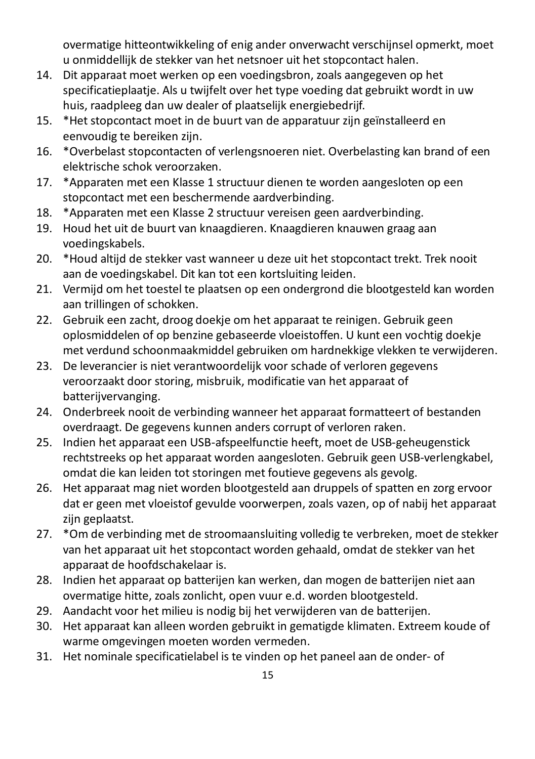overmatige hitteontwikkeling of enig ander onverwacht verschijnsel opmerkt, moet u onmiddellijk de stekker van het netsnoer uit het stopcontact halen.

14. Dit apparaat moet werken op een voedingsbron, zoals aangegeven op het specificatieplaatje. Als u twijfelt over het type voeding dat gebruikt wordt in uw huis, raadpleeg dan uw dealer of plaatselijk energiebedrijf.
15. *Het stopcontact moet in de buurt van de apparatuur zijn geïnstalleerd en eenvoudig te bereiken zijn.
16. *Overbelast stopcontacten of verlengsnoeren niet. Overbelasting kan brand of een elektrische schok veroorzaken.
17. *Apparaten met een Klasse 1 structuur dienen te worden aangesloten op een stopcontact met een beschermende aardverbinding.
18. *Apparaten met een Klasse 2 structuur vereisen geen aardverbinding.
19. Houd het uit de buurt van knaagdieren. Knaagdieren knauwen graag aan voedingskabels.
20. *Houd altijd de stekker vast wanneer u deze uit het stopcontact trekt. Trek nooit aan de voedingskabel. Dit kan tot een kortsluiting leiden.
21. Vermijd om het toestel te plaatsen op een ondergrond die blootgesteld kan worden aan trillingen of schokken.
22. Gebruik een zacht, droog doekje om het apparaat te reinigen. Gebruik geen oplosmiddelen of op benzine gebaseerde vloeistoffen. U kunt een vochtig doekje met verdund schoonmaakmiddel gebruiken om hardnekkige vlekken te verwijderen.
23. De leverancier is niet verantwoordelijk voor schade of verloren gegevens veroorzaakt door storing, misbruik, modificatie van het apparaat of batterijvervanging.
24. Onderbreek nooit de verbinding wanneer het apparaat formatteert of bestanden overdraagt. De gegevens kunnen anders corrupt of verloren raken.
25. Indien het apparaat een USB-afspeelfunctie heeft, moet de USB-geheugenstick rechtstreeks op het apparaat worden aangesloten. Gebruik geen USB-verlengkabel, omdat die kan leiden tot storingen met foutieve gegevens als gevolg.
26. Het apparaat mag niet worden blootgesteld aan druppels of spatten en zorg ervoor dat er geen met vloeistof gevulde voorwerpen, zoals vazen, op of nabij het apparaat zijn geplaatst.
27. *Om de verbinding met de stroomaansluiting volledig te verbreken, moet de stekker van het apparaat uit het stopcontact worden gehaald, omdat de stekker van het apparaat de hoofdschakelaar is.
28. Indien het apparaat op batterijen kan werken, dan mogen de batterijen niet aan overmatige hitte, zoals zonlicht, open vuur e.d. worden blootgesteld.
29. Aandacht voor het milieu is nodig bij het verwijderen van de batterijen.
30. Het apparaat kan alleen worden gebruikt in gematigde klimaten. Extreem koude of warme omgevingen moeten worden vermeden.
31. Het nominale specificatielabel is te vinden op het paneel aan de onder- of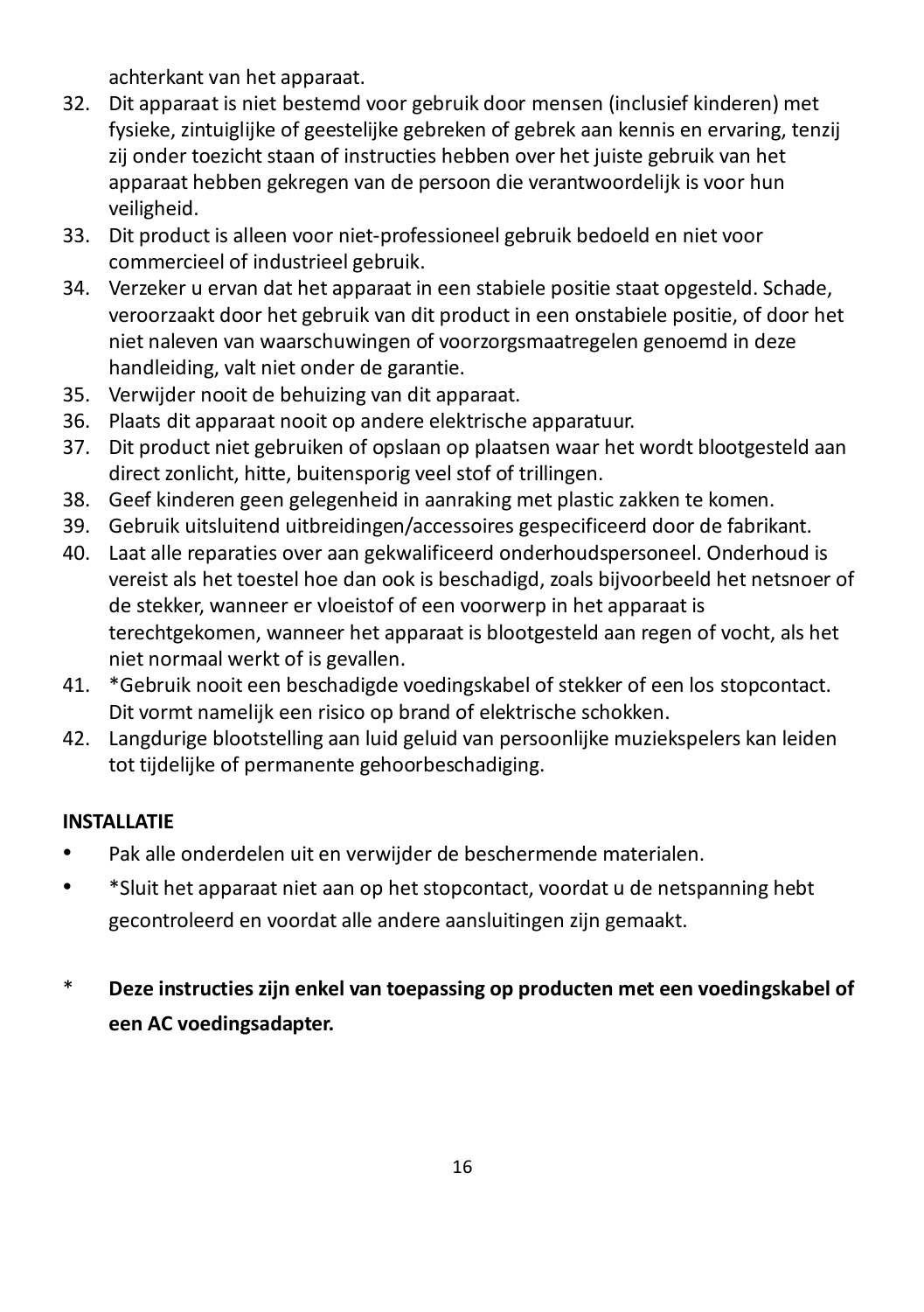achterkant van het apparaat.

32. Dit apparaat is niet bestemd voor gebruik door mensen (inclusief kinderen) met fysieke, zintuiglijke of geestelijke gebreken of gebrek aan kennis en ervaring, tenzij zij onder toezicht staan of instructies hebben over het juiste gebruik van het apparaat hebben gekregen van de persoon die verantwoordelijk is voor hun veiligheid.
33. Dit product is alleen voor niet-professioneel gebruik bedoeld en niet voor commercieel of industrieel gebruik.
34. Verzeker u ervan dat het apparaat in een stabiele positie staat opgesteld. Schade, veroorzaakt door het gebruik van dit product in een onstabiele positie, of door het niet naleven van waarschuwingen of voorzorgsmaatregelen genoemd in deze handleiding, valt niet onder de garantie.
35. Verwijder nooit de behuizing van dit apparaat.
36. Plaats dit apparaat nooit op andere elektrische apparatuur.
37. Dit product niet gebruiken of opslaan op plaatsen waar het wordt blootgesteld aan direct zonlicht, hitte, buitensporig veel stof of trillingen.
38. Geef kinderen geen gelegenheid in aanraking met plastic zakken te komen.
39. Gebruik uitsluitend uitbreidingen/accessoires gespecificeerd door de fabrikant.
40. Laat alle reparaties over aan gekwalificeerd onderhoudspersoneel. Onderhoud is vereist als het toestel hoe dan ook is beschadigd, zoals bijvoorbeeld het netsnoer of de stekker, wanneer er vloeistof of een voorwerp in het apparaat is terechtgekomen, wanneer het apparaat is blootgesteld aan regen of vocht, als het niet normaal werkt of is gevallen.
41. *Gebruik nooit een beschadigde voedingskabel of stekker of een los stopcontact. Dit vormt namelijk een risico op brand of elektrische schokken.
42. Langdurige blootstelling aan luid geluid van persoonlijke muziekspelers kan leiden tot tijdelijke of permanente gehoorbeschadiging.

**INSTALLATIE**

- Pak alle onderdelen uit en verwijder de beschermende materialen.
- *Sluit het apparaat niet aan op het stopcontact, voordat u de netspanning hebt gecontroleerd en voordat alle andere aansluitingen zijn gemaakt.

\* **Deze instructies zijn enkel van toepassing op producten met een voedingskabel of een AC voedingsadapter.**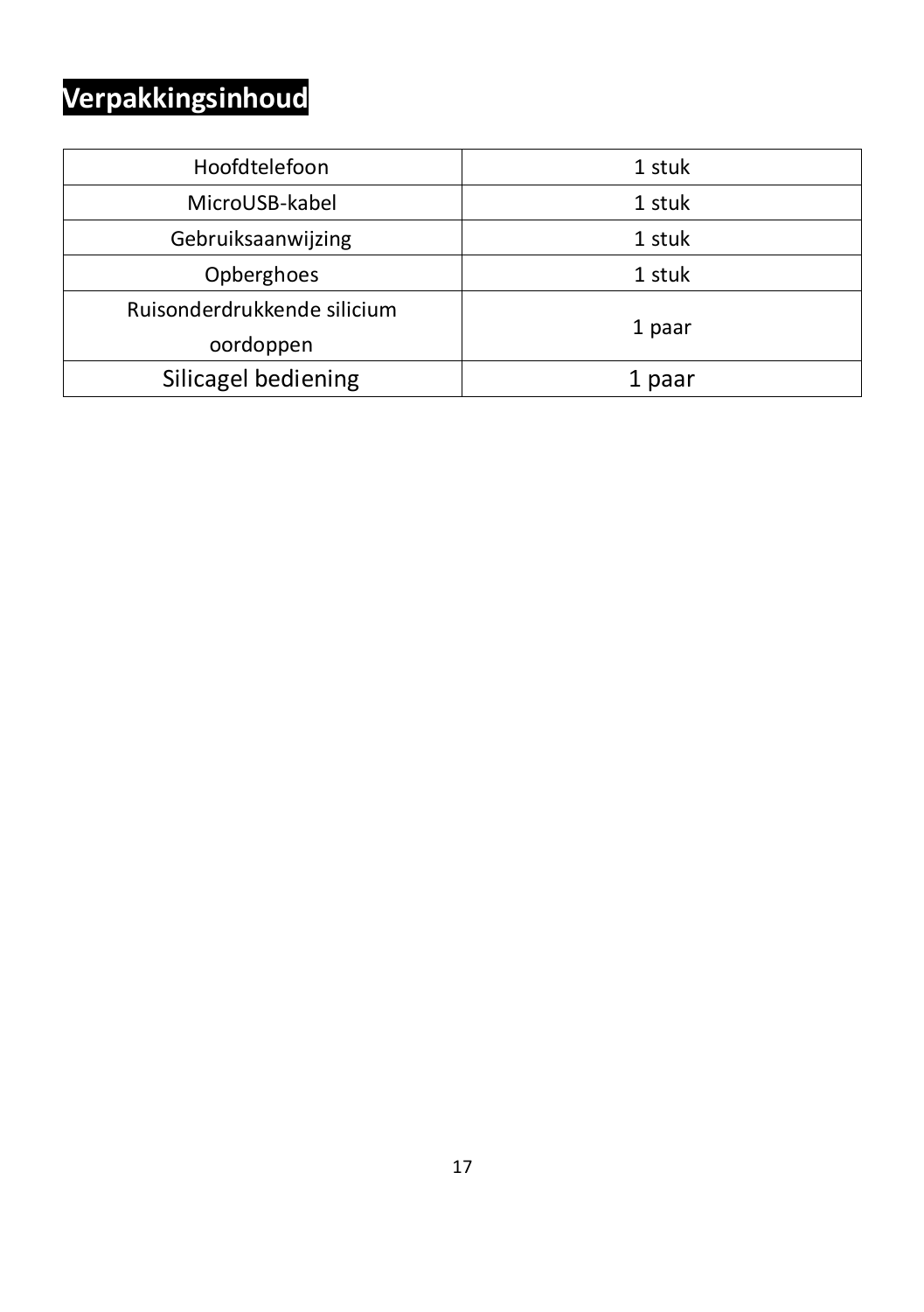# Verpakkingsinhoud

| | |
|---|---|
| Hoofdtelefoon | 1 stuk |
| MicroUSB-kabel | 1 stuk |
| Gebruiksaanwijzing | 1 stuk |
| Opberghoes | 1 stuk |
| Ruisonderdrukkende silicium oordoppen | 1 paar |
| Silicagel bediening | 1 paar |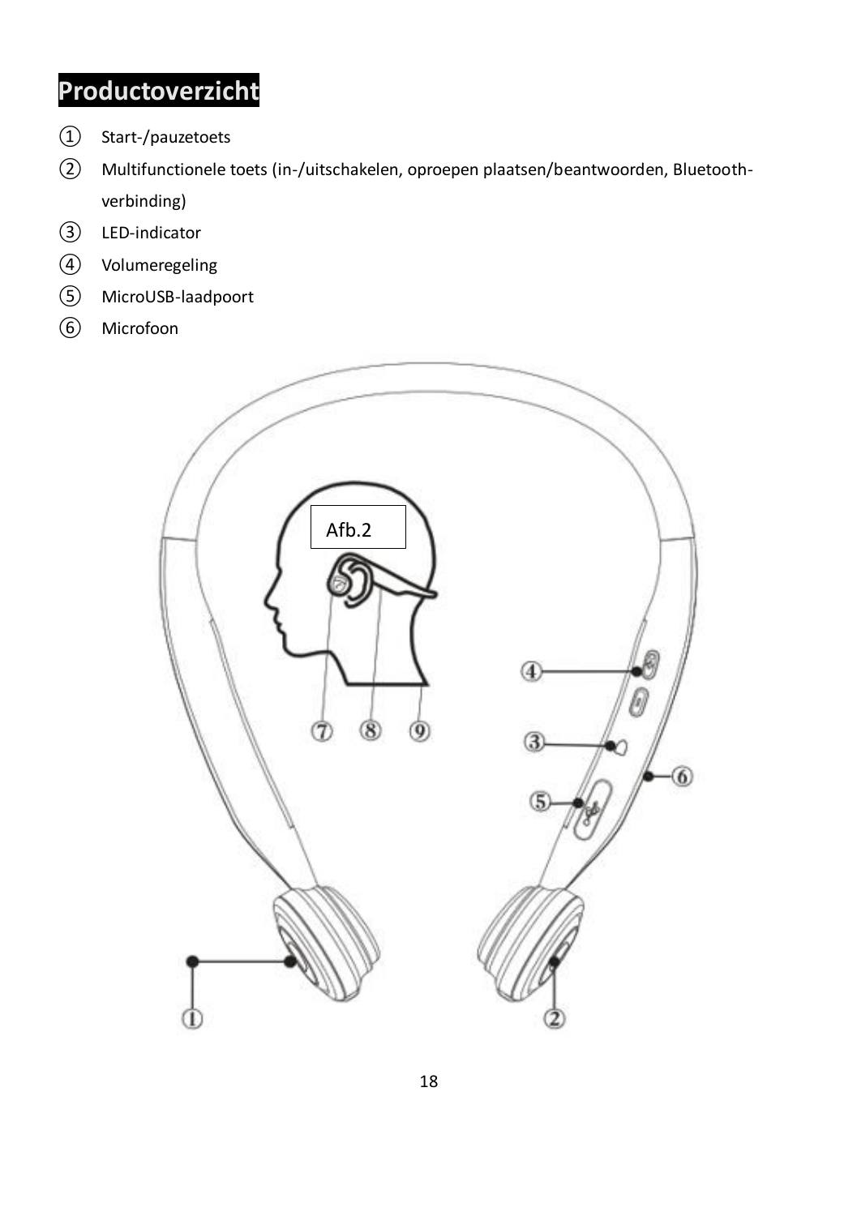# Productoverzicht

① Start-/pauzetoets

② Multifunctionele toets (in-/uitschakelen, oproepen plaatsen/beantwoorden, Bluetooth-verbinding)

③ LED-indicator

④ Volumeregeling

⑤ MicroUSB-laadpoort

⑥ Microfoon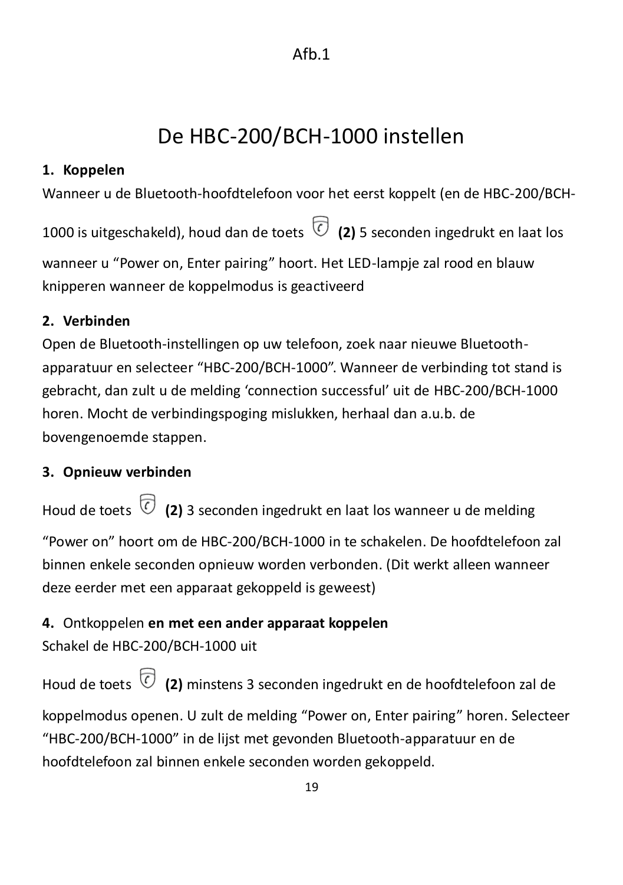Afb.1

# De HBC-200/BCH-1000 instellen

**1. Koppelen**

Wanneer u de Bluetooth-hoofdtelefoon voor het eerst koppelt (en de HBC-200/BCH-1000 is uitgeschakeld), houd dan de toets **(2)** 5 seconden ingedrukt en laat los wanneer u “Power on, Enter pairing” hoort. Het LED-lampje zal rood en blauw knipperen wanneer de koppelmodus is geactiveerd

**2. Verbinden**

Open de Bluetooth-instellingen op uw telefoon, zoek naar nieuwe Bluetooth-apparatuur en selecteer “HBC-200/BCH-1000”. Wanneer de verbinding tot stand is gebracht, dan zult u de melding ‘connection successful’ uit de HBC-200/BCH-1000 horen. Mocht de verbindingspoging mislukken, herhaal dan a.u.b. de bovengenoemde stappen.

**3. Opnieuw verbinden**

Houd de toets **(2)** 3 seconden ingedrukt en laat los wanneer u de melding “Power on” hoort om de HBC-200/BCH-1000 in te schakelen. De hoofdtelefoon zal binnen enkele seconden opnieuw worden verbonden. (Dit werkt alleen wanneer deze eerder met een apparaat gekoppeld is geweest)

**4.** Ontkoppelen **en met een ander apparaat koppelen**

Schakel de HBC-200/BCH-1000 uit

Houd de toets **(2)** minstens 3 seconden ingedrukt en de hoofdtelefoon zal de koppelmodus openen. U zult de melding “Power on, Enter pairing” horen. Selecteer “HBC-200/BCH-1000” in de lijst met gevonden Bluetooth-apparatuur en de hoofdtelefoon zal binnen enkele seconden worden gekoppeld.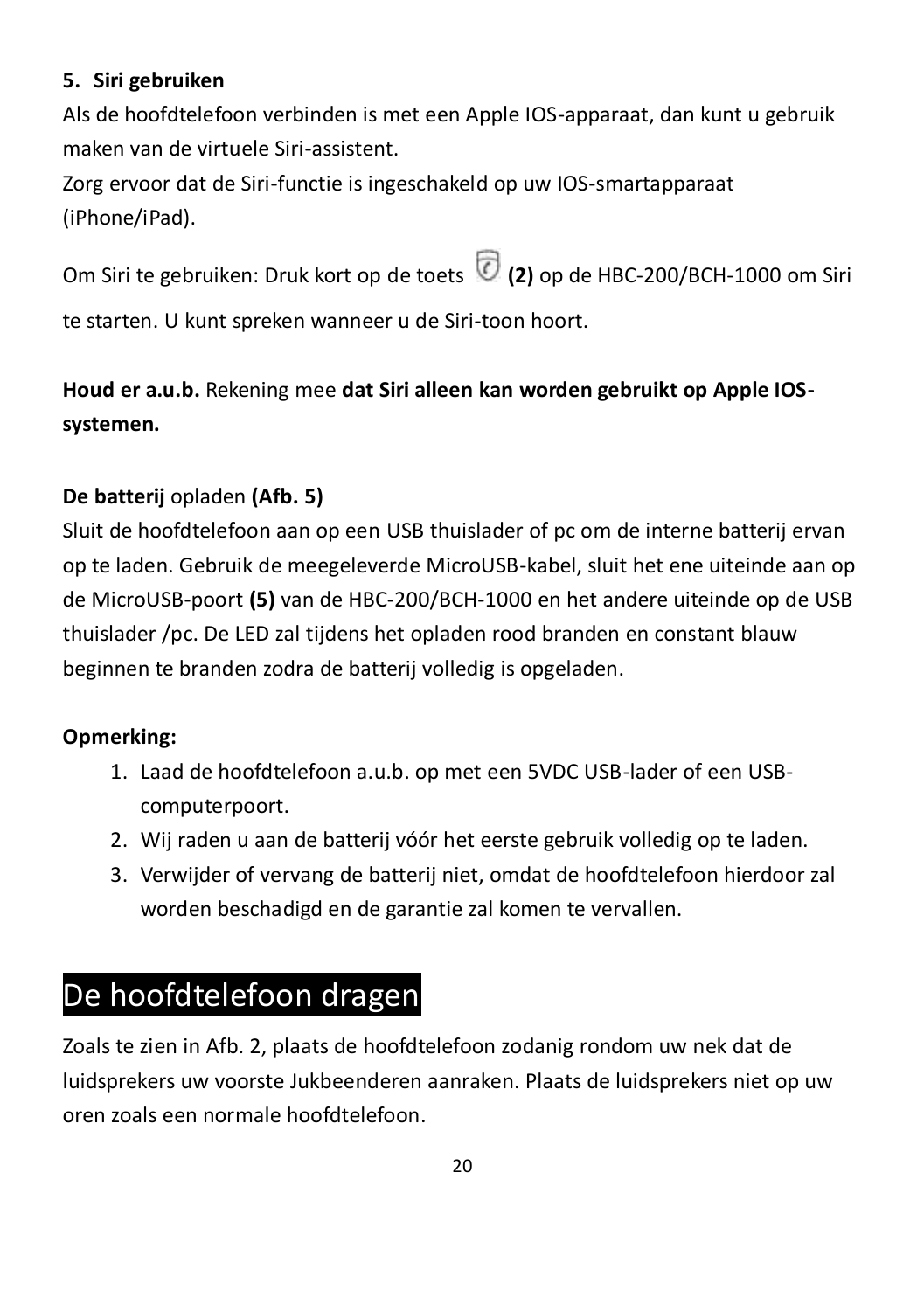**5. Siri gebruiken**

Als de hoofdtelefoon verbinden is met een Apple IOS-apparaat, dan kunt u gebruik maken van de virtuele Siri-assistent.

Zorg ervoor dat de Siri-functie is ingeschakeld op uw IOS-smartapparaat (iPhone/iPad).

Om Siri te gebruiken: Druk kort op de toets **(2)** op de HBC-200/BCH-1000 om Siri te starten. U kunt spreken wanneer u de Siri-toon hoort.

**Houd er a.u.b.** Rekening mee **dat Siri alleen kan worden gebruikt op Apple IOS-systemen.**

**De batterij** opladen **(Afb. 5)**

Sluit de hoofdtelefoon aan op een USB thuislader of pc om de interne batterij ervan op te laden. Gebruik de meegeleverde MicroUSB-kabel, sluit het ene uiteinde aan op de MicroUSB-poort **(5)** van de HBC-200/BCH-1000 en het andere uiteinde op de USB thuislader /pc. De LED zal tijdens het opladen rood branden en constant blauw beginnen te branden zodra de batterij volledig is opgeladen.

**Opmerking:**

1. Laad de hoofdtelefoon a.u.b. op met een 5VDC USB-lader of een USB-computerpoort.
2. Wij raden u aan de batterij vóór het eerste gebruik volledig op te laden.
3. Verwijder of vervang de batterij niet, omdat de hoofdtelefoon hierdoor zal worden beschadigd en de garantie zal komen te vervallen.

# De hoofdtelefoon dragen

Zoals te zien in Afb. 2, plaats de hoofdtelefoon zodanig rondom uw nek dat de luidsprekers uw voorste Jukbeenderen aanraken. Plaats de luidsprekers niet op uw oren zoals een normale hoofdtelefoon.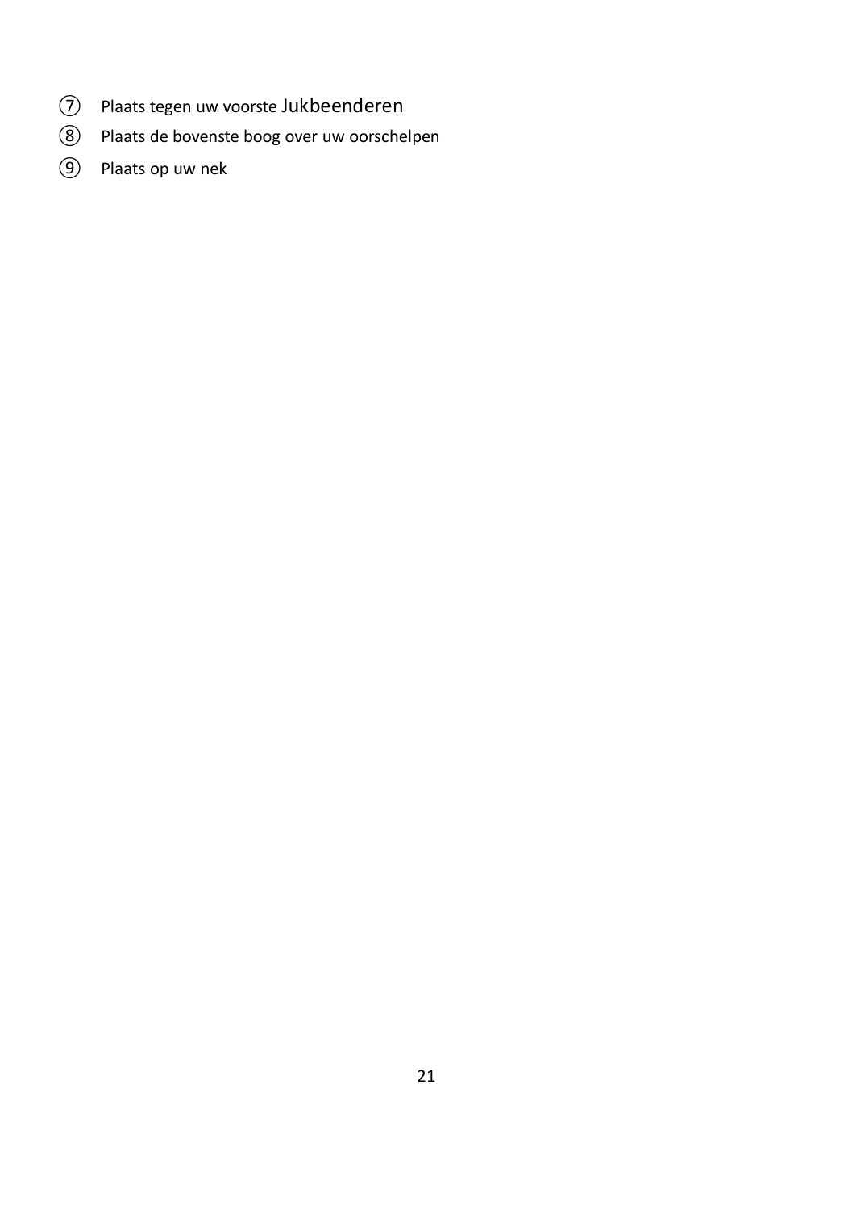⑦ Plaats tegen uw voorste Jukbeenderen

⑧ Plaats de bovenste boog over uw oorschelpen

⑨ Plaats op uw nek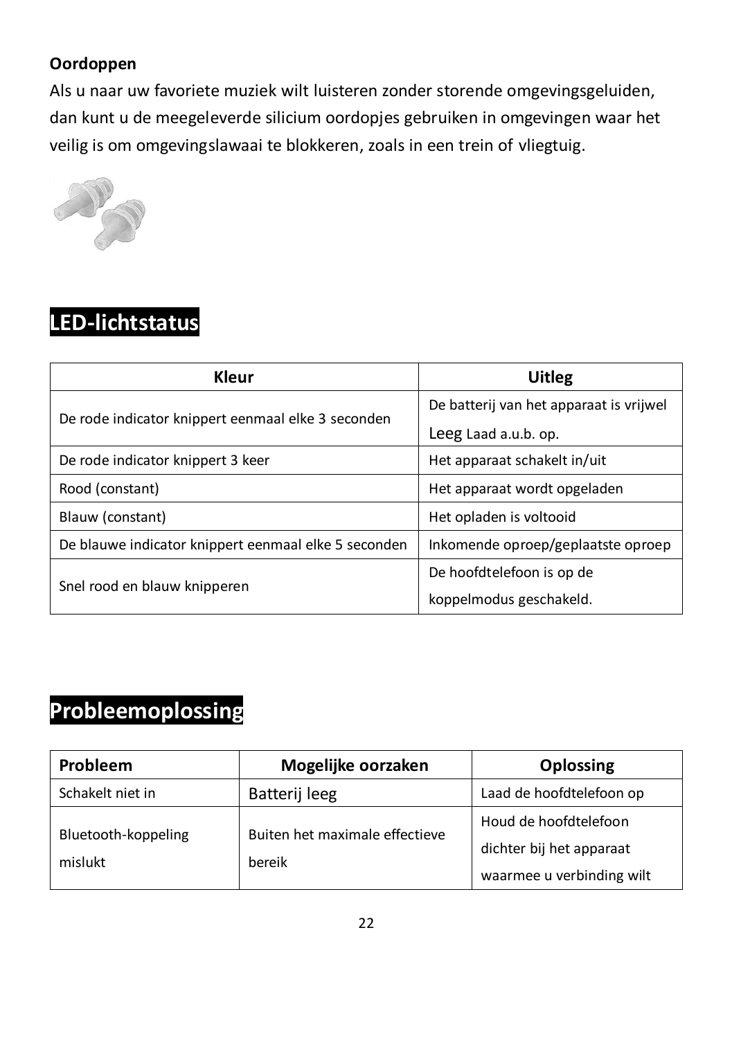**Oordoppen**

Als u naar uw favoriete muziek wilt luisteren zonder storende omgevingsgeluiden, dan kunt u de meegeleverde silicium oordopjes gebruiken in omgevingen waar het veilig is om omgevingslawaai te blokkeren, zoals in een trein of vliegtuig.

# LED-lichtstatus

| Kleur | Uitleg |
| --- | --- |
| De rode indicator knippert eenmaal elke 3 seconden | De batterij van het apparaat is vrijwel Leeg Laad a.u.b. op. |
| De rode indicator knippert 3 keer | Het apparaat schakelt in/uit |
| Rood (constant) | Het apparaat wordt opgeladen |
| Blauw (constant) | Het opladen is voltooid |
| De blauwe indicator knippert eenmaal elke 5 seconden | Inkomende oproep/geplaatste oproep |
| Snel rood en blauw knipperen | De hoofdtelefoon is op de koppelmodus geschakeld. |

# Probleemoplossing

| Probleem | Mogelijke oorzaken | Oplossing |
| --- | --- | --- |
| Schakelt niet in | Batterij leeg | Laad de hoofdtelefoon op |
| Bluetooth-koppeling mislukt | Buiten het maximale effectieve bereik | Houd de hoofdtelefoon dichter bij het apparaat waarmee u verbinding wilt |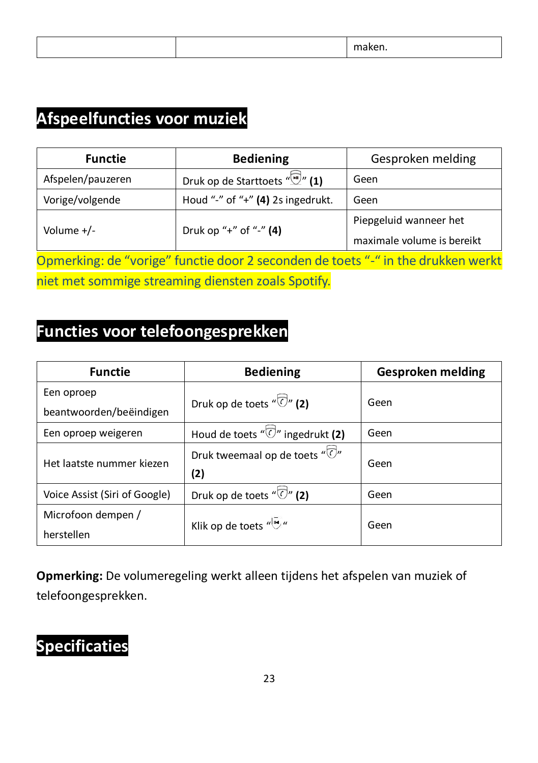| | | maken. |
|---|---|---|

## Afspeelfuncties voor muziek

| Functie | Bediening | Gesproken melding |
|---|---|---|
| Afspelen/pauzeren | Druk op de Starttoets “⏯” **(1)** | Geen |
| Vorige/volgende | Houd “-” of “+” **(4)** 2s ingedrukt. | Geen |
| Volume +/- | Druk op “+” of “-” **(4)** | Piepgeluid wanneer het maximale volume is bereikt |

Opmerking: de “vorige” functie door 2 seconden de toets “-“ in the drukken werkt niet met sommige streaming diensten zoals Spotify.

## Functies voor telefoongesprekken

| Functie | Bediening | Gesproken melding |
|---|---|---|
| Een oproep beantwoorden/beëindigen | Druk op de toets “✆” **(2)** | Geen |
| Een oproep weigeren | Houd de toets “✆” ingedrukt **(2)** | Geen |
| Het laatste nummer kiezen | Druk tweemaal op de toets “✆” **(2)** | Geen |
| Voice Assist (Siri of Google) | Druk op de toets “✆” **(2)** | Geen |
| Microfoon dempen / herstellen | Klik op de toets “⏮“ | Geen |

**Opmerking:** De volumeregeling werkt alleen tijdens het afspelen van muziek of telefoongesprekken.

## Specificaties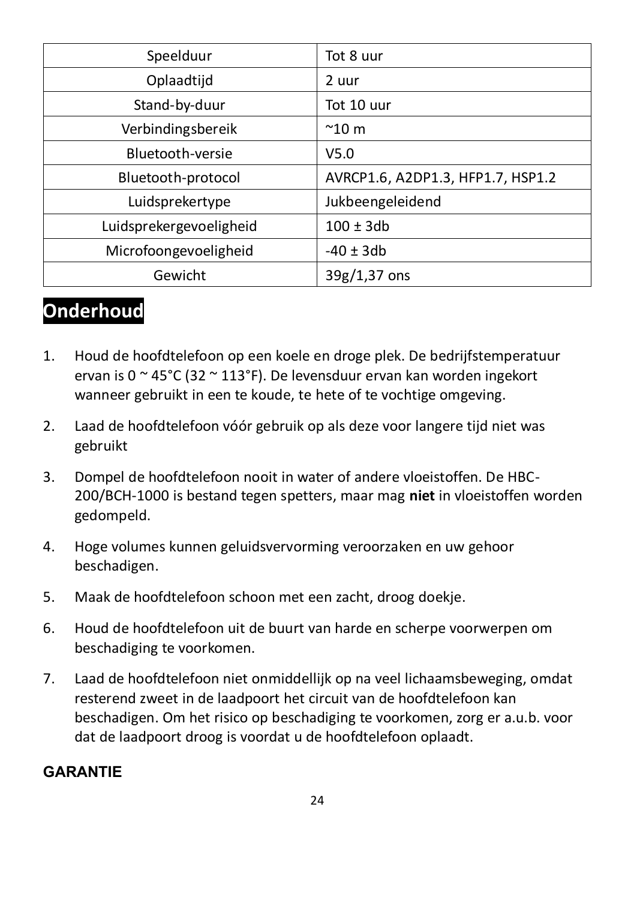| Speelduur | Tot 8 uur |
| --- | --- |
| Oplaadtijd | 2 uur |
| Stand-by-duur | Tot 10 uur |
| Verbindingsbereik | ~10 m |
| Bluetooth-versie | V5.0 |
| Bluetooth-protocol | AVRCP1.6, A2DP1.3, HFP1.7, HSP1.2 |
| Luidsprekertype | Jukbeengeleidend |
| Luidsprekergevoeligheid | 100 ± 3db |
| Microfoongevoeligheid | -40 ± 3db |
| Gewicht | 39g/1,37 ons |

## Onderhoud

1. Houd de hoofdtelefoon op een koele en droge plek. De bedrijfstemperatuur ervan is 0 ~ 45°C (32 ~ 113°F). De levensduur ervan kan worden ingekort wanneer gebruikt in een te koude, te hete of te vochtige omgeving.
2. Laad de hoofdtelefoon vóór gebruik op als deze voor langere tijd niet was gebruikt
3. Dompel de hoofdtelefoon nooit in water of andere vloeistoffen. De HBC-200/BCH-1000 is bestand tegen spetters, maar mag **niet** in vloeistoffen worden gedompeld.
4. Hoge volumes kunnen geluidsvervorming veroorzaken en uw gehoor beschadigen.
5. Maak de hoofdtelefoon schoon met een zacht, droog doekje.
6. Houd de hoofdtelefoon uit de buurt van harde en scherpe voorwerpen om beschadiging te voorkomen.
7. Laad de hoofdtelefoon niet onmiddellijk op na veel lichaamsbeweging, omdat resterend zweet in de laadpoort het circuit van de hoofdtelefoon kan beschadigen. Om het risico op beschadiging te voorkomen, zorg er a.u.b. voor dat de laadpoort droog is voordat u de hoofdtelefoon oplaadt.

**GARANTIE**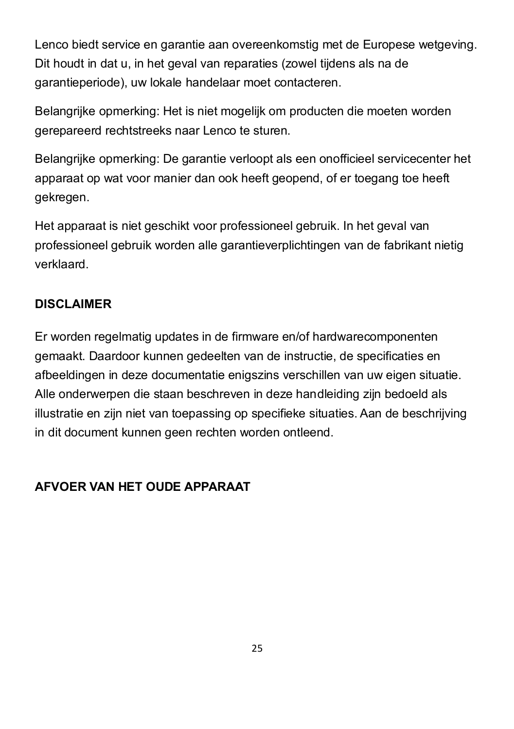Lenco biedt service en garantie aan overeenkomstig met de Europese wetgeving. Dit houdt in dat u, in het geval van reparaties (zowel tijdens als na de garantieperiode), uw lokale handelaar moet contacteren.

Belangrijke opmerking: Het is niet mogelijk om producten die moeten worden gerepareerd rechtstreeks naar Lenco te sturen.

Belangrijke opmerking: De garantie verloopt als een onofficieel servicecenter het apparaat op wat voor manier dan ook heeft geopend, of er toegang toe heeft gekregen.

Het apparaat is niet geschikt voor professioneel gebruik. In het geval van professioneel gebruik worden alle garantieverplichtingen van de fabrikant nietig verklaard.

## DISCLAIMER

Er worden regelmatig updates in de firmware en/of hardwarecomponenten gemaakt. Daardoor kunnen gedeelten van de instructie, de specificaties en afbeeldingen in deze documentatie enigszins verschillen van uw eigen situatie. Alle onderwerpen die staan beschreven in deze handleiding zijn bedoeld als illustratie en zijn niet van toepassing op specifieke situaties. Aan de beschrijving in dit document kunnen geen rechten worden ontleend.

## AFVOER VAN HET OUDE APPARAAT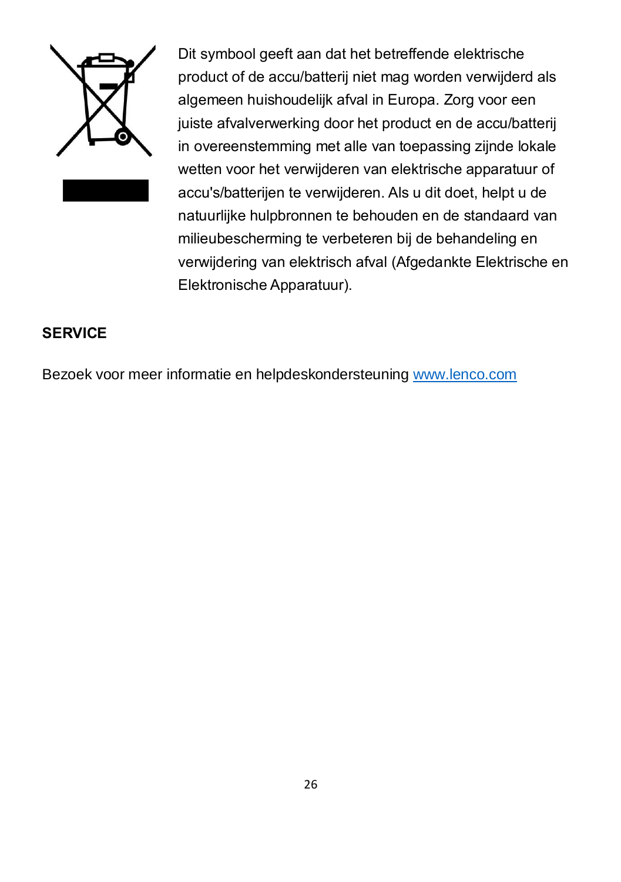Dit symbool geeft aan dat het betreffende elektrische product of de accu/batterij niet mag worden verwijderd als algemeen huishoudelijk afval in Europa. Zorg voor een juiste afvalverwerking door het product en de accu/batterij in overeenstemming met alle van toepassing zijnde lokale wetten voor het verwijderen van elektrische apparatuur of accu's/batterijen te verwijderen. Als u dit doet, helpt u de natuurlijke hulpbronnen te behouden en de standaard van milieubescherming te verbeteren bij de behandeling en verwijdering van elektrisch afval (Afgedankte Elektrische en Elektronische Apparatuur).

**SERVICE**

Bezoek voor meer informatie en helpdeskondersteuning [www.lenco.com](http://www.lenco.com)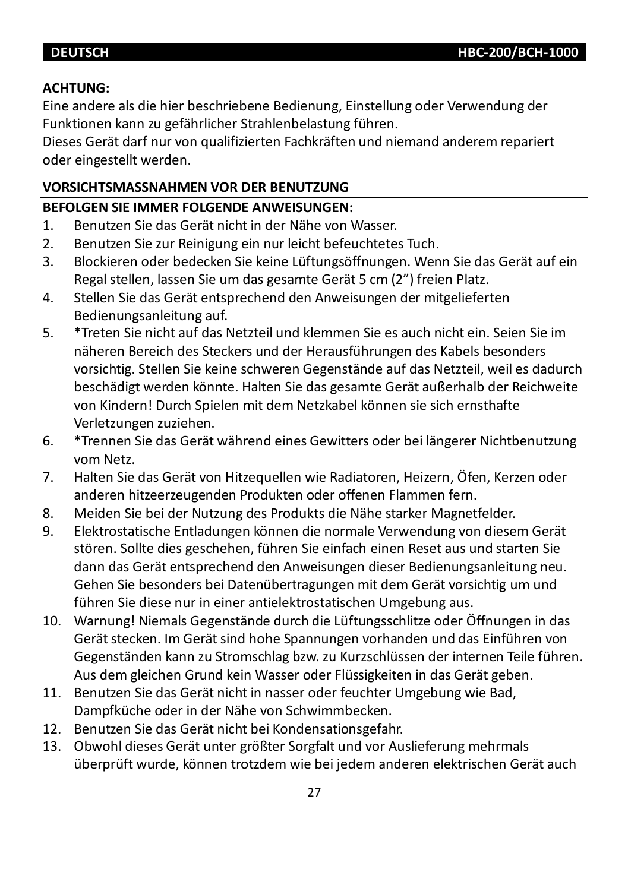**ACHTUNG:**
Eine andere als die hier beschriebene Bedienung, Einstellung oder Verwendung der Funktionen kann zu gefährlicher Strahlenbelastung führen.
Dieses Gerät darf nur von qualifizierten Fachkräften und niemand anderem repariert oder eingestellt werden.

## VORSICHTSMASSNAHMEN VOR DER BENUTZUNG

**BEFOLGEN SIE IMMER FOLGENDE ANWEISUNGEN:**

1. Benutzen Sie das Gerät nicht in der Nähe von Wasser.
2. Benutzen Sie zur Reinigung ein nur leicht befeuchtetes Tuch.
3. Blockieren oder bedecken Sie keine Lüftungsöffnungen. Wenn Sie das Gerät auf ein Regal stellen, lassen Sie um das gesamte Gerät 5 cm (2”) freien Platz.
4. Stellen Sie das Gerät entsprechend den Anweisungen der mitgelieferten Bedienungsanleitung auf.
5. *Treten Sie nicht auf das Netzteil und klemmen Sie es auch nicht ein. Seien Sie im näheren Bereich des Steckers und der Herausführungen des Kabels besonders vorsichtig. Stellen Sie keine schweren Gegenstände auf das Netzteil, weil es dadurch beschädigt werden könnte. Halten Sie das gesamte Gerät außerhalb der Reichweite von Kindern! Durch Spielen mit dem Netzkabel können sie sich ernsthafte Verletzungen zuziehen.
6. *Trennen Sie das Gerät während eines Gewitters oder bei längerer Nichtbenutzung vom Netz.
7. Halten Sie das Gerät von Hitzequellen wie Radiatoren, Heizern, Öfen, Kerzen oder anderen hitzeerzeugenden Produkten oder offenen Flammen fern.
8. Meiden Sie bei der Nutzung des Produkts die Nähe starker Magnetfelder.
9. Elektrostatische Entladungen können die normale Verwendung von diesem Gerät stören. Sollte dies geschehen, führen Sie einfach einen Reset aus und starten Sie dann das Gerät entsprechend den Anweisungen dieser Bedienungsanleitung neu. Gehen Sie besonders bei Datenübertragungen mit dem Gerät vorsichtig um und führen Sie diese nur in einer antielektrostatischen Umgebung aus.
10. Warnung! Niemals Gegenstände durch die Lüftungsschlitze oder Öffnungen in das Gerät stecken. Im Gerät sind hohe Spannungen vorhanden und das Einführen von Gegenständen kann zu Stromschlag bzw. zu Kurzschlüssen der internen Teile führen. Aus dem gleichen Grund kein Wasser oder Flüssigkeiten in das Gerät geben.
11. Benutzen Sie das Gerät nicht in nasser oder feuchter Umgebung wie Bad, Dampfküche oder in der Nähe von Schwimmbecken.
12. Benutzen Sie das Gerät nicht bei Kondensationsgefahr.
13. Obwohl dieses Gerät unter größter Sorgfalt und vor Auslieferung mehrmals überprüft wurde, können trotzdem wie bei jedem anderen elektrischen Gerät auch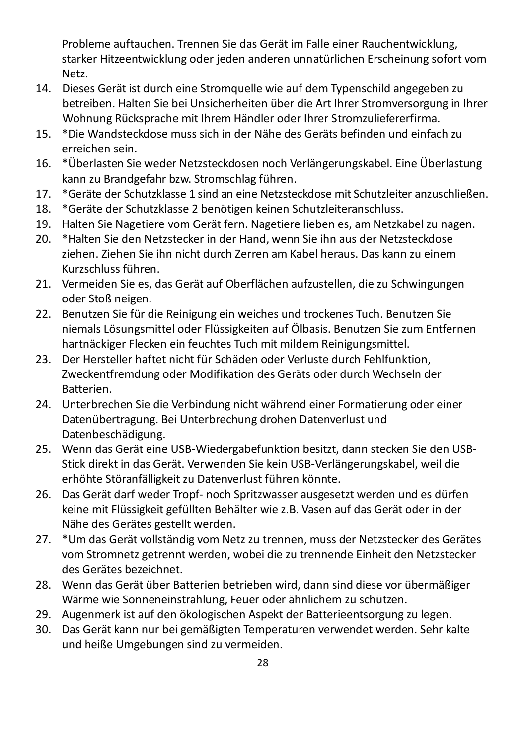Probleme auftauchen. Trennen Sie das Gerät im Falle einer Rauchentwicklung, starker Hitzeentwicklung oder jeden anderen unnatürlichen Erscheinung sofort vom Netz.

14. Dieses Gerät ist durch eine Stromquelle wie auf dem Typenschild angegeben zu betreiben. Halten Sie bei Unsicherheiten über die Art Ihrer Stromversorgung in Ihrer Wohnung Rücksprache mit Ihrem Händler oder Ihrer Stromzuliefererfirma.
15. *Die Wandsteckdose muss sich in der Nähe des Geräts befinden und einfach zu erreichen sein.
16. *Überlasten Sie weder Netzsteckdosen noch Verlängerungskabel. Eine Überlastung kann zu Brandgefahr bzw. Stromschlag führen.
17. *Geräte der Schutzklasse 1 sind an eine Netzsteckdose mit Schutzleiter anzuschließen.
18. *Geräte der Schutzklasse 2 benötigen keinen Schutzleiteranschluss.
19. Halten Sie Nagetiere vom Gerät fern. Nagetiere lieben es, am Netzkabel zu nagen.
20. *Halten Sie den Netzstecker in der Hand, wenn Sie ihn aus der Netzsteckdose ziehen. Ziehen Sie ihn nicht durch Zerren am Kabel heraus. Das kann zu einem Kurzschluss führen.
21. Vermeiden Sie es, das Gerät auf Oberflächen aufzustellen, die zu Schwingungen oder Stoß neigen.
22. Benutzen Sie für die Reinigung ein weiches und trockenes Tuch. Benutzen Sie niemals Lösungsmittel oder Flüssigkeiten auf Ölbasis. Benutzen Sie zum Entfernen hartnäckiger Flecken ein feuchtes Tuch mit mildem Reinigungsmittel.
23. Der Hersteller haftet nicht für Schäden oder Verluste durch Fehlfunktion, Zweckentfremdung oder Modifikation des Geräts oder durch Wechseln der Batterien.
24. Unterbrechen Sie die Verbindung nicht während einer Formatierung oder einer Datenübertragung. Bei Unterbrechung drohen Datenverlust und Datenbeschädigung.
25. Wenn das Gerät eine USB-Wiedergabefunktion besitzt, dann stecken Sie den USB-Stick direkt in das Gerät. Verwenden Sie kein USB-Verlängerungskabel, weil die erhöhte Störanfälligkeit zu Datenverlust führen könnte.
26. Das Gerät darf weder Tropf- noch Spritzwasser ausgesetzt werden und es dürfen keine mit Flüssigkeit gefüllten Behälter wie z.B. Vasen auf das Gerät oder in der Nähe des Gerätes gestellt werden.
27. *Um das Gerät vollständig vom Netz zu trennen, muss der Netzstecker des Gerätes vom Stromnetz getrennt werden, wobei die zu trennende Einheit den Netzstecker des Gerätes bezeichnet.
28. Wenn das Gerät über Batterien betrieben wird, dann sind diese vor übermäßiger Wärme wie Sonneneinstrahlung, Feuer oder ähnlichem zu schützen.
29. Augenmerk ist auf den ökologischen Aspekt der Batterieentsorgung zu legen.
30. Das Gerät kann nur bei gemäßigten Temperaturen verwendet werden. Sehr kalte und heiße Umgebungen sind zu vermeiden.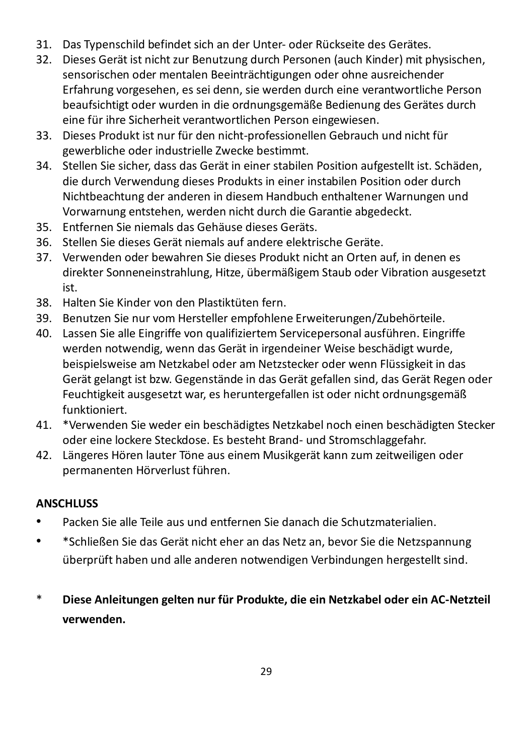31. Das Typenschild befindet sich an der Unter- oder Rückseite des Gerätes.
32. Dieses Gerät ist nicht zur Benutzung durch Personen (auch Kinder) mit physischen, sensorischen oder mentalen Beeinträchtigungen oder ohne ausreichender Erfahrung vorgesehen, es sei denn, sie werden durch eine verantwortliche Person beaufsichtigt oder wurden in die ordnungsgemäße Bedienung des Gerätes durch eine für ihre Sicherheit verantwortlichen Person eingewiesen.
33. Dieses Produkt ist nur für den nicht-professionellen Gebrauch und nicht für gewerbliche oder industrielle Zwecke bestimmt.
34. Stellen Sie sicher, dass das Gerät in einer stabilen Position aufgestellt ist. Schäden, die durch Verwendung dieses Produkts in einer instabilen Position oder durch Nichtbeachtung der anderen in diesem Handbuch enthaltener Warnungen und Vorwarnung entstehen, werden nicht durch die Garantie abgedeckt.
35. Entfernen Sie niemals das Gehäuse dieses Geräts.
36. Stellen Sie dieses Gerät niemals auf andere elektrische Geräte.
37. Verwenden oder bewahren Sie dieses Produkt nicht an Orten auf, in denen es direkter Sonneneinstrahlung, Hitze, übermäßigem Staub oder Vibration ausgesetzt ist.
38. Halten Sie Kinder von den Plastiktüten fern.
39. Benutzen Sie nur vom Hersteller empfohlene Erweiterungen/Zubehörteile.
40. Lassen Sie alle Eingriffe von qualifiziertem Servicepersonal ausführen. Eingriffe werden notwendig, wenn das Gerät in irgendeiner Weise beschädigt wurde, beispielsweise am Netzkabel oder am Netzstecker oder wenn Flüssigkeit in das Gerät gelangt ist bzw. Gegenstände in das Gerät gefallen sind, das Gerät Regen oder Feuchtigkeit ausgesetzt war, es heruntergefallen ist oder nicht ordnungsgemäß funktioniert.
41. *Verwenden Sie weder ein beschädigtes Netzkabel noch einen beschädigten Stecker oder eine lockere Steckdose. Es besteht Brand- und Stromschlaggefahr.
42. Längeres Hören lauter Töne aus einem Musikgerät kann zum zeitweiligen oder permanenten Hörverlust führen.

**ANSCHLUSS**

- Packen Sie alle Teile aus und entfernen Sie danach die Schutzmaterialien.
- *Schließen Sie das Gerät nicht eher an das Netz an, bevor Sie die Netzspannung überprüft haben und alle anderen notwendigen Verbindungen hergestellt sind.

\* **Diese Anleitungen gelten nur für Produkte, die ein Netzkabel oder ein AC-Netzteil verwenden.**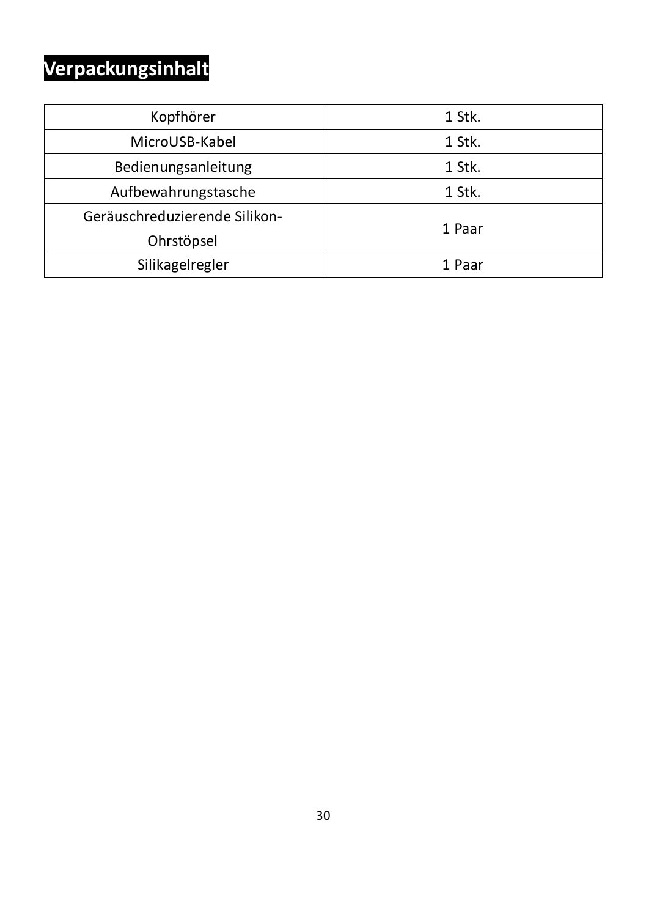## Verpackungsinhalt

| Kopfhörer | 1 Stk. |
|---|---|
| MicroUSB-Kabel | 1 Stk. |
| Bedienungsanleitung | 1 Stk. |
| Aufbewahrungstasche | 1 Stk. |
| Geräuschreduzierende Silikon-Ohrstöpsel | 1 Paar |
| Silikagelregler | 1 Paar |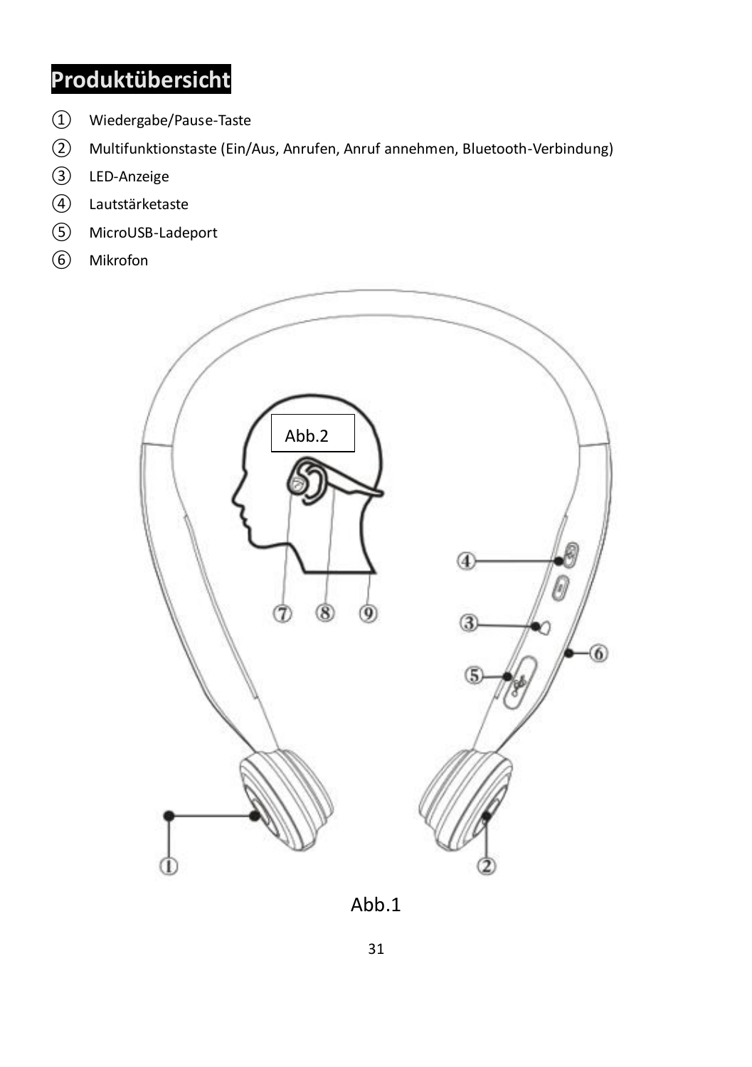# Produktübersicht

① Wiedergabe/Pause-Taste

② Multifunktionstaste (Ein/Aus, Anrufen, Anruf annehmen, Bluetooth-Verbindung)

③ LED-Anzeige

④ Lautstärketaste

⑤ MicroUSB-Ladeport

⑥ Mikrofon

Abb.2

Abb.1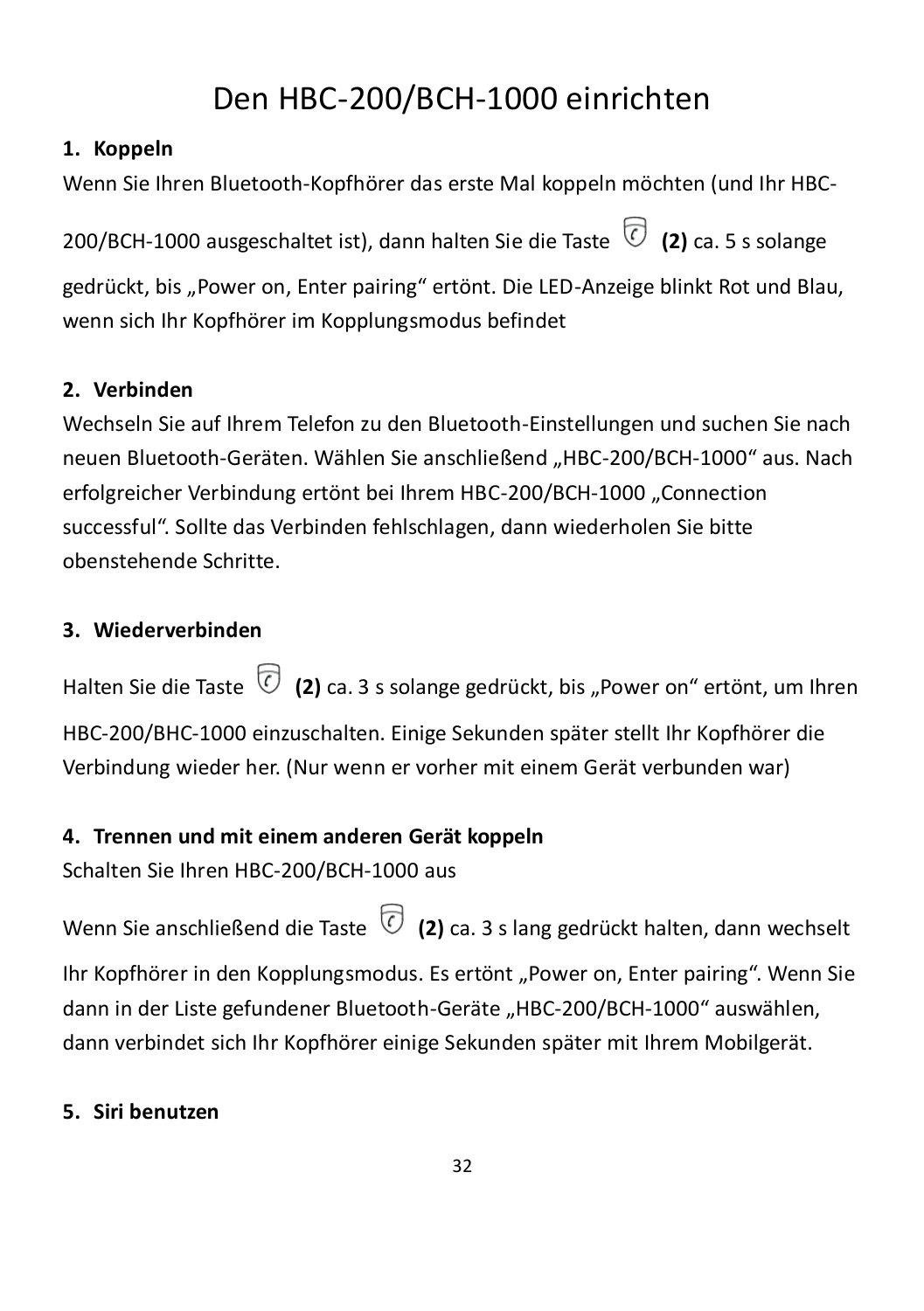# Den HBC-200/BCH-1000 einrichten

1. **Koppeln**

Wenn Sie Ihren Bluetooth-Kopfhörer das erste Mal koppeln möchten (und Ihr HBC-200/BCH-1000 ausgeschaltet ist), dann halten Sie die Taste **(2)** ca. 5 s solange gedrückt, bis „Power on, Enter pairing" ertönt. Die LED-Anzeige blinkt Rot und Blau, wenn sich Ihr Kopfhörer im Kopplungsmodus befindet

2. **Verbinden**

Wechseln Sie auf Ihrem Telefon zu den Bluetooth-Einstellungen und suchen Sie nach neuen Bluetooth-Geräten. Wählen Sie anschließend „HBC-200/BCH-1000" aus. Nach erfolgreicher Verbindung ertönt bei Ihrem HBC-200/BCH-1000 „Connection successful". Sollte das Verbinden fehlschlagen, dann wiederholen Sie bitte obenstehende Schritte.

3. **Wiederverbinden**

Halten Sie die Taste **(2)** ca. 3 s solange gedrückt, bis „Power on" ertönt, um Ihren HBC-200/BHC-1000 einzuschalten. Einige Sekunden später stellt Ihr Kopfhörer die Verbindung wieder her. (Nur wenn er vorher mit einem Gerät verbunden war)

4. **Trennen und mit einem anderen Gerät koppeln**

Schalten Sie Ihren HBC-200/BCH-1000 aus

Wenn Sie anschließend die Taste **(2)** ca. 3 s lang gedrückt halten, dann wechselt Ihr Kopfhörer in den Kopplungsmodus. Es ertönt „Power on, Enter pairing". Wenn Sie dann in der Liste gefundener Bluetooth-Geräte „HBC-200/BCH-1000" auswählen, dann verbindet sich Ihr Kopfhörer einige Sekunden später mit Ihrem Mobilgerät.

5. **Siri benutzen**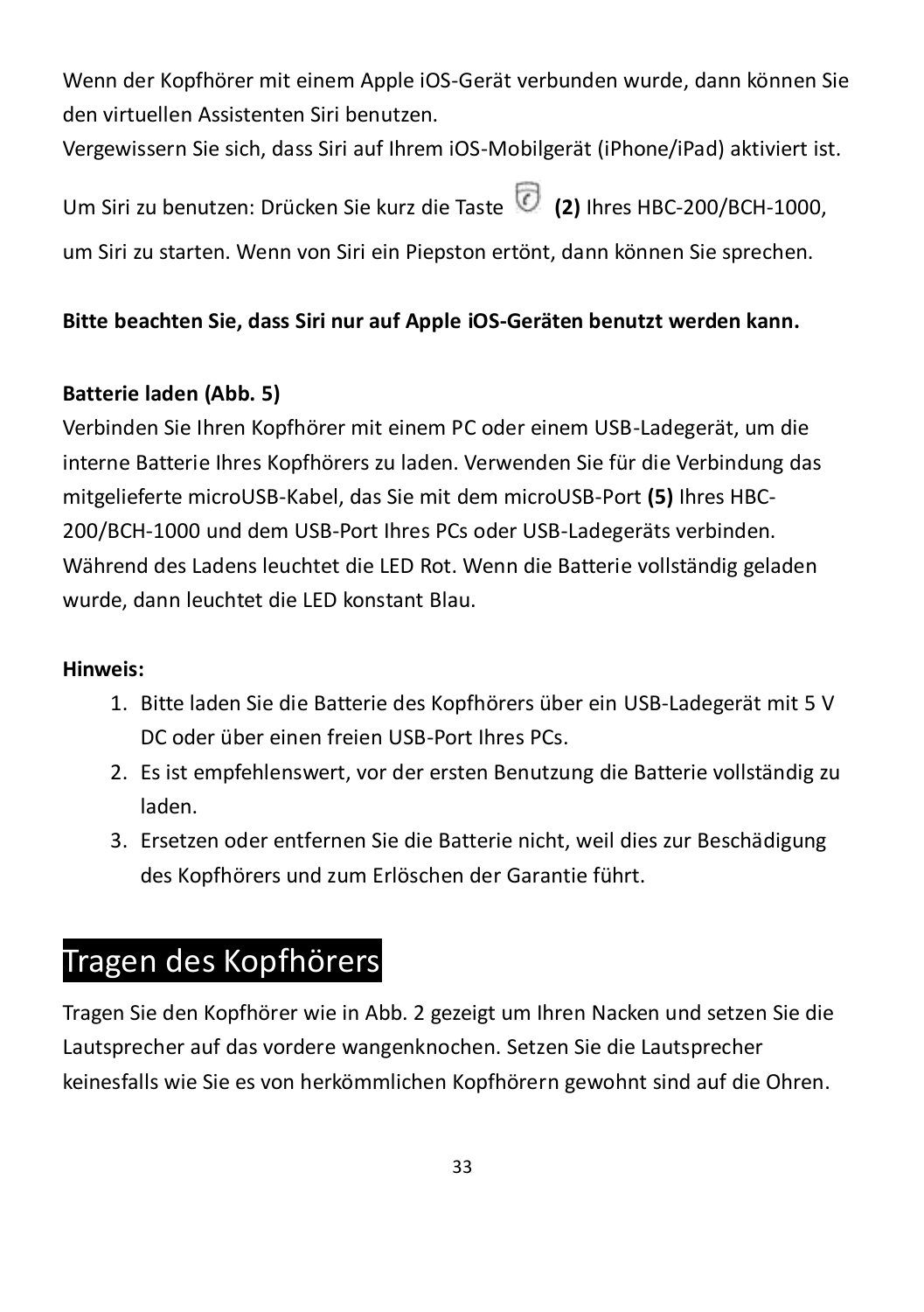Wenn der Kopfhörer mit einem Apple iOS-Gerät verbunden wurde, dann können Sie den virtuellen Assistenten Siri benutzen.
Vergewissern Sie sich, dass Siri auf Ihrem iOS-Mobilgerät (iPhone/iPad) aktiviert ist.

Um Siri zu benutzen: Drücken Sie kurz die Taste **(2)** Ihres HBC-200/BCH-1000, um Siri zu starten. Wenn von Siri ein Piepston ertönt, dann können Sie sprechen.

**Bitte beachten Sie, dass Siri nur auf Apple iOS-Geräten benutzt werden kann.**

**Batterie laden (Abb. 5)**
Verbinden Sie Ihren Kopfhörer mit einem PC oder einem USB-Ladegerät, um die interne Batterie Ihres Kopfhörers zu laden. Verwenden Sie für die Verbindung das mitgelieferte microUSB-Kabel, das Sie mit dem microUSB-Port **(5)** Ihres HBC-200/BCH-1000 und dem USB-Port Ihres PCs oder USB-Ladegeräts verbinden. Während des Ladens leuchtet die LED Rot. Wenn die Batterie vollständig geladen wurde, dann leuchtet die LED konstant Blau.

**Hinweis:**

1. Bitte laden Sie die Batterie des Kopfhörers über ein USB-Ladegerät mit 5 V DC oder über einen freien USB-Port Ihres PCs.
2. Es ist empfehlenswert, vor der ersten Benutzung die Batterie vollständig zu laden.
3. Ersetzen oder entfernen Sie die Batterie nicht, weil dies zur Beschädigung des Kopfhörers und zum Erlöschen der Garantie führt.

# Tragen des Kopfhörers

Tragen Sie den Kopfhörer wie in Abb. 2 gezeigt um Ihren Nacken und setzen Sie die Lautsprecher auf das vordere wangenknochen. Setzen Sie die Lautsprecher keinesfalls wie Sie es von herkömmlichen Kopfhörern gewohnt sind auf die Ohren.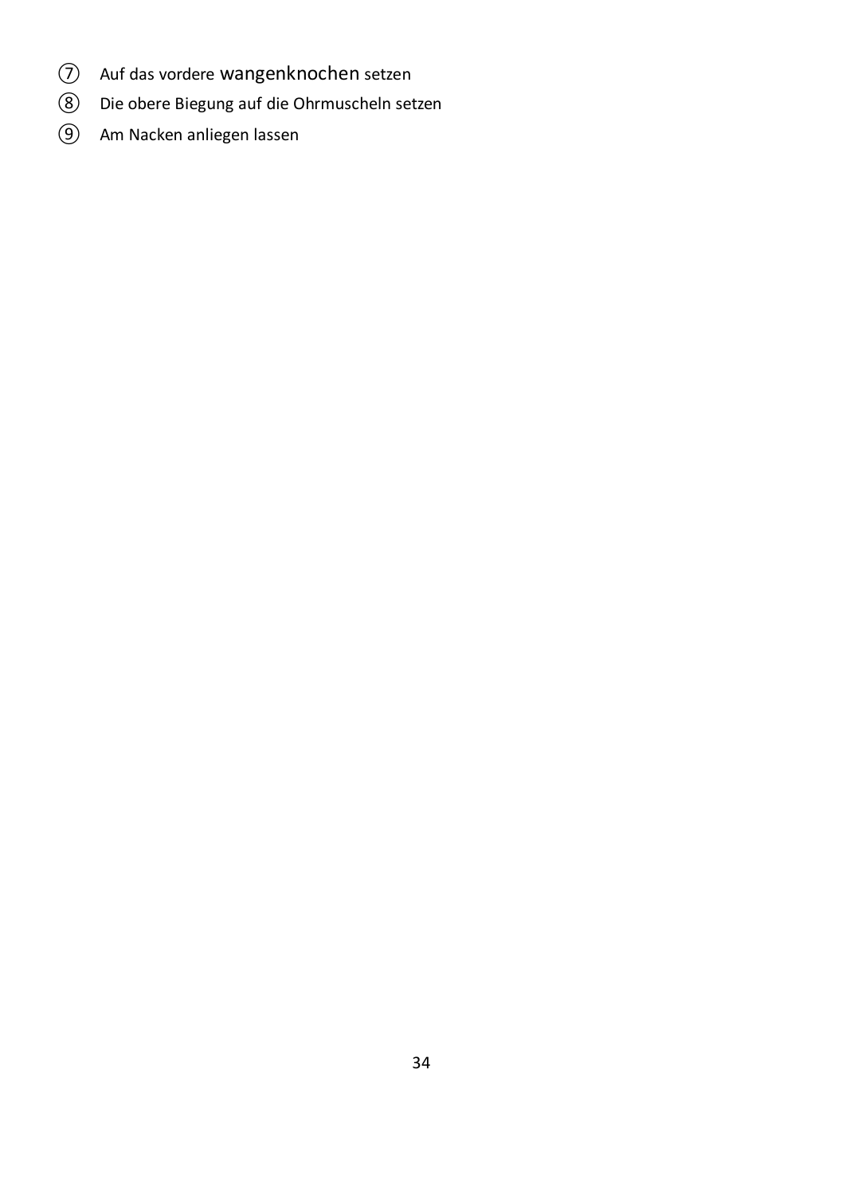⑦ Auf das vordere wangenknochen setzen

⑧ Die obere Biegung auf die Ohrmuscheln setzen

⑨ Am Nacken anliegen lassen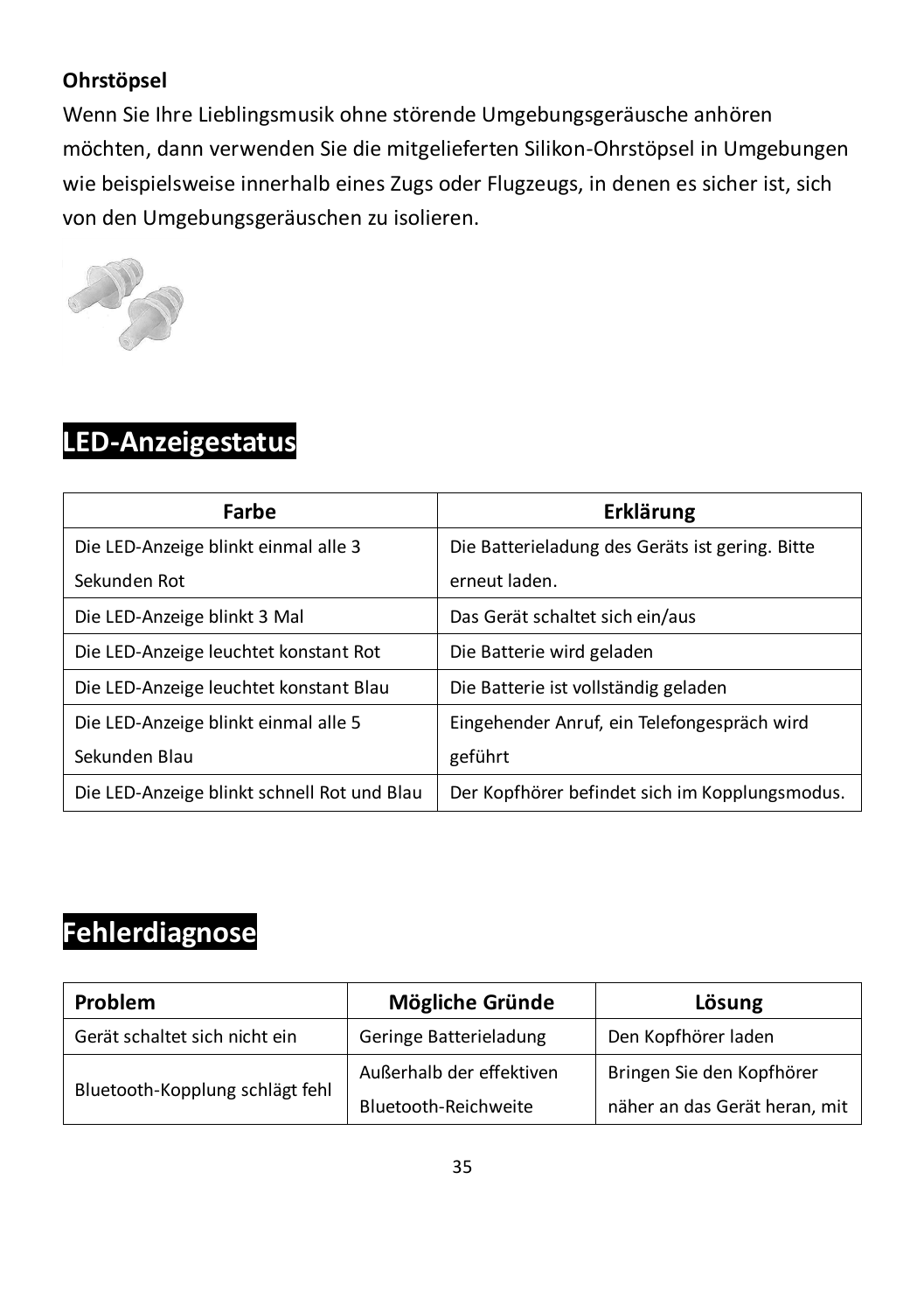**Ohrstöpsel**

Wenn Sie Ihre Lieblingsmusik ohne störende Umgebungsgeräusche anhören möchten, dann verwenden Sie die mitgelieferten Silikon-Ohrstöpsel in Umgebungen wie beispielsweise innerhalb eines Zugs oder Flugzeugs, in denen es sicher ist, sich von den Umgebungsgeräuschen zu isolieren.

## LED-Anzeigestatus

| Farbe | Erklärung |
| --- | --- |
| Die LED-Anzeige blinkt einmal alle 3 Sekunden Rot | Die Batterieladung des Geräts ist gering. Bitte erneut laden. |
| Die LED-Anzeige blinkt 3 Mal | Das Gerät schaltet sich ein/aus |
| Die LED-Anzeige leuchtet konstant Rot | Die Batterie wird geladen |
| Die LED-Anzeige leuchtet konstant Blau | Die Batterie ist vollständig geladen |
| Die LED-Anzeige blinkt einmal alle 5 Sekunden Blau | Eingehender Anruf, ein Telefongespräch wird geführt |
| Die LED-Anzeige blinkt schnell Rot und Blau | Der Kopfhörer befindet sich im Kopplungsmodus. |

## Fehlerdiagnose

| Problem | Mögliche Gründe | Lösung |
| --- | --- | --- |
| Gerät schaltet sich nicht ein | Geringe Batterieladung | Den Kopfhörer laden |
| Bluetooth-Kopplung schlägt fehl | Außerhalb der effektiven Bluetooth-Reichweite | Bringen Sie den Kopfhörer näher an das Gerät heran, mit |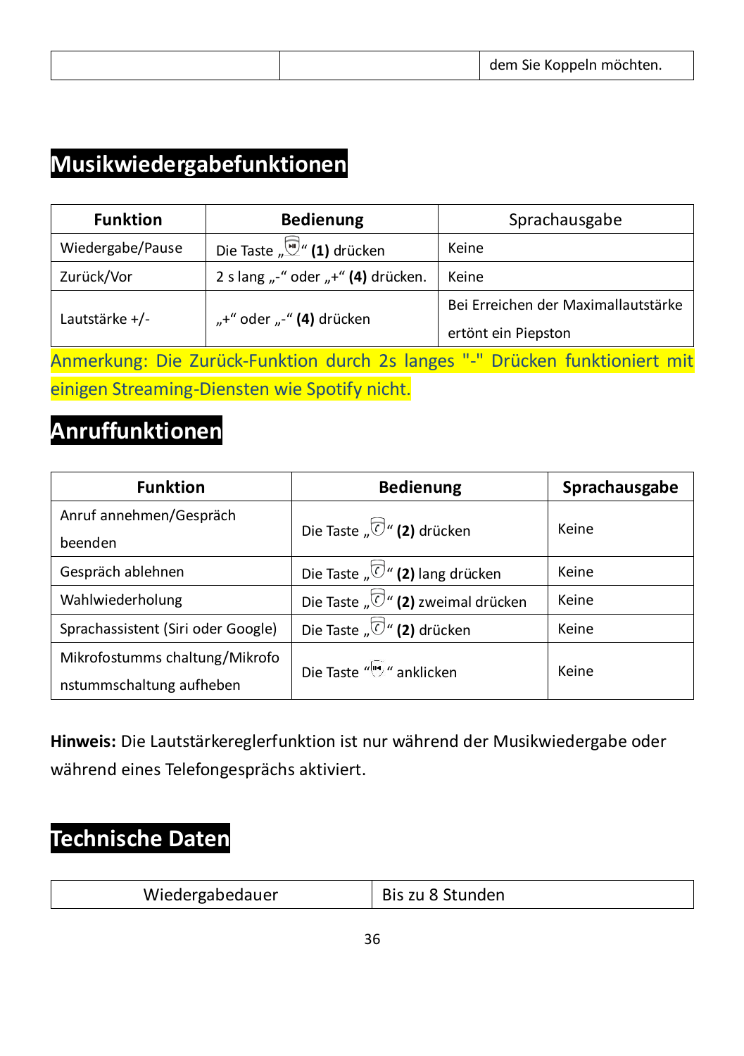| | | dem Sie Koppeln möchten. |
|---|---|---|

## Musikwiedergabefunktionen

| Funktion | Bedienung | Sprachausgabe |
|---|---|---|
| Wiedergabe/Pause | Die Taste „⏯“ **(1)** drücken | Keine |
| Zurück/Vor | 2 s lang „-“ oder „+“ **(4)** drücken. | Keine |
| Lautstärke +/- | „+“ oder „-“ **(4)** drücken | Bei Erreichen der Maximallautstärke ertönt ein Piepston |

Anmerkung: Die Zurück-Funktion durch 2s langes "-" Drücken funktioniert mit einigen Streaming-Diensten wie Spotify nicht.

## Anruffunktionen

| Funktion | Bedienung | Sprachausgabe |
|---|---|---|
| Anruf annehmen/Gespräch beenden | Die Taste „📞“ **(2)** drücken | Keine |
| Gespräch ablehnen | Die Taste „📞“ **(2)** lang drücken | Keine |
| Wahlwiederholung | Die Taste „📞“ **(2)** zweimal drücken | Keine |
| Sprachassistent (Siri oder Google) | Die Taste „📞“ **(2)** drücken | Keine |
| Mikrofostumms chaltung/Mikrofo nstummschaltung aufheben | Die Taste “🎤“ anklicken | Keine |

**Hinweis:** Die Lautstärkereglerfunktion ist nur während der Musikwiedergabe oder während eines Telefongesprächs aktiviert.

## Technische Daten

| Wiedergabedauer | Bis zu 8 Stunden |
|---|---|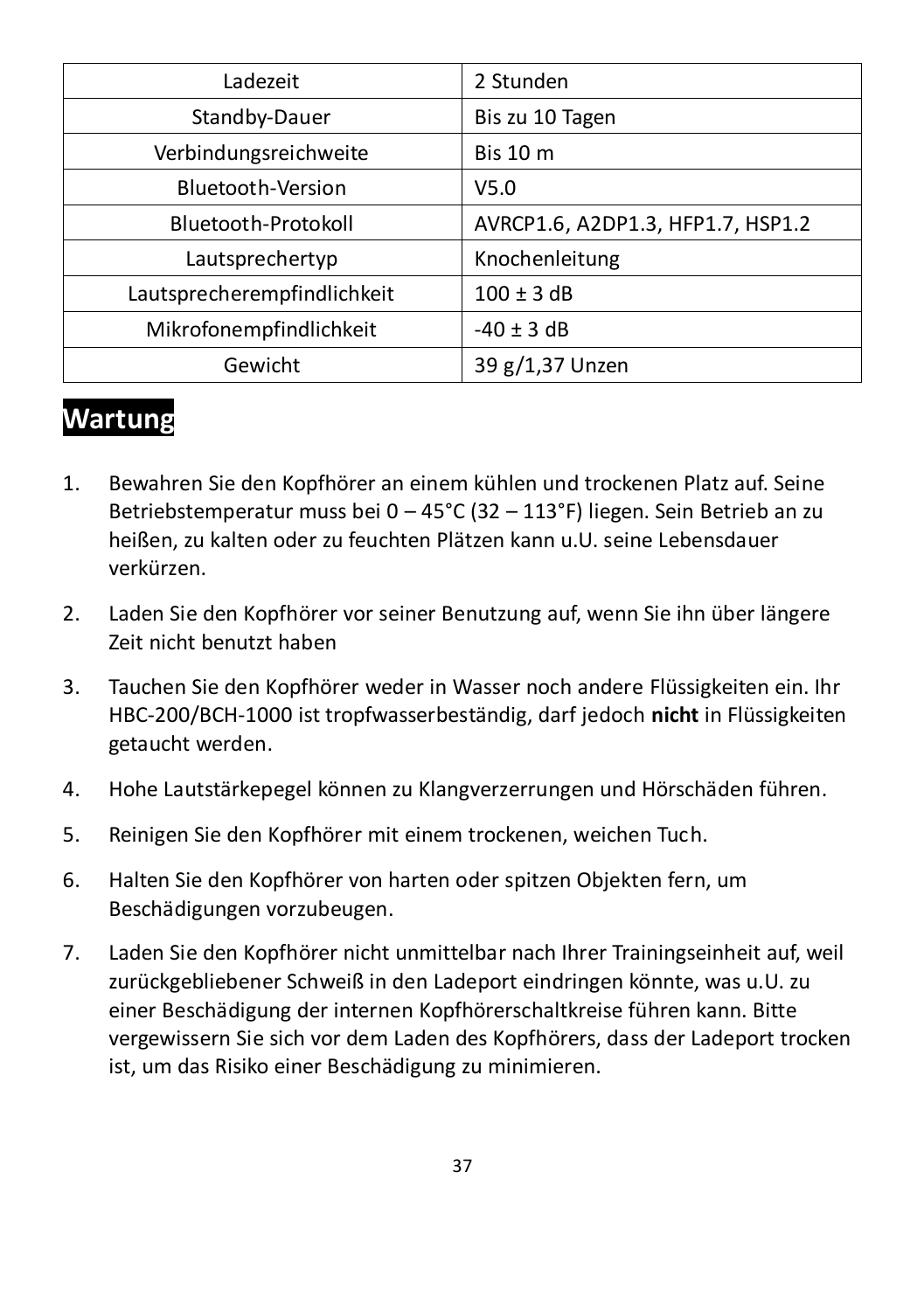| Ladezeit | 2 Stunden |
| --- | --- |
| Standby-Dauer | Bis zu 10 Tagen |
| Verbindungsreichweite | Bis 10 m |
| Bluetooth-Version | V5.0 |
| Bluetooth-Protokoll | AVRCP1.6, A2DP1.3, HFP1.7, HSP1.2 |
| Lautsprechertyp | Knochenleitung |
| Lautsprecherempfindlichkeit | 100 ± 3 dB |
| Mikrofonempfindlichkeit | -40 ± 3 dB |
| Gewicht | 39 g/1,37 Unzen |

# Wartung

1. Bewahren Sie den Kopfhörer an einem kühlen und trockenen Platz auf. Seine Betriebstemperatur muss bei 0 – 45°C (32 – 113°F) liegen. Sein Betrieb an zu heißen, zu kalten oder zu feuchten Plätzen kann u.U. seine Lebensdauer verkürzen.
2. Laden Sie den Kopfhörer vor seiner Benutzung auf, wenn Sie ihn über längere Zeit nicht benutzt haben
3. Tauchen Sie den Kopfhörer weder in Wasser noch andere Flüssigkeiten ein. Ihr HBC-200/BCH-1000 ist tropfwasserbeständig, darf jedoch **nicht** in Flüssigkeiten getaucht werden.
4. Hohe Lautstärkepegel können zu Klangverzerrungen und Hörschäden führen.
5. Reinigen Sie den Kopfhörer mit einem trockenen, weichen Tuch.
6. Halten Sie den Kopfhörer von harten oder spitzen Objekten fern, um Beschädigungen vorzubeugen.
7. Laden Sie den Kopfhörer nicht unmittelbar nach Ihrer Trainingseinheit auf, weil zurückgebliebener Schweiß in den Ladeport eindringen könnte, was u.U. zu einer Beschädigung der internen Kopfhörerschaltkreise führen kann. Bitte vergewissern Sie sich vor dem Laden des Kopfhörers, dass der Ladeport trocken ist, um das Risiko einer Beschädigung zu minimieren.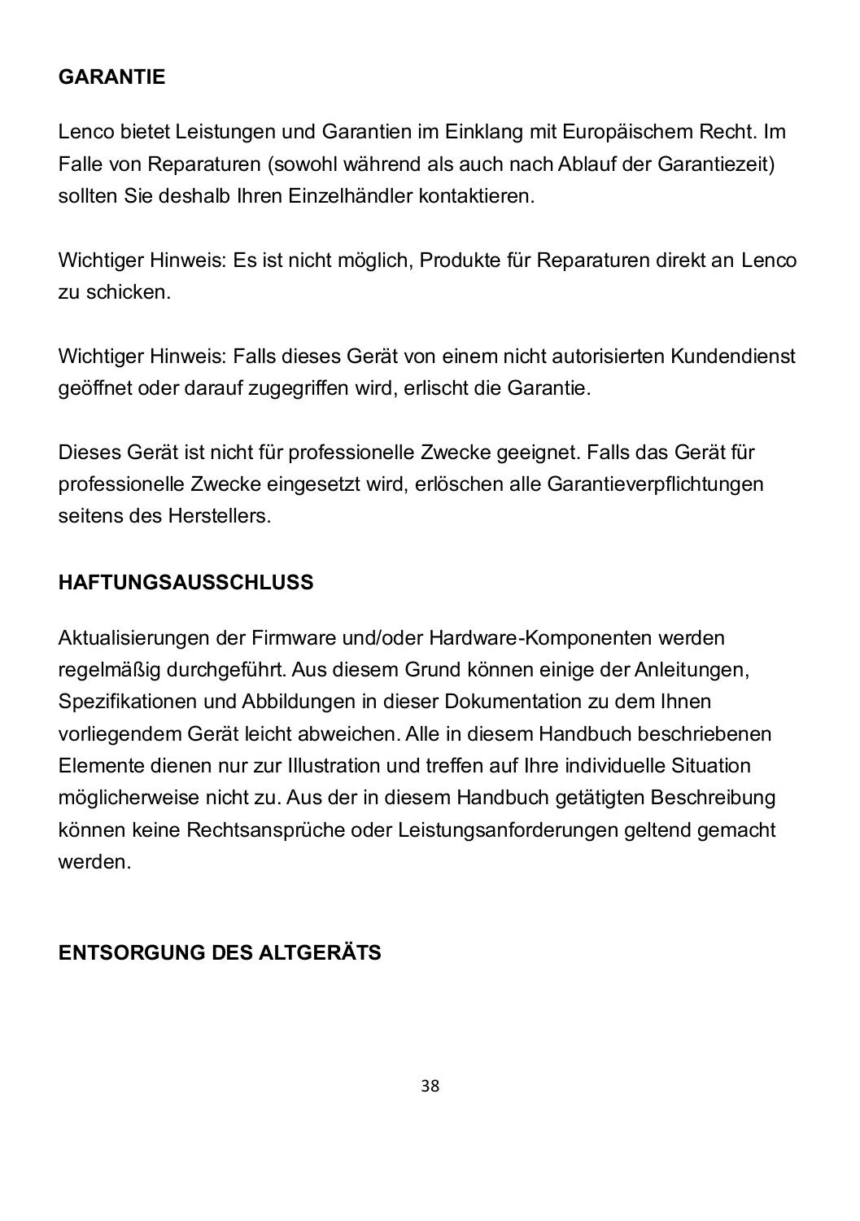## GARANTIE

Lenco bietet Leistungen und Garantien im Einklang mit Europäischem Recht. Im Falle von Reparaturen (sowohl während als auch nach Ablauf der Garantiezeit) sollten Sie deshalb Ihren Einzelhändler kontaktieren.

Wichtiger Hinweis: Es ist nicht möglich, Produkte für Reparaturen direkt an Lenco zu schicken.

Wichtiger Hinweis: Falls dieses Gerät von einem nicht autorisierten Kundendienst geöffnet oder darauf zugegriffen wird, erlischt die Garantie.

Dieses Gerät ist nicht für professionelle Zwecke geeignet. Falls das Gerät für professionelle Zwecke eingesetzt wird, erlöschen alle Garantieverpflichtungen seitens des Herstellers.

## HAFTUNGSAUSSCHLUSS

Aktualisierungen der Firmware und/oder Hardware-Komponenten werden regelmäßig durchgeführt. Aus diesem Grund können einige der Anleitungen, Spezifikationen und Abbildungen in dieser Dokumentation zu dem Ihnen vorliegendem Gerät leicht abweichen. Alle in diesem Handbuch beschriebenen Elemente dienen nur zur Illustration und treffen auf Ihre individuelle Situation möglicherweise nicht zu. Aus der in diesem Handbuch getätigten Beschreibung können keine Rechtsansprüche oder Leistungsanforderungen geltend gemacht werden.

## ENTSORGUNG DES ALTGERÄTS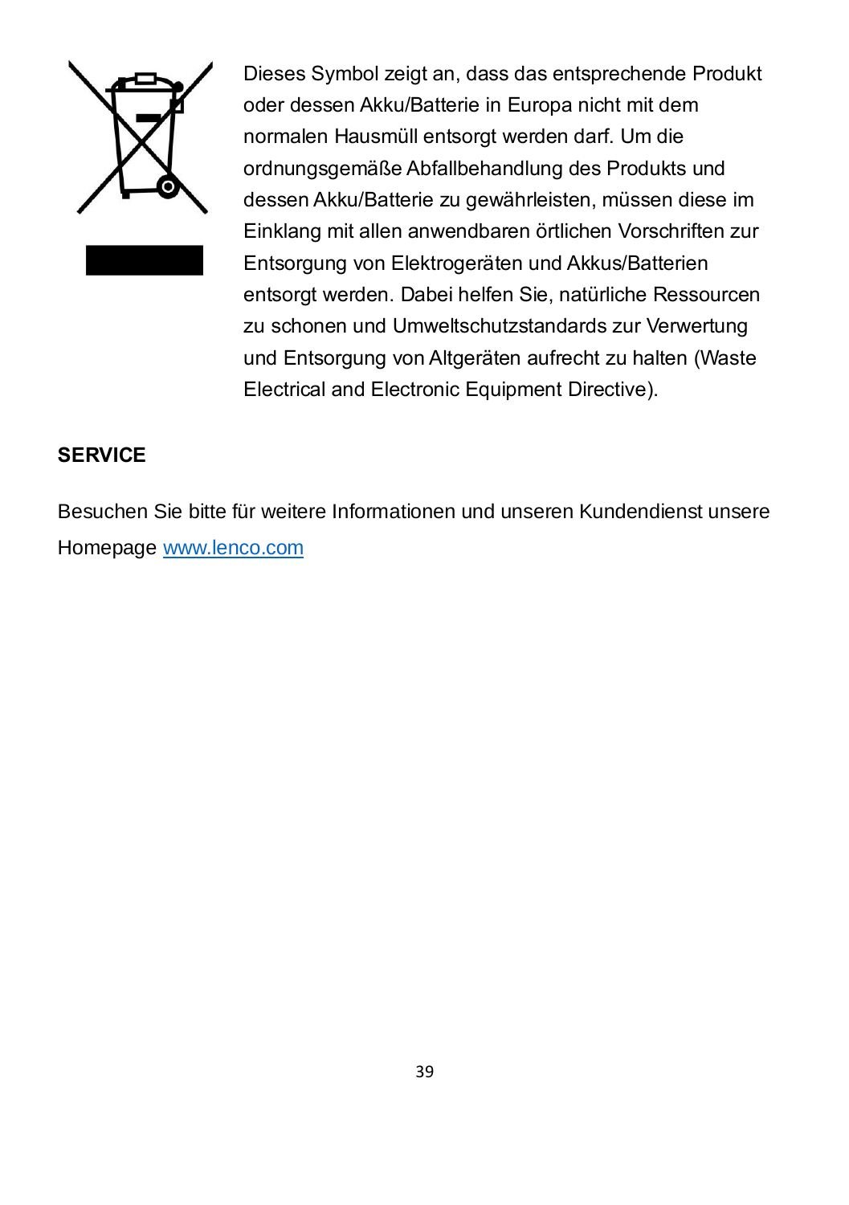Dieses Symbol zeigt an, dass das entsprechende Produkt oder dessen Akku/Batterie in Europa nicht mit dem normalen Hausmüll entsorgt werden darf. Um die ordnungsgemäße Abfallbehandlung des Produkts und dessen Akku/Batterie zu gewährleisten, müssen diese im Einklang mit allen anwendbaren örtlichen Vorschriften zur Entsorgung von Elektrogeräten und Akkus/Batterien entsorgt werden. Dabei helfen Sie, natürliche Ressourcen zu schonen und Umweltschutzstandards zur Verwertung und Entsorgung von Altgeräten aufrecht zu halten (Waste Electrical and Electronic Equipment Directive).

## SERVICE

Besuchen Sie bitte für weitere Informationen und unseren Kundendienst unsere Homepage [www.lenco.com](http://www.lenco.com)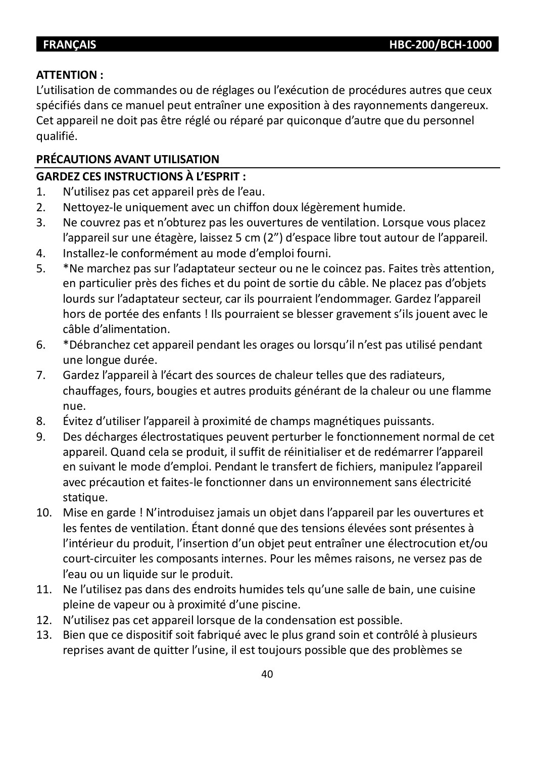**ATTENTION :**
L'utilisation de commandes ou de réglages ou l'exécution de procédures autres que ceux spécifiés dans ce manuel peut entraîner une exposition à des rayonnements dangereux. Cet appareil ne doit pas être réglé ou réparé par quiconque d'autre que du personnel qualifié.

**PRÉCAUTIONS AVANT UTILISATION**

**GARDEZ CES INSTRUCTIONS À L'ESPRIT :**

1. N'utilisez pas cet appareil près de l'eau.
2. Nettoyez-le uniquement avec un chiffon doux légèrement humide.
3. Ne couvrez pas et n'obturez pas les ouvertures de ventilation. Lorsque vous placez l'appareil sur une étagère, laissez 5 cm (2") d'espace libre tout autour de l'appareil.
4. Installez-le conformément au mode d'emploi fourni.
5. *Ne marchez pas sur l'adaptateur secteur ou ne le coincez pas. Faites très attention, en particulier près des fiches et du point de sortie du câble. Ne placez pas d'objets lourds sur l'adaptateur secteur, car ils pourraient l'endommager. Gardez l'appareil hors de portée des enfants ! Ils pourraient se blesser gravement s'ils jouent avec le câble d'alimentation.
6. *Débranchez cet appareil pendant les orages ou lorsqu'il n'est pas utilisé pendant une longue durée.
7. Gardez l'appareil à l'écart des sources de chaleur telles que des radiateurs, chauffages, fours, bougies et autres produits générant de la chaleur ou une flamme nue.
8. Évitez d'utiliser l'appareil à proximité de champs magnétiques puissants.
9. Des décharges électrostatiques peuvent perturber le fonctionnement normal de cet appareil. Quand cela se produit, il suffit de réinitialiser et de redémarrer l'appareil en suivant le mode d'emploi. Pendant le transfert de fichiers, manipulez l'appareil avec précaution et faites-le fonctionner dans un environnement sans électricité statique.
10. Mise en garde ! N'introduisez jamais un objet dans l'appareil par les ouvertures et les fentes de ventilation. Étant donné que des tensions élevées sont présentes à l'intérieur du produit, l'insertion d'un objet peut entraîner une électrocution et/ou court-circuiter les composants internes. Pour les mêmes raisons, ne versez pas de l'eau ou un liquide sur le produit.
11. Ne l'utilisez pas dans des endroits humides tels qu'une salle de bain, une cuisine pleine de vapeur ou à proximité d'une piscine.
12. N'utilisez pas cet appareil lorsque de la condensation est possible.
13. Bien que ce dispositif soit fabriqué avec le plus grand soin et contrôlé à plusieurs reprises avant de quitter l'usine, il est toujours possible que des problèmes se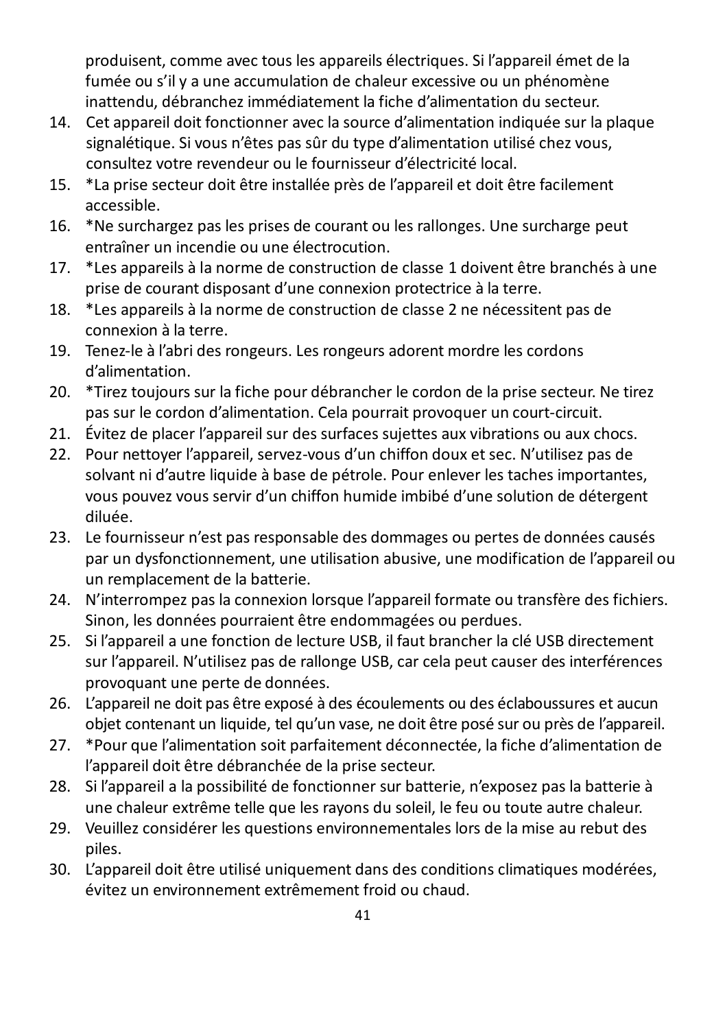produisent, comme avec tous les appareils électriques. Si l’appareil émet de la fumée ou s’il y a une accumulation de chaleur excessive ou un phénomène inattendu, débranchez immédiatement la fiche d’alimentation du secteur.

14. Cet appareil doit fonctionner avec la source d’alimentation indiquée sur la plaque signalétique. Si vous n’êtes pas sûr du type d’alimentation utilisé chez vous, consultez votre revendeur ou le fournisseur d’électricité local.
15. *La prise secteur doit être installée près de l’appareil et doit être facilement accessible.
16. *Ne surchargez pas les prises de courant ou les rallonges. Une surcharge peut entraîner un incendie ou une électrocution.
17. *Les appareils à la norme de construction de classe 1 doivent être branchés à une prise de courant disposant d’une connexion protectrice à la terre.
18. *Les appareils à la norme de construction de classe 2 ne nécessitent pas de connexion à la terre.
19. Tenez-le à l’abri des rongeurs. Les rongeurs adorent mordre les cordons d’alimentation.
20. *Tirez toujours sur la fiche pour débrancher le cordon de la prise secteur. Ne tirez pas sur le cordon d’alimentation. Cela pourrait provoquer un court-circuit.
21. Évitez de placer l’appareil sur des surfaces sujettes aux vibrations ou aux chocs.
22. Pour nettoyer l’appareil, servez-vous d’un chiffon doux et sec. N’utilisez pas de solvant ni d’autre liquide à base de pétrole. Pour enlever les taches importantes, vous pouvez vous servir d’un chiffon humide imbibé d’une solution de détergent diluée.
23. Le fournisseur n’est pas responsable des dommages ou pertes de données causés par un dysfonctionnement, une utilisation abusive, une modification de l’appareil ou un remplacement de la batterie.
24. N’interrompez pas la connexion lorsque l’appareil formate ou transfère des fichiers. Sinon, les données pourraient être endommagées ou perdues.
25. Si l’appareil a une fonction de lecture USB, il faut brancher la clé USB directement sur l’appareil. N’utilisez pas de rallonge USB, car cela peut causer des interférences provoquant une perte de données.
26. L’appareil ne doit pas être exposé à des écoulements ou des éclaboussures et aucun objet contenant un liquide, tel qu’un vase, ne doit être posé sur ou près de l’appareil.
27. *Pour que l’alimentation soit parfaitement déconnectée, la fiche d’alimentation de l’appareil doit être débranchée de la prise secteur.
28. Si l’appareil a la possibilité de fonctionner sur batterie, n’exposez pas la batterie à une chaleur extrême telle que les rayons du soleil, le feu ou toute autre chaleur.
29. Veuillez considérer les questions environnementales lors de la mise au rebut des piles.
30. L’appareil doit être utilisé uniquement dans des conditions climatiques modérées, évitez un environnement extrêmement froid ou chaud.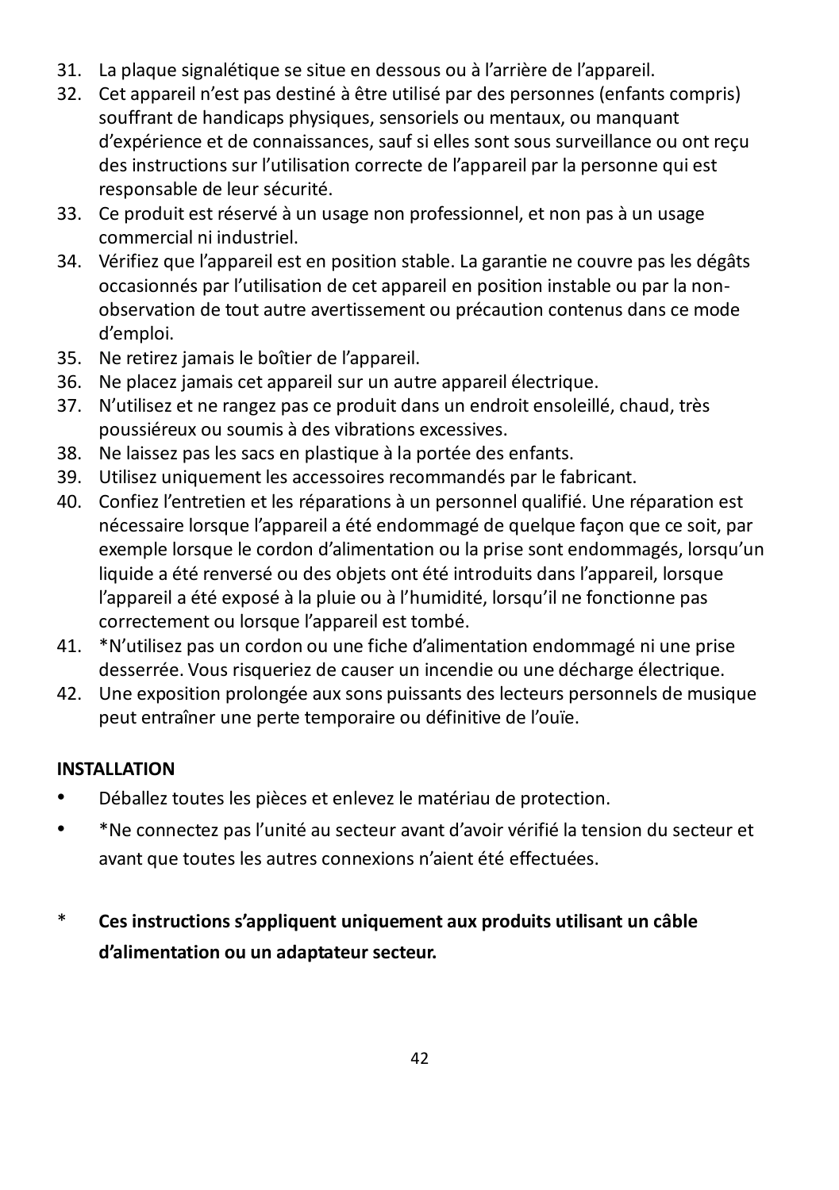31. La plaque signalétique se situe en dessous ou à l'arrière de l'appareil.
32. Cet appareil n'est pas destiné à être utilisé par des personnes (enfants compris) souffrant de handicaps physiques, sensoriels ou mentaux, ou manquant d'expérience et de connaissances, sauf si elles sont sous surveillance ou ont reçu des instructions sur l'utilisation correcte de l'appareil par la personne qui est responsable de leur sécurité.
33. Ce produit est réservé à un usage non professionnel, et non pas à un usage commercial ni industriel.
34. Vérifiez que l'appareil est en position stable. La garantie ne couvre pas les dégâts occasionnés par l'utilisation de cet appareil en position instable ou par la non-observation de tout autre avertissement ou précaution contenus dans ce mode d'emploi.
35. Ne retirez jamais le boîtier de l'appareil.
36. Ne placez jamais cet appareil sur un autre appareil électrique.
37. N'utilisez et ne rangez pas ce produit dans un endroit ensoleillé, chaud, très poussiéreux ou soumis à des vibrations excessives.
38. Ne laissez pas les sacs en plastique à la portée des enfants.
39. Utilisez uniquement les accessoires recommandés par le fabricant.
40. Confiez l'entretien et les réparations à un personnel qualifié. Une réparation est nécessaire lorsque l'appareil a été endommagé de quelque façon que ce soit, par exemple lorsque le cordon d'alimentation ou la prise sont endommagés, lorsqu'un liquide a été renversé ou des objets ont été introduits dans l'appareil, lorsque l'appareil a été exposé à la pluie ou à l'humidité, lorsqu'il ne fonctionne pas correctement ou lorsque l'appareil est tombé.
41. *N'utilisez pas un cordon ou une fiche d'alimentation endommagé ni une prise desserrée. Vous risqueriez de causer un incendie ou une décharge électrique.
42. Une exposition prolongée aux sons puissants des lecteurs personnels de musique peut entraîner une perte temporaire ou définitive de l'ouïe.

**INSTALLATION**

- Déballez toutes les pièces et enlevez le matériau de protection.
- *Ne connectez pas l'unité au secteur avant d'avoir vérifié la tension du secteur et avant que toutes les autres connexions n'aient été effectuées.

\* **Ces instructions s'appliquent uniquement aux produits utilisant un câble d'alimentation ou un adaptateur secteur.**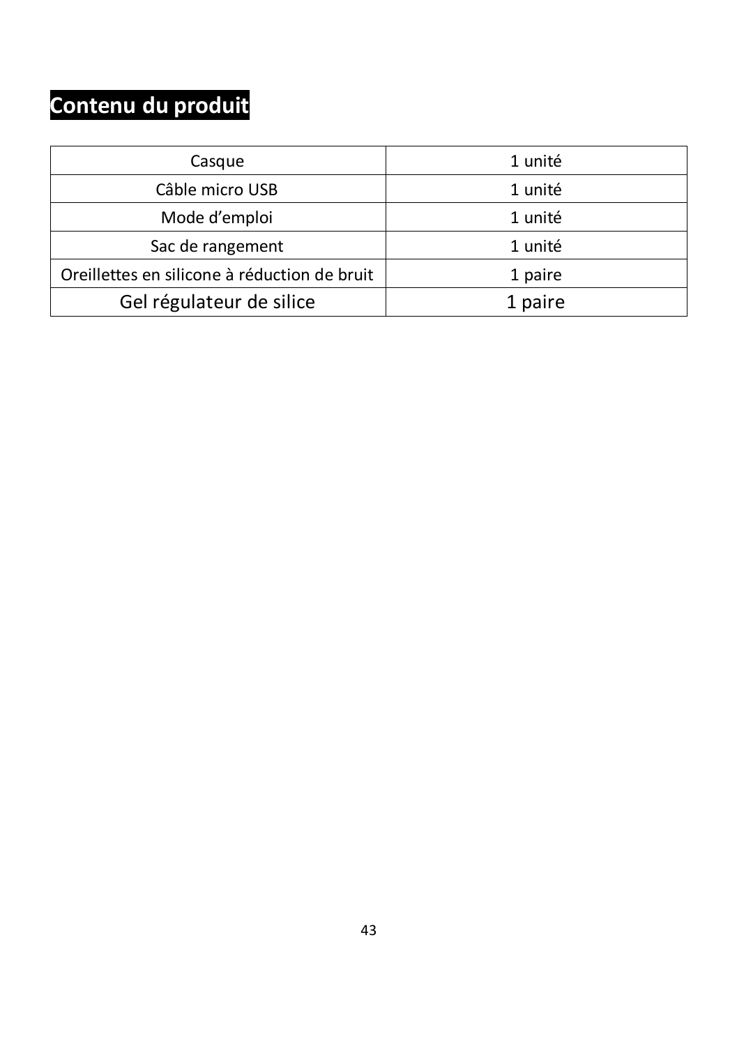## Contenu du produit

| | |
|---|---|
| Casque | 1 unité |
| Câble micro USB | 1 unité |
| Mode d’emploi | 1 unité |
| Sac de rangement | 1 unité |
| Oreillettes en silicone à réduction de bruit | 1 paire |
| Gel régulateur de silice | 1 paire |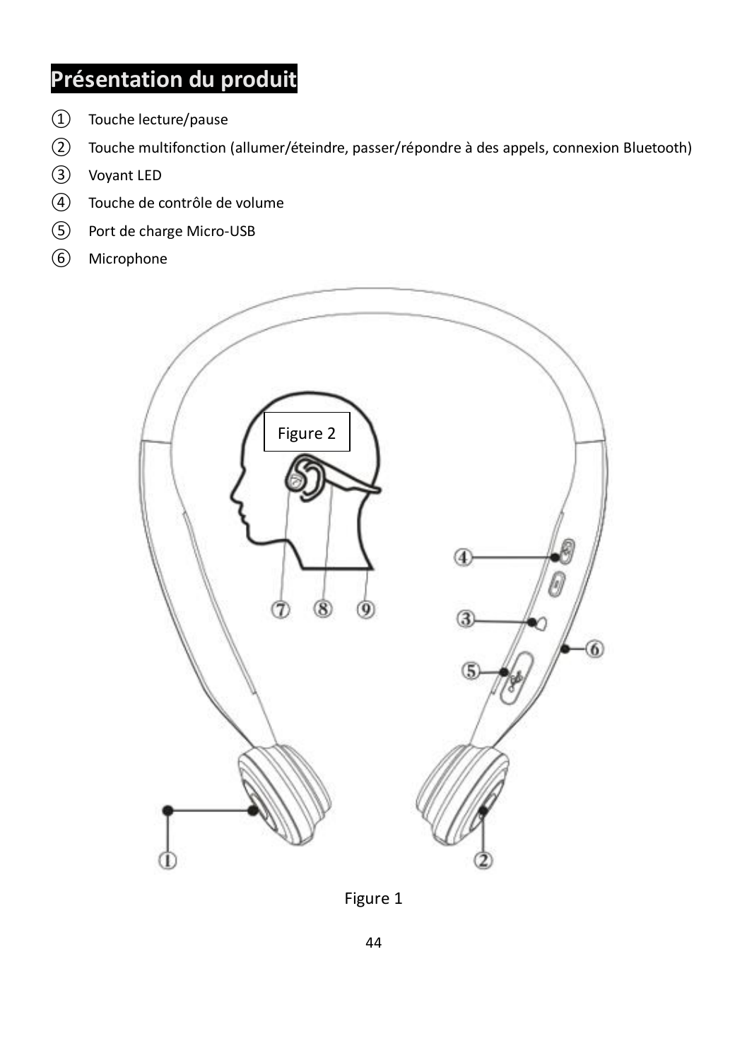# Présentation du produit

① Touche lecture/pause

② Touche multifonction (allumer/éteindre, passer/répondre à des appels, connexion Bluetooth)

③ Voyant LED

④ Touche de contrôle de volume

⑤ Port de charge Micro-USB

⑥ Microphone

Figure 2

Figure 1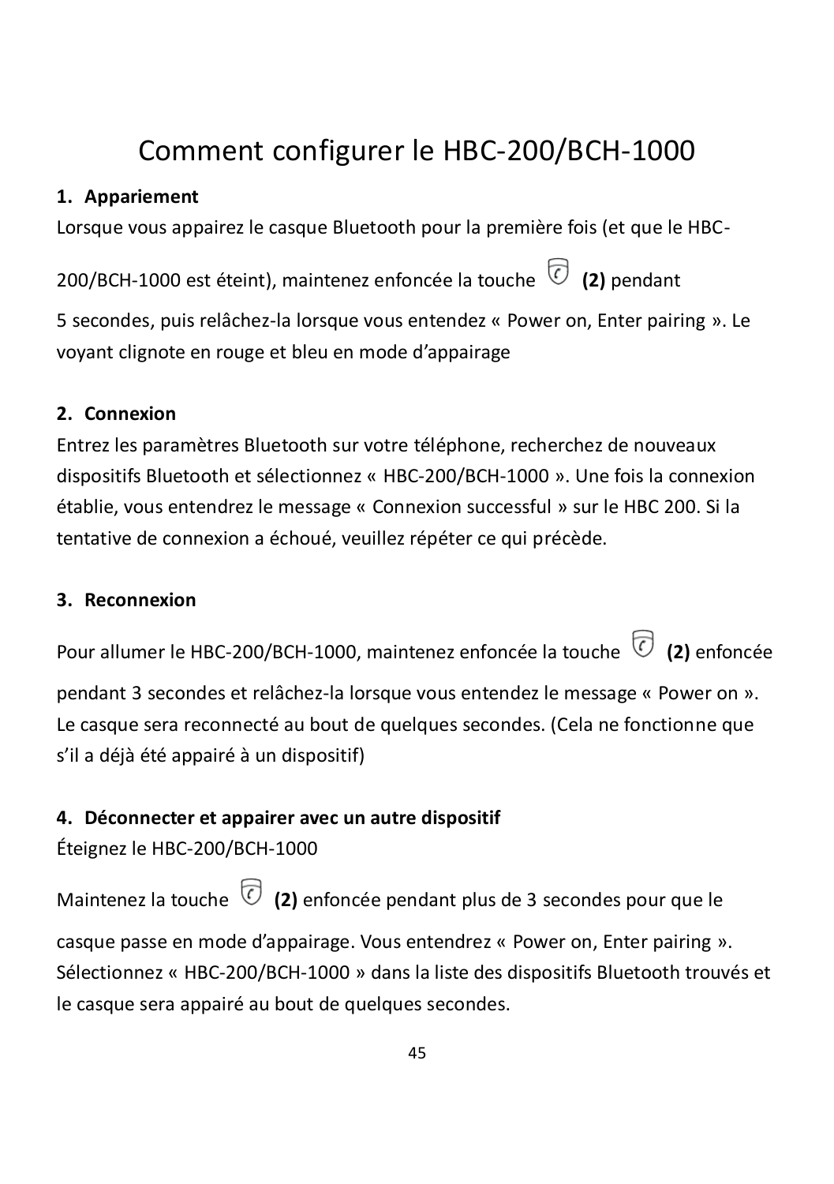# Comment configurer le HBC-200/BCH-1000

**1. Appariement**

Lorsque vous appairez le casque Bluetooth pour la première fois (et que le HBC-200/BCH-1000 est éteint), maintenez enfoncée la touche **(2)** pendant 5 secondes, puis relâchez-la lorsque vous entendez « Power on, Enter pairing ». Le voyant clignote en rouge et bleu en mode d'appairage

**2. Connexion**

Entrez les paramètres Bluetooth sur votre téléphone, recherchez de nouveaux dispositifs Bluetooth et sélectionnez « HBC-200/BCH-1000 ». Une fois la connexion établie, vous entendrez le message « Connexion successful » sur le HBC 200. Si la tentative de connexion a échoué, veuillez répéter ce qui précède.

**3. Reconnexion**

Pour allumer le HBC-200/BCH-1000, maintenez enfoncée la touche **(2)** enfoncée pendant 3 secondes et relâchez-la lorsque vous entendez le message « Power on ». Le casque sera reconnecté au bout de quelques secondes. (Cela ne fonctionne que s'il a déjà été appairé à un dispositif)

**4. Déconnecter et appairer avec un autre dispositif**

Éteignez le HBC-200/BCH-1000

Maintenez la touche **(2)** enfoncée pendant plus de 3 secondes pour que le casque passe en mode d'appairage. Vous entendrez « Power on, Enter pairing ». Sélectionnez « HBC-200/BCH-1000 » dans la liste des dispositifs Bluetooth trouvés et le casque sera appairé au bout de quelques secondes.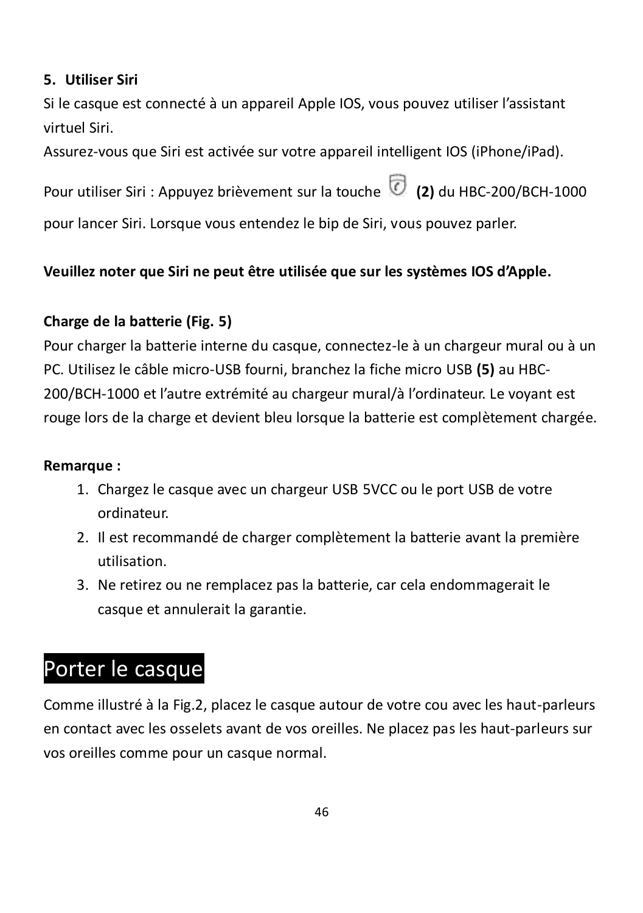**5. Utiliser Siri**

Si le casque est connecté à un appareil Apple IOS, vous pouvez utiliser l'assistant virtuel Siri.
Assurez-vous que Siri est activée sur votre appareil intelligent IOS (iPhone/iPad).

Pour utiliser Siri : Appuyez brièvement sur la touche **(2)** du HBC-200/BCH-1000 pour lancer Siri. Lorsque vous entendez le bip de Siri, vous pouvez parler.

**Veuillez noter que Siri ne peut être utilisée que sur les systèmes IOS d'Apple.**

**Charge de la batterie (Fig. 5)**

Pour charger la batterie interne du casque, connectez-le à un chargeur mural ou à un PC. Utilisez le câble micro-USB fourni, branchez la fiche micro USB **(5)** au HBC-200/BCH-1000 et l'autre extrémité au chargeur mural/à l'ordinateur. Le voyant est rouge lors de la charge et devient bleu lorsque la batterie est complètement chargée.

**Remarque :**

1. Chargez le casque avec un chargeur USB 5VCC ou le port USB de votre ordinateur.
2. Il est recommandé de charger complètement la batterie avant la première utilisation.
3. Ne retirez ou ne remplacez pas la batterie, car cela endommagerait le casque et annulerait la garantie.

# Porter le casque

Comme illustré à la Fig.2, placez le casque autour de votre cou avec les haut-parleurs en contact avec les osselets avant de vos oreilles. Ne placez pas les haut-parleurs sur vos oreilles comme pour un casque normal.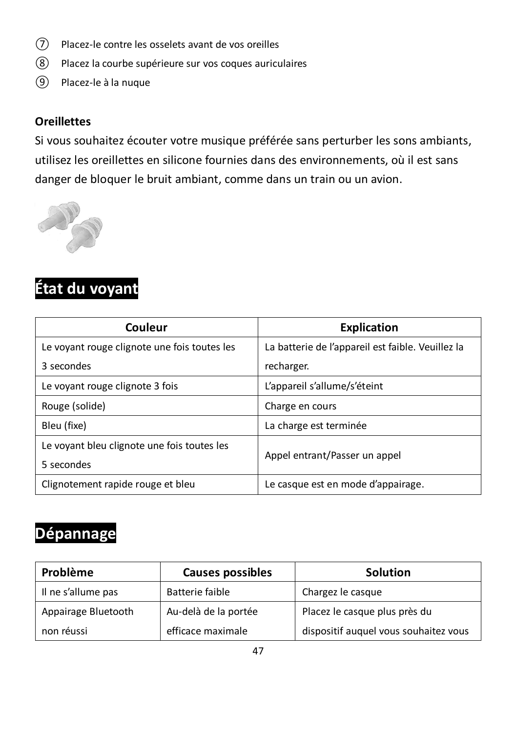⑦ Placez-le contre les osselets avant de vos oreilles
⑧ Placez la courbe supérieure sur vos coques auriculaires
⑨ Placez-le à la nuque

**Oreillettes**

Si vous souhaitez écouter votre musique préférée sans perturber les sons ambiants, utilisez les oreillettes en silicone fournies dans des environnements, où il est sans danger de bloquer le bruit ambiant, comme dans un train ou un avion.

## État du voyant

| Couleur | Explication |
|---|---|
| Le voyant rouge clignote une fois toutes les 3 secondes | La batterie de l'appareil est faible. Veuillez la recharger. |
| Le voyant rouge clignote 3 fois | L'appareil s'allume/s'éteint |
| Rouge (solide) | Charge en cours |
| Bleu (fixe) | La charge est terminée |
| Le voyant bleu clignote une fois toutes les 5 secondes | Appel entrant/Passer un appel |
| Clignotement rapide rouge et bleu | Le casque est en mode d'appairage. |

## Dépannage

| Problème | Causes possibles | Solution |
|---|---|---|
| Il ne s'allume pas | Batterie faible | Chargez le casque |
| Appairage Bluetooth non réussi | Au-delà de la portée efficace maximale | Placez le casque plus près du dispositif auquel vous souhaitez vous |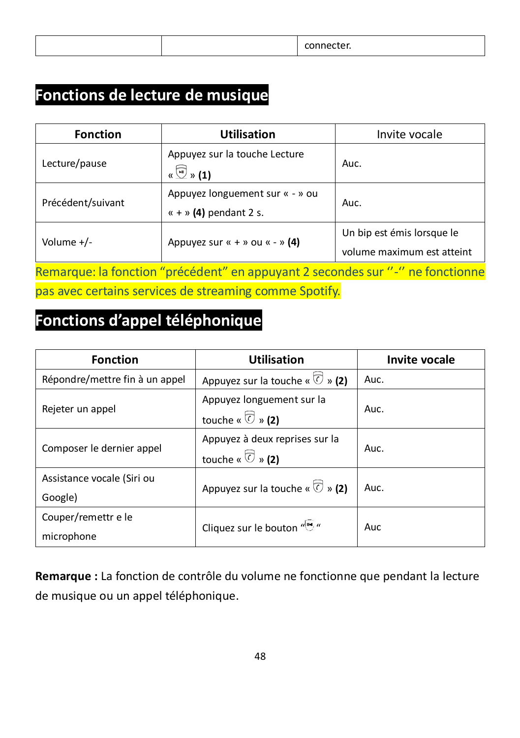| | | connecter. |
|---|---|---|

## Fonctions de lecture de musique

| Fonction | Utilisation | Invite vocale |
|---|---|---|
| Lecture/pause | Appuyez sur la touche Lecture « » **(1)** | Auc. |
| Précédent/suivant | Appuyez longuement sur « - » ou « + » **(4)** pendant 2 s. | Auc. |
| Volume +/- | Appuyez sur « + » ou « - » **(4)** | Un bip est émis lorsque le volume maximum est atteint |

Remarque: la fonction "précédent" en appuyant 2 secondes sur "-" ne fonctionne pas avec certains services de streaming comme Spotify.

## Fonctions d'appel téléphonique

| Fonction | Utilisation | Invite vocale |
|---|---|---|
| Répondre/mettre fin à un appel | Appuyez sur la touche « » **(2)** | Auc. |
| Rejeter un appel | Appuyez longuement sur la touche « » **(2)** | Auc. |
| Composer le dernier appel | Appuyez à deux reprises sur la touche « » **(2)** | Auc. |
| Assistance vocale (Siri ou Google) | Appuyez sur la touche « » **(2)** | Auc. |
| Couper/remettr e le microphone | Cliquez sur le bouton " " | Auc |

**Remarque :** La fonction de contrôle du volume ne fonctionne que pendant la lecture de musique ou un appel téléphonique.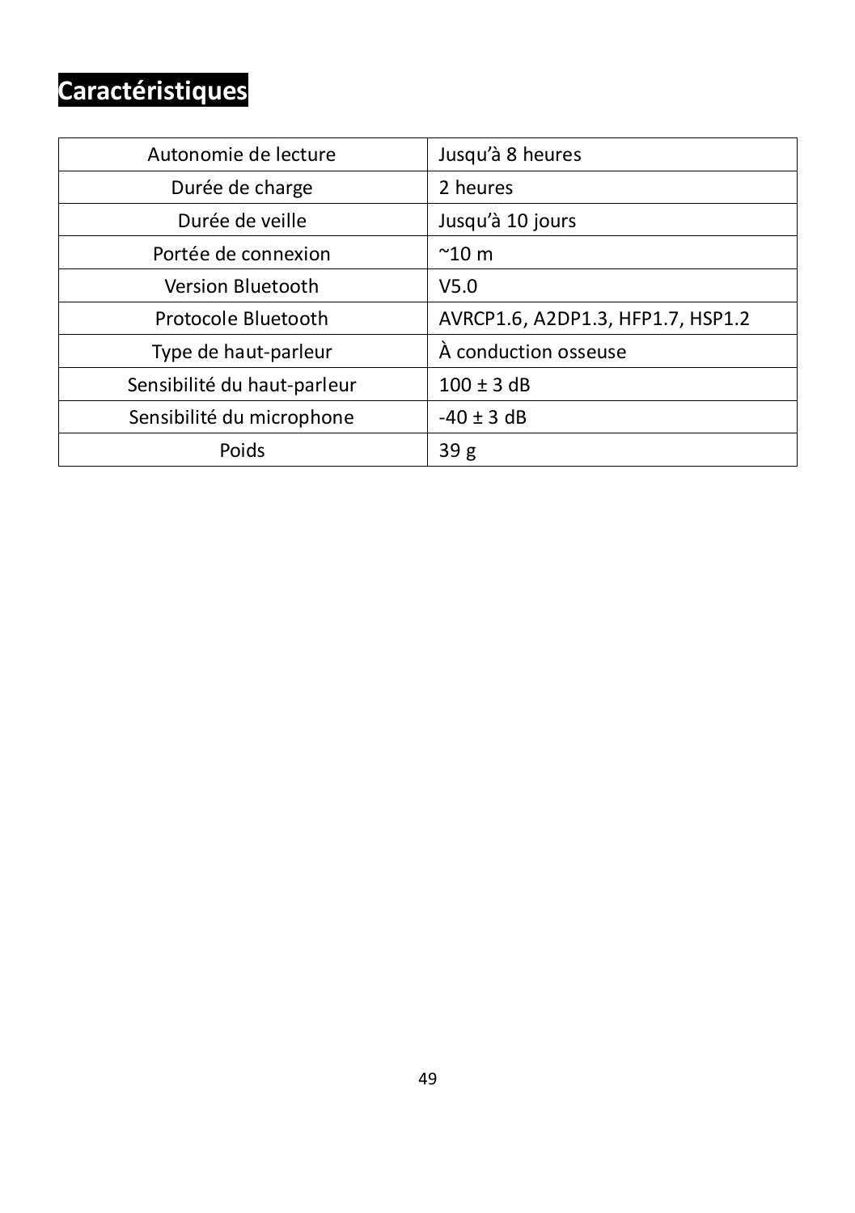# Caractéristiques

| Autonomie de lecture | Jusqu’à 8 heures |
|---|---|
| Durée de charge | 2 heures |
| Durée de veille | Jusqu’à 10 jours |
| Portée de connexion | ~10 m |
| Version Bluetooth | V5.0 |
| Protocole Bluetooth | AVRCP1.6, A2DP1.3, HFP1.7, HSP1.2 |
| Type de haut-parleur | À conduction osseuse |
| Sensibilité du haut-parleur | 100 ± 3 dB |
| Sensibilité du microphone | -40 ± 3 dB |
| Poids | 39 g |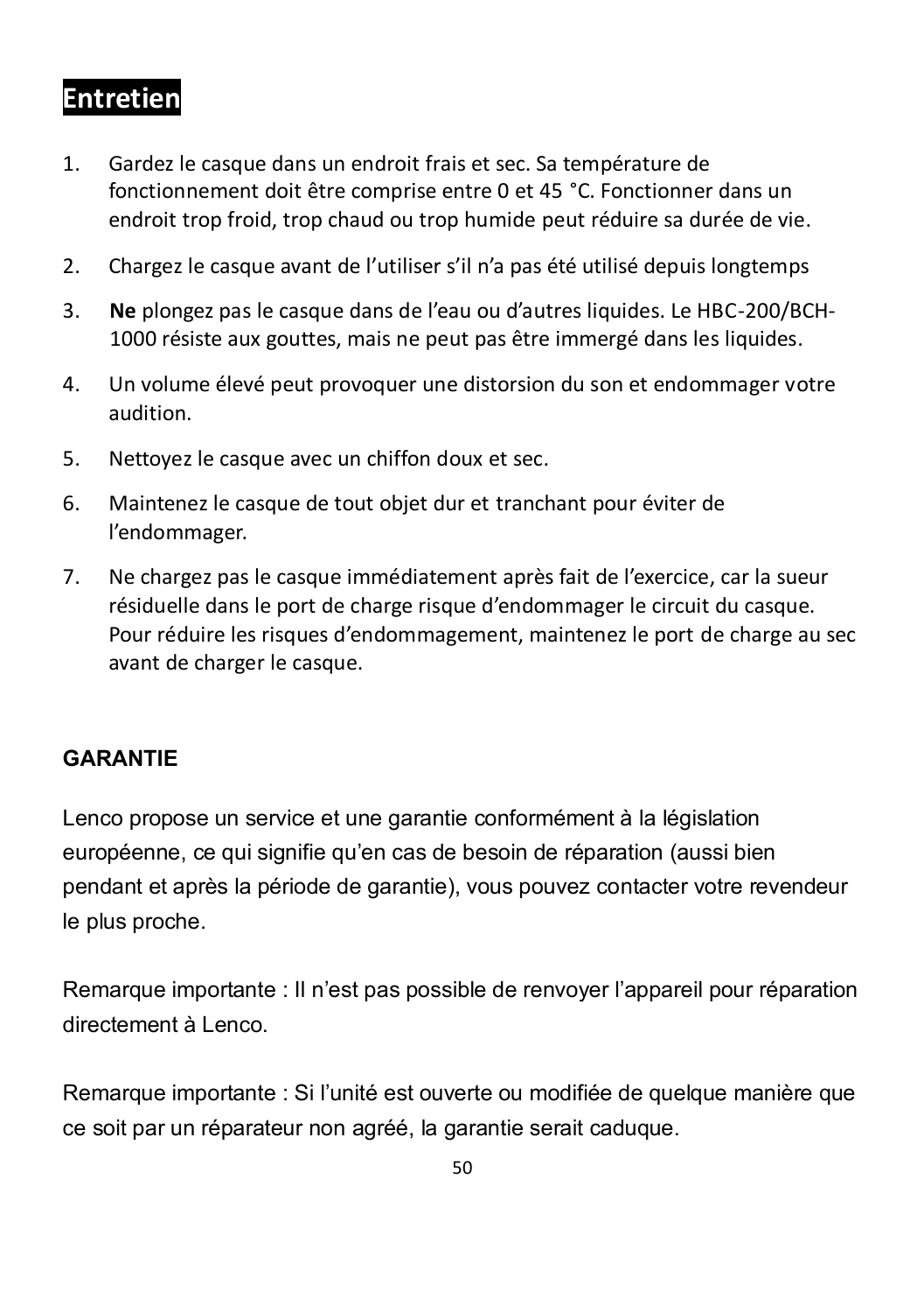## Entretien

1. Gardez le casque dans un endroit frais et sec. Sa température de fonctionnement doit être comprise entre 0 et 45 °C. Fonctionner dans un endroit trop froid, trop chaud ou trop humide peut réduire sa durée de vie.
2. Chargez le casque avant de l'utiliser s'il n'a pas été utilisé depuis longtemps
3. **Ne** plongez pas le casque dans de l'eau ou d'autres liquides. Le HBC-200/BCH-1000 résiste aux gouttes, mais ne peut pas être immergé dans les liquides.
4. Un volume élevé peut provoquer une distorsion du son et endommager votre audition.
5. Nettoyez le casque avec un chiffon doux et sec.
6. Maintenez le casque de tout objet dur et tranchant pour éviter de l'endommager.
7. Ne chargez pas le casque immédiatement après fait de l'exercice, car la sueur résiduelle dans le port de charge risque d'endommager le circuit du casque. Pour réduire les risques d'endommagement, maintenez le port de charge au sec avant de charger le casque.

### GARANTIE

Lenco propose un service et une garantie conformément à la législation européenne, ce qui signifie qu'en cas de besoin de réparation (aussi bien pendant et après la période de garantie), vous pouvez contacter votre revendeur le plus proche.

Remarque importante : Il n'est pas possible de renvoyer l'appareil pour réparation directement à Lenco.

Remarque importante : Si l'unité est ouverte ou modifiée de quelque manière que ce soit par un réparateur non agréé, la garantie serait caduque.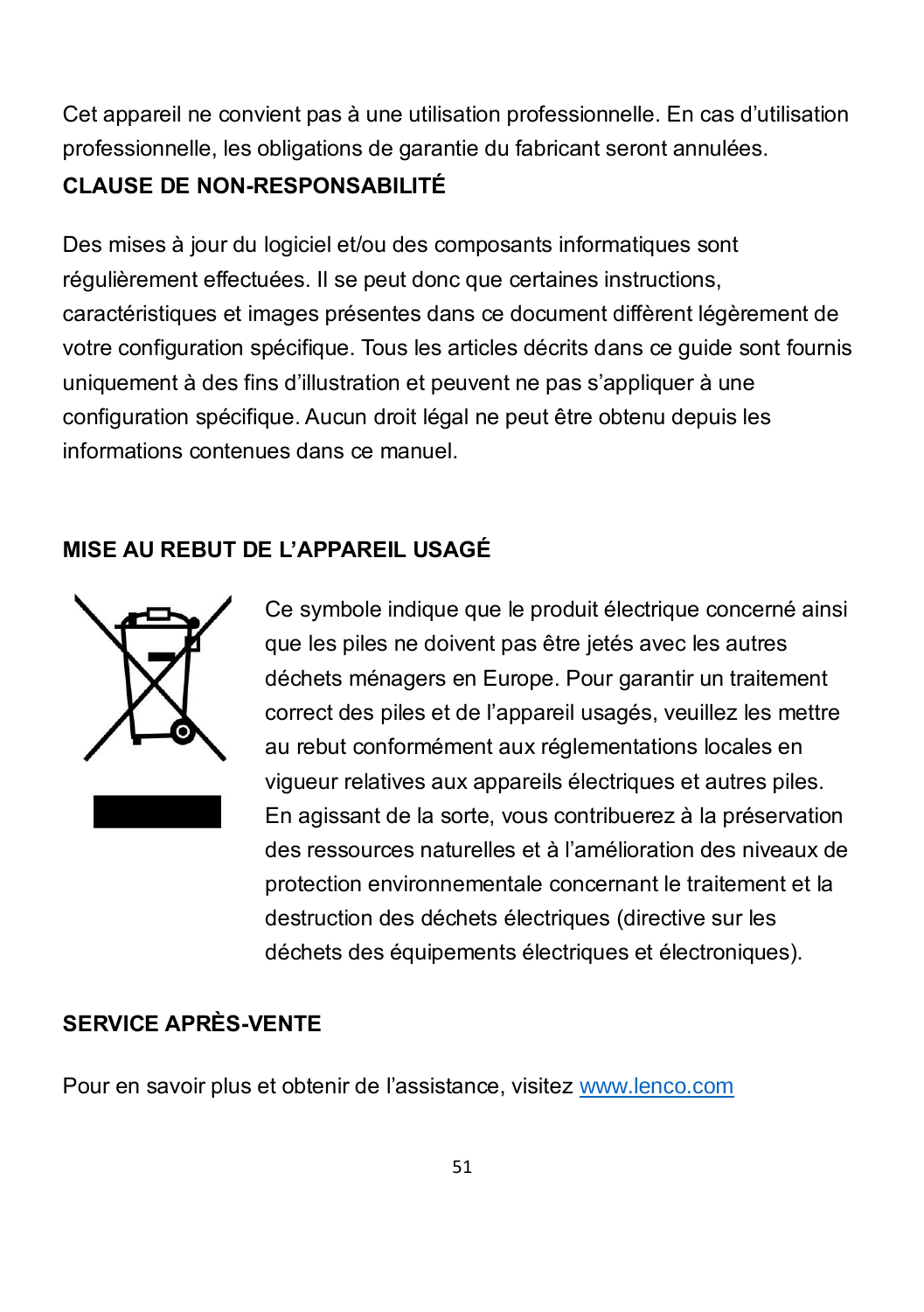Cet appareil ne convient pas à une utilisation professionnelle. En cas d'utilisation professionnelle, les obligations de garantie du fabricant seront annulées.

## CLAUSE DE NON-RESPONSABILITÉ

Des mises à jour du logiciel et/ou des composants informatiques sont régulièrement effectuées. Il se peut donc que certaines instructions, caractéristiques et images présentes dans ce document diffèrent légèrement de votre configuration spécifique. Tous les articles décrits dans ce guide sont fournis uniquement à des fins d'illustration et peuvent ne pas s'appliquer à une configuration spécifique. Aucun droit légal ne peut être obtenu depuis les informations contenues dans ce manuel.

## MISE AU REBUT DE L'APPAREIL USAGÉ

Ce symbole indique que le produit électrique concerné ainsi que les piles ne doivent pas être jetés avec les autres déchets ménagers en Europe. Pour garantir un traitement correct des piles et de l'appareil usagés, veuillez les mettre au rebut conformément aux réglementations locales en vigueur relatives aux appareils électriques et autres piles. En agissant de la sorte, vous contribuerez à la préservation des ressources naturelles et à l'amélioration des niveaux de protection environnementale concernant le traitement et la destruction des déchets électriques (directive sur les déchets des équipements électriques et électroniques).

## SERVICE APRÈS-VENTE

Pour en savoir plus et obtenir de l'assistance, visitez www.lenco.com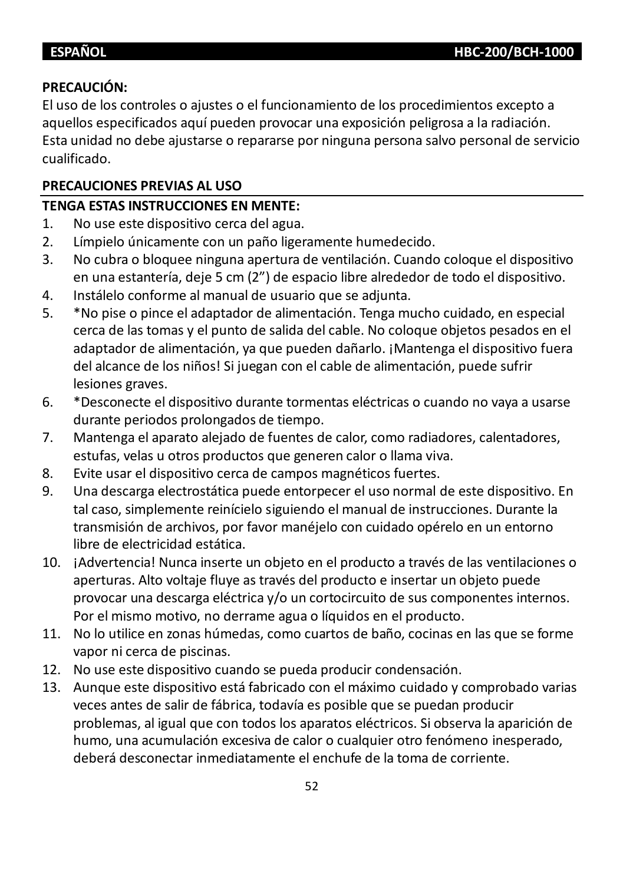**PRECAUCIÓN:**
El uso de los controles o ajustes o el funcionamiento de los procedimientos excepto a aquellos especificados aquí pueden provocar una exposición peligrosa a la radiación. Esta unidad no debe ajustarse o repararse por ninguna persona salvo personal de servicio cualificado.

**PRECAUCIONES PREVIAS AL USO**

**TENGA ESTAS INSTRUCCIONES EN MENTE:**

1. No use este dispositivo cerca del agua.
2. Límpielo únicamente con un paño ligeramente humedecido.
3. No cubra o bloquee ninguna apertura de ventilación. Cuando coloque el dispositivo en una estantería, deje 5 cm (2”) de espacio libre alrededor de todo el dispositivo.
4. Instálelo conforme al manual de usuario que se adjunta.
5. *No pise o pince el adaptador de alimentación. Tenga mucho cuidado, en especial cerca de las tomas y el punto de salida del cable. No coloque objetos pesados en el adaptador de alimentación, ya que pueden dañarlo. ¡Mantenga el dispositivo fuera del alcance de los niños! Si juegan con el cable de alimentación, puede sufrir lesiones graves.
6. *Desconecte el dispositivo durante tormentas eléctricas o cuando no vaya a usarse durante periodos prolongados de tiempo.
7. Mantenga el aparato alejado de fuentes de calor, como radiadores, calentadores, estufas, velas u otros productos que generen calor o llama viva.
8. Evite usar el dispositivo cerca de campos magnéticos fuertes.
9. Una descarga electrostática puede entorpecer el uso normal de este dispositivo. En tal caso, simplemente reinícielo siguiendo el manual de instrucciones. Durante la transmisión de archivos, por favor manéjelo con cuidado opérelo en un entorno libre de electricidad estática.
10. ¡Advertencia! Nunca inserte un objeto en el producto a través de las ventilaciones o aperturas. Alto voltaje fluye as través del producto e insertar un objeto puede provocar una descarga eléctrica y/o un cortocircuito de sus componentes internos. Por el mismo motivo, no derrame agua o líquidos en el producto.
11. No lo utilice en zonas húmedas, como cuartos de baño, cocinas en las que se forme vapor ni cerca de piscinas.
12. No use este dispositivo cuando se pueda producir condensación.
13. Aunque este dispositivo está fabricado con el máximo cuidado y comprobado varias veces antes de salir de fábrica, todavía es posible que se puedan producir problemas, al igual que con todos los aparatos eléctricos. Si observa la aparición de humo, una acumulación excesiva de calor o cualquier otro fenómeno inesperado, deberá desconectar inmediatamente el enchufe de la toma de corriente.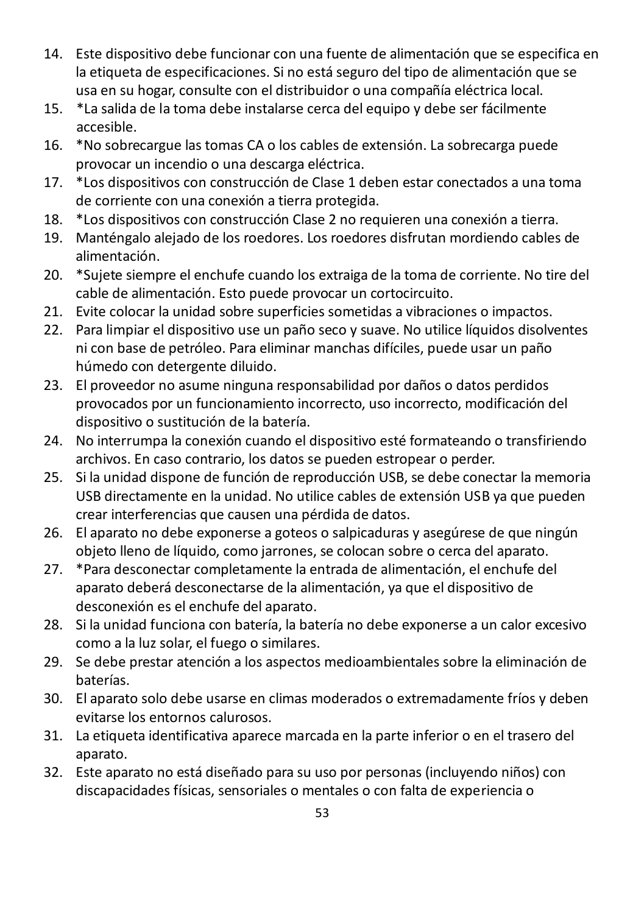14. Este dispositivo debe funcionar con una fuente de alimentación que se especifica en la etiqueta de especificaciones. Si no está seguro del tipo de alimentación que se usa en su hogar, consulte con el distribuidor o una compañía eléctrica local.
15. *La salida de la toma debe instalarse cerca del equipo y debe ser fácilmente accesible.
16. *No sobrecargue las tomas CA o los cables de extensión. La sobrecarga puede provocar un incendio o una descarga eléctrica.
17. *Los dispositivos con construcción de Clase 1 deben estar conectados a una toma de corriente con una conexión a tierra protegida.
18. *Los dispositivos con construcción Clase 2 no requieren una conexión a tierra.
19. Manténgalo alejado de los roedores. Los roedores disfrutan mordiendo cables de alimentación.
20. *Sujete siempre el enchufe cuando los extraiga de la toma de corriente. No tire del cable de alimentación. Esto puede provocar un cortocircuito.
21. Evite colocar la unidad sobre superficies sometidas a vibraciones o impactos.
22. Para limpiar el dispositivo use un paño seco y suave. No utilice líquidos disolventes ni con base de petróleo. Para eliminar manchas difíciles, puede usar un paño húmedo con detergente diluido.
23. El proveedor no asume ninguna responsabilidad por daños o datos perdidos provocados por un funcionamiento incorrecto, uso incorrecto, modificación del dispositivo o sustitución de la batería.
24. No interrumpa la conexión cuando el dispositivo esté formateando o transfiriendo archivos. En caso contrario, los datos se pueden estropear o perder.
25. Si la unidad dispone de función de reproducción USB, se debe conectar la memoria USB directamente en la unidad. No utilice cables de extensión USB ya que pueden crear interferencias que causen una pérdida de datos.
26. El aparato no debe exponerse a goteos o salpicaduras y asegúrese de que ningún objeto lleno de líquido, como jarrones, se colocan sobre o cerca del aparato.
27. *Para desconectar completamente la entrada de alimentación, el enchufe del aparato deberá desconectarse de la alimentación, ya que el dispositivo de desconexión es el enchufe del aparato.
28. Si la unidad funciona con batería, la batería no debe exponerse a un calor excesivo como a la luz solar, el fuego o similares.
29. Se debe prestar atención a los aspectos medioambientales sobre la eliminación de baterías.
30. El aparato solo debe usarse en climas moderados o extremadamente fríos y deben evitarse los entornos calurosos.
31. La etiqueta identificativa aparece marcada en la parte inferior o en el trasero del aparato.
32. Este aparato no está diseñado para su uso por personas (incluyendo niños) con discapacidades físicas, sensoriales o mentales o con falta de experiencia o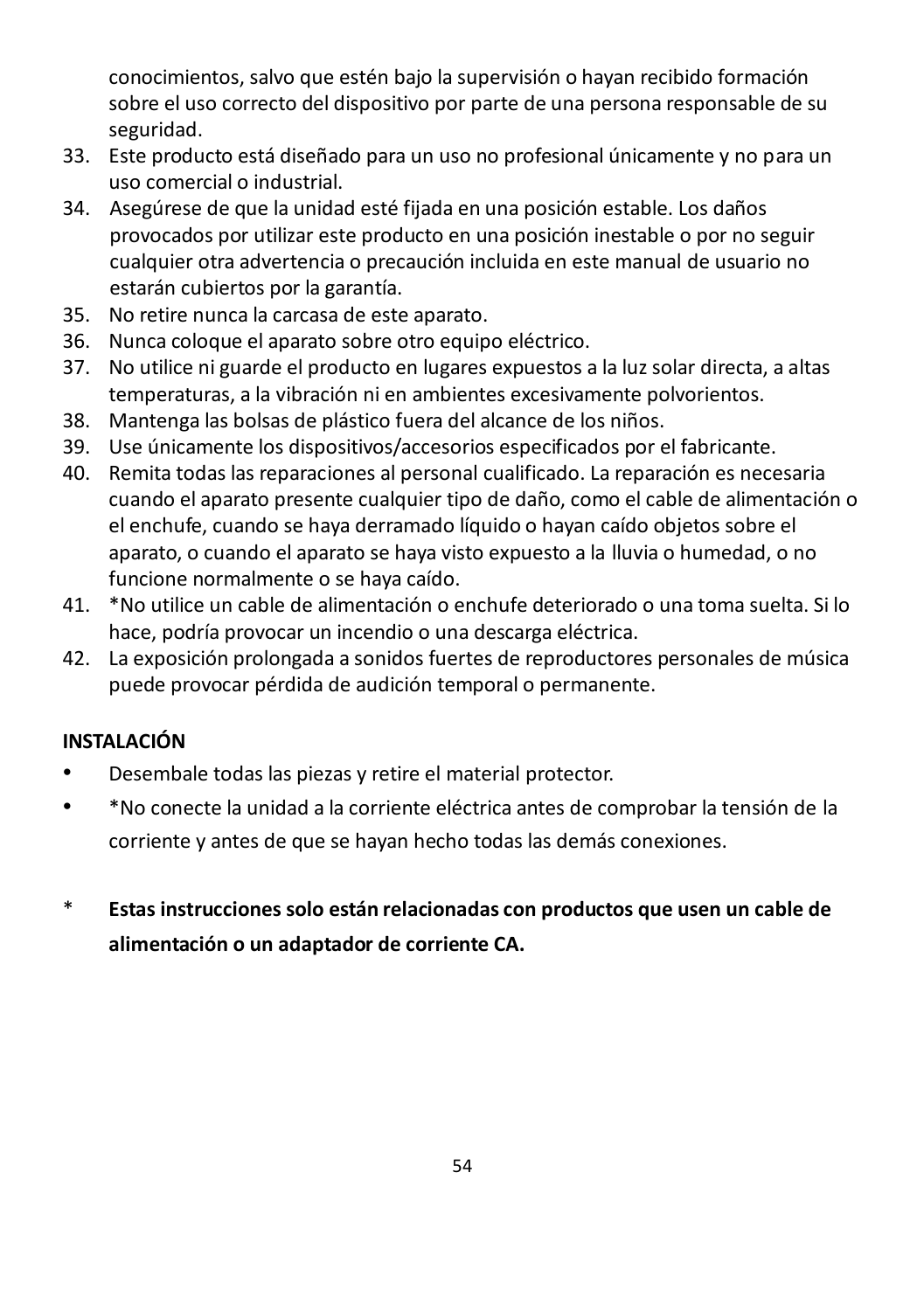conocimientos, salvo que estén bajo la supervisión o hayan recibido formación sobre el uso correcto del dispositivo por parte de una persona responsable de su seguridad.

33. Este producto está diseñado para un uso no profesional únicamente y no para un uso comercial o industrial.
34. Asegúrese de que la unidad esté fijada en una posición estable. Los daños provocados por utilizar este producto en una posición inestable o por no seguir cualquier otra advertencia o precaución incluida en este manual de usuario no estarán cubiertos por la garantía.
35. No retire nunca la carcasa de este aparato.
36. Nunca coloque el aparato sobre otro equipo eléctrico.
37. No utilice ni guarde el producto en lugares expuestos a la luz solar directa, a altas temperaturas, a la vibración ni en ambientes excesivamente polvorientos.
38. Mantenga las bolsas de plástico fuera del alcance de los niños.
39. Use únicamente los dispositivos/accesorios especificados por el fabricante.
40. Remita todas las reparaciones al personal cualificado. La reparación es necesaria cuando el aparato presente cualquier tipo de daño, como el cable de alimentación o el enchufe, cuando se haya derramado líquido o hayan caído objetos sobre el aparato, o cuando el aparato se haya visto expuesto a la lluvia o humedad, o no funcione normalmente o se haya caído.
41. *No utilice un cable de alimentación o enchufe deteriorado o una toma suelta. Si lo hace, podría provocar un incendio o una descarga eléctrica.
42. La exposición prolongada a sonidos fuertes de reproductores personales de música puede provocar pérdida de audición temporal o permanente.

**INSTALACIÓN**

- Desembale todas las piezas y retire el material protector.
- *No conecte la unidad a la corriente eléctrica antes de comprobar la tensión de la corriente y antes de que se hayan hecho todas las demás conexiones.

\* **Estas instrucciones solo están relacionadas con productos que usen un cable de alimentación o un adaptador de corriente CA.**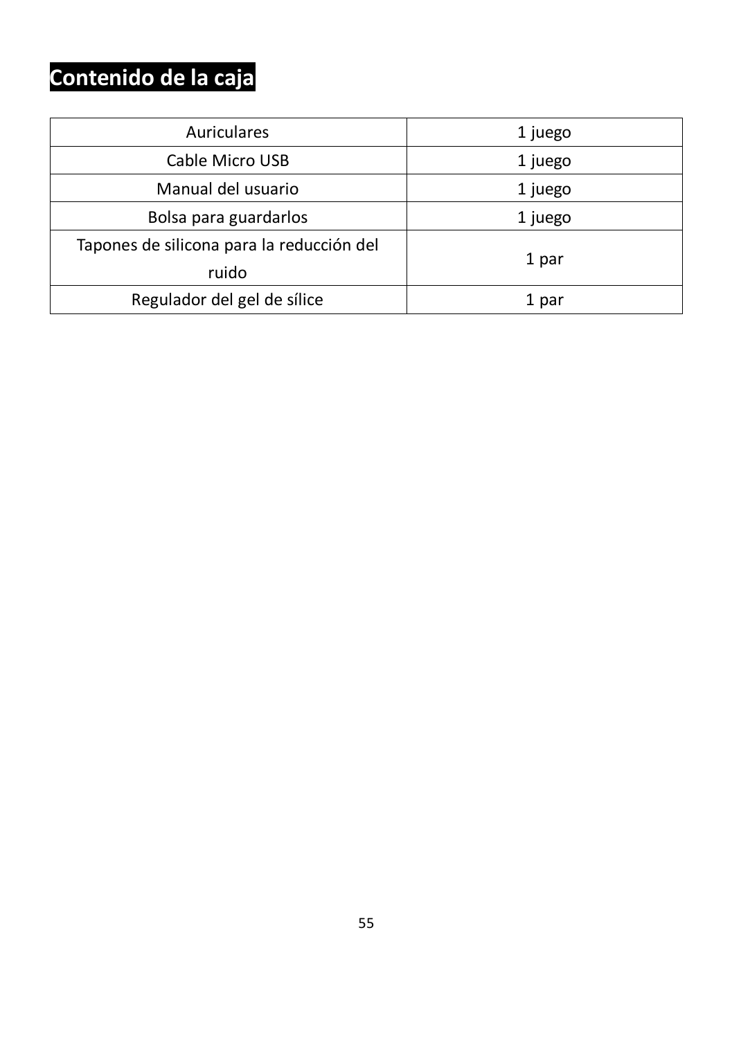# Contenido de la caja

| Auriculares | 1 juego |
|---|---|
| Cable Micro USB | 1 juego |
| Manual del usuario | 1 juego |
| Bolsa para guardarlos | 1 juego |
| Tapones de silicona para la reducción del ruido | 1 par |
| Regulador del gel de sílice | 1 par |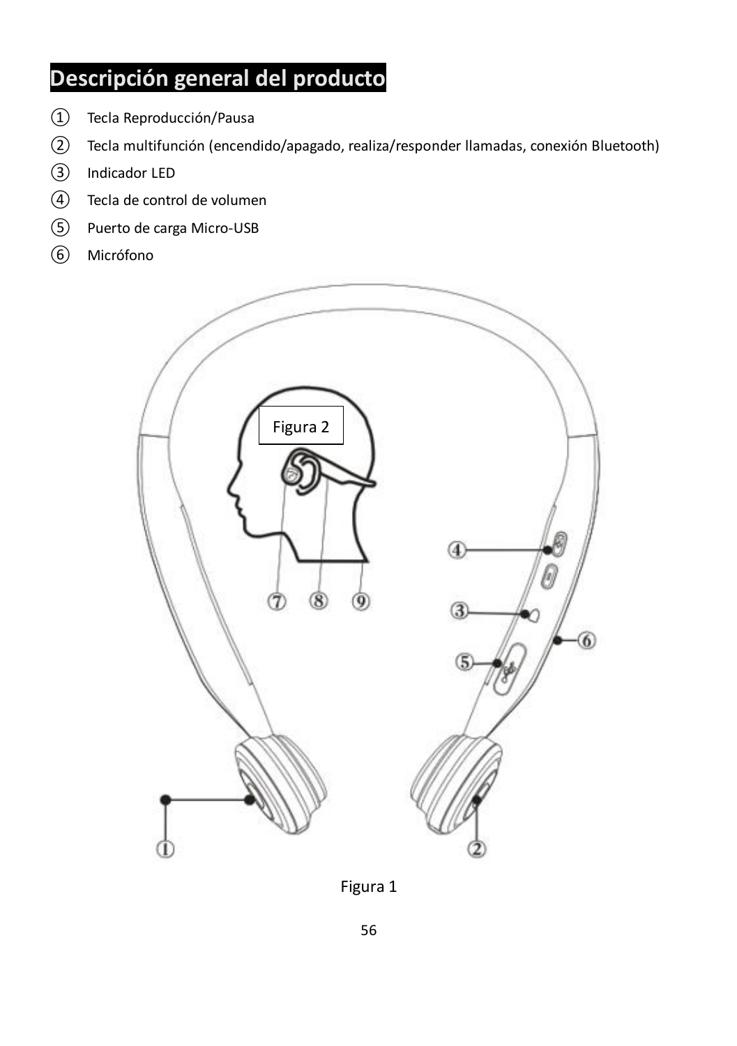# Descripción general del producto

① Tecla Reproducción/Pausa

② Tecla multifunción (encendido/apagado, realiza/responder llamadas, conexión Bluetooth)

③ Indicador LED

④ Tecla de control de volumen

⑤ Puerto de carga Micro-USB

⑥ Micrófono

Figura 2

Figura 1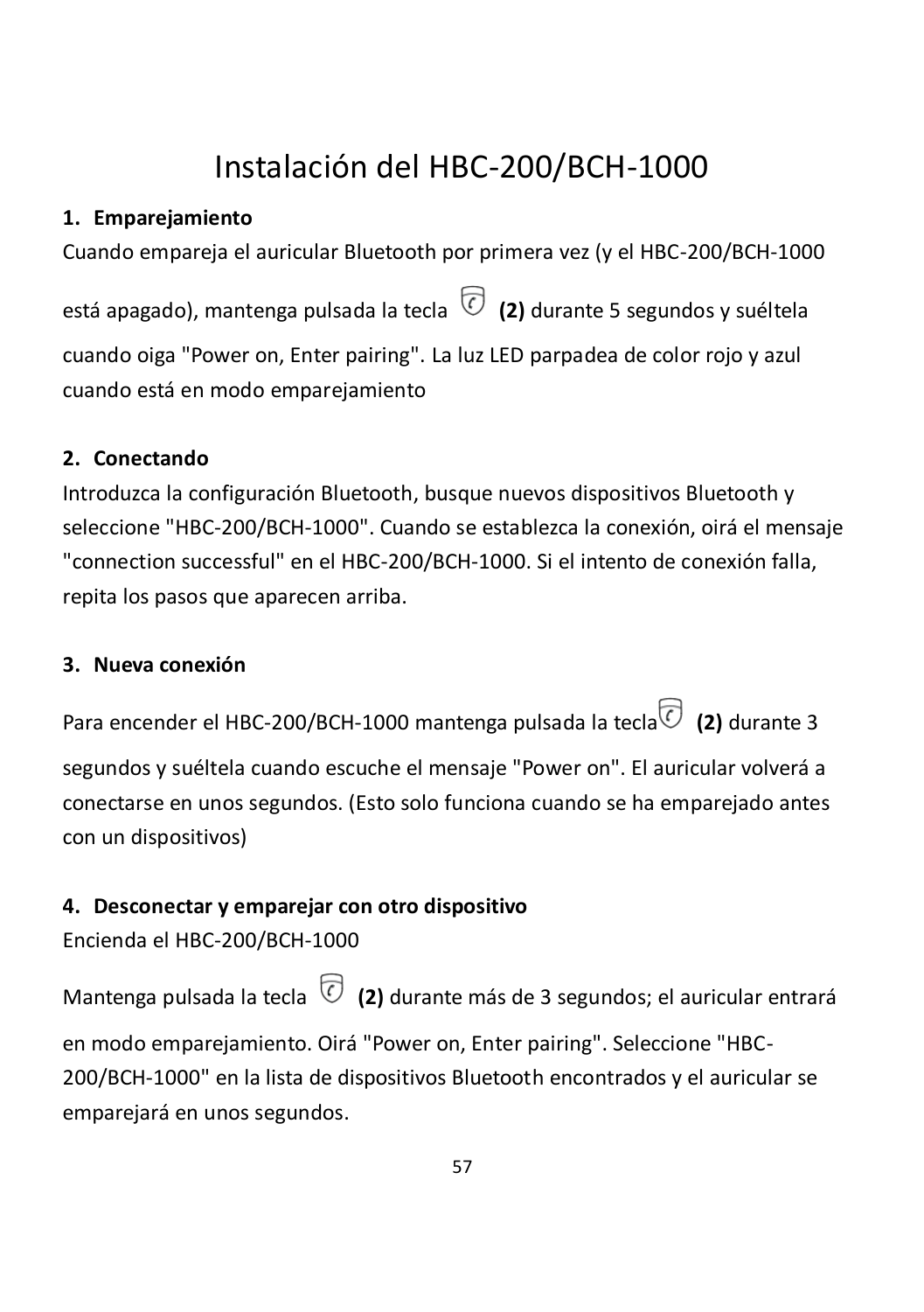# Instalación del HBC-200/BCH-1000

**1. Emparejamiento**

Cuando empareja el auricular Bluetooth por primera vez (y el HBC-200/BCH-1000 está apagado), mantenga pulsada la tecla **(2)** durante 5 segundos y suéltela cuando oiga "Power on, Enter pairing". La luz LED parpadea de color rojo y azul cuando está en modo emparejamiento

**2. Conectando**

Introduzca la configuración Bluetooth, busque nuevos dispositivos Bluetooth y seleccione "HBC-200/BCH-1000". Cuando se establezca la conexión, oirá el mensaje "connection successful" en el HBC-200/BCH-1000. Si el intento de conexión falla, repita los pasos que aparecen arriba.

**3. Nueva conexión**

Para encender el HBC-200/BCH-1000 mantenga pulsada la tecla **(2)** durante 3 segundos y suéltela cuando escuche el mensaje "Power on". El auricular volverá a conectarse en unos segundos. (Esto solo funciona cuando se ha emparejado antes con un dispositivos)

**4. Desconectar y emparejar con otro dispositivo**

Encienda el HBC-200/BCH-1000

Mantenga pulsada la tecla **(2)** durante más de 3 segundos; el auricular entrará en modo emparejamiento. Oirá "Power on, Enter pairing". Seleccione "HBC-200/BCH-1000" en la lista de dispositivos Bluetooth encontrados y el auricular se emparejará en unos segundos.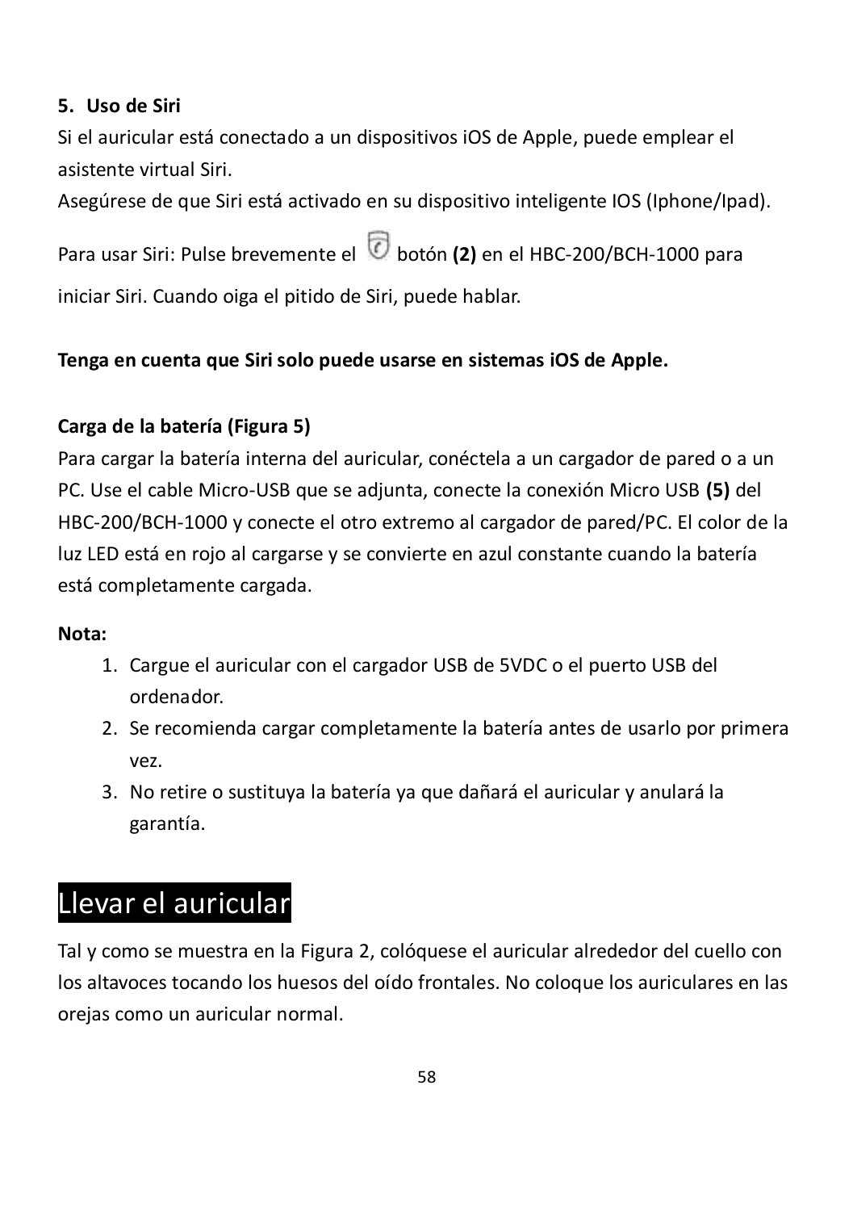5. **Uso de Siri**

Si el auricular está conectado a un dispositivos iOS de Apple, puede emplear el asistente virtual Siri.
Asegúrese de que Siri está activado en su dispositivo inteligente IOS (Iphone/Ipad).

Para usar Siri: Pulse brevemente el botón **(2)** en el HBC-200/BCH-1000 para iniciar Siri. Cuando oiga el pitido de Siri, puede hablar.

**Tenga en cuenta que Siri solo puede usarse en sistemas iOS de Apple.**

**Carga de la batería (Figura 5)**

Para cargar la batería interna del auricular, conéctela a un cargador de pared o a un PC. Use el cable Micro-USB que se adjunta, conecte la conexión Micro USB **(5)** del HBC-200/BCH-1000 y conecte el otro extremo al cargador de pared/PC. El color de la luz LED está en rojo al cargarse y se convierte en azul constante cuando la batería está completamente cargada.

**Nota:**

1. Cargue el auricular con el cargador USB de 5VDC o el puerto USB del ordenador.
2. Se recomienda cargar completamente la batería antes de usarlo por primera vez.
3. No retire o sustituya la batería ya que dañará el auricular y anulará la garantía.

# Llevar el auricular

Tal y como se muestra en la Figura 2, colóquese el auricular alrededor del cuello con los altavoces tocando los huesos del oído frontales. No coloque los auriculares en las orejas como un auricular normal.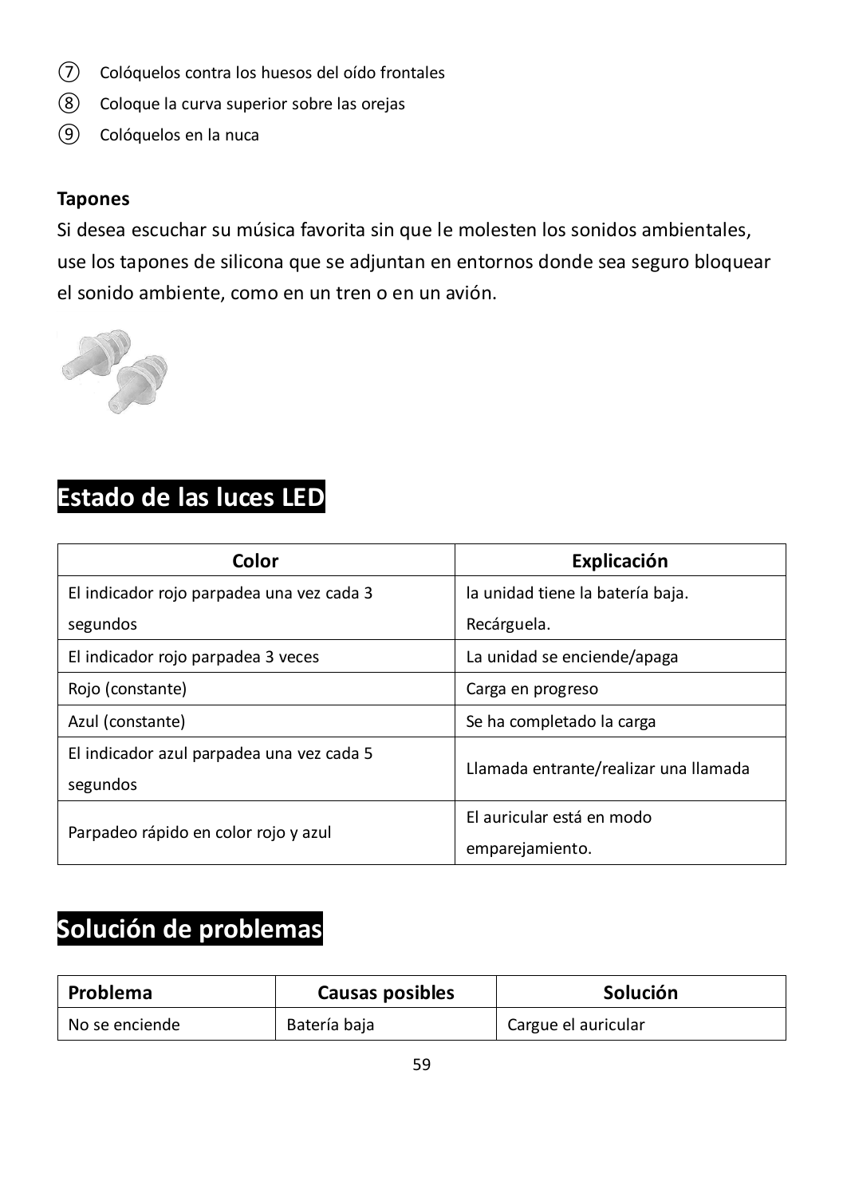⑦ Colóquelos contra los huesos del oído frontales
⑧ Coloque la curva superior sobre las orejas
⑨ Colóquelos en la nuca

**Tapones**

Si desea escuchar su música favorita sin que le molesten los sonidos ambientales, use los tapones de silicona que se adjuntan en entornos donde sea seguro bloquear el sonido ambiente, como en un tren o en un avión.

## Estado de las luces LED

| Color | Explicación |
|---|---|
| El indicador rojo parpadea una vez cada 3 segundos | la unidad tiene la batería baja. Recárguela. |
| El indicador rojo parpadea 3 veces | La unidad se enciende/apaga |
| Rojo (constante) | Carga en progreso |
| Azul (constante) | Se ha completado la carga |
| El indicador azul parpadea una vez cada 5 segundos | Llamada entrante/realizar una llamada |
| Parpadeo rápido en color rojo y azul | El auricular está en modo emparejamiento. |

## Solución de problemas

| Problema | Causas posibles | Solución |
|---|---|---|
| No se enciende | Batería baja | Cargue el auricular |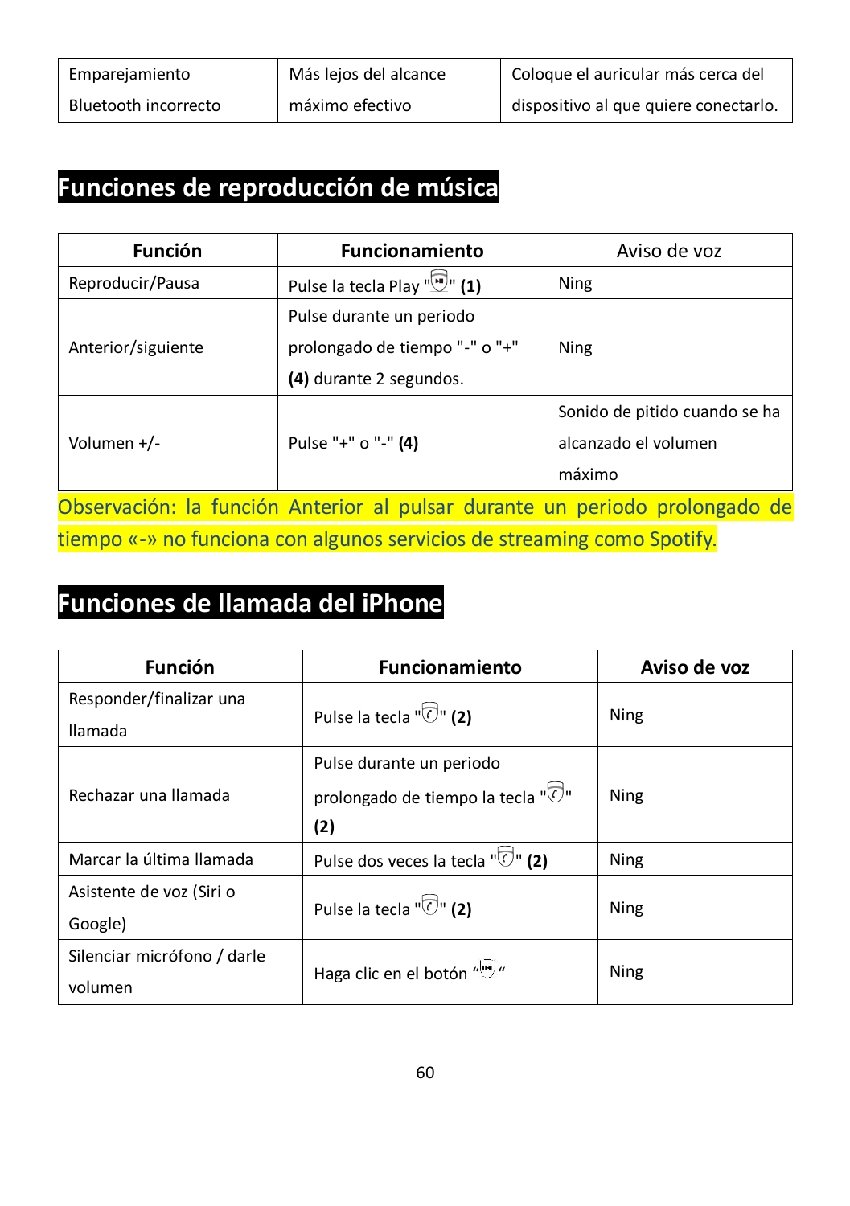| Emparejamiento Bluetooth incorrecto | Más lejos del alcance máximo efectivo | Coloque el auricular más cerca del dispositivo al que quiere conectarlo. |
|---|---|---|

## Funciones de reproducción de música

| Función | Funcionamiento | Aviso de voz |
|---|---|---|
| Reproducir/Pausa | Pulse la tecla Play "⏯" **(1)** | Ning |
| Anterior/siguiente | Pulse durante un periodo prolongado de tiempo "-" o "+" **(4)** durante 2 segundos. | Ning |
| Volumen +/- | Pulse "+" o "-" **(4)** | Sonido de pitido cuando se ha alcanzado el volumen máximo |

Observación: la función Anterior al pulsar durante un periodo prolongado de tiempo «-» no funciona con algunos servicios de streaming como Spotify.

## Funciones de llamada del iPhone

| Función | Funcionamiento | Aviso de voz |
|---|---|---|
| Responder/finalizar una llamada | Pulse la tecla "📞" **(2)** | Ning |
| Rechazar una llamada | Pulse durante un periodo prolongado de tiempo la tecla "📞" **(2)** | Ning |
| Marcar la última llamada | Pulse dos veces la tecla "📞" **(2)** | Ning |
| Asistente de voz (Siri o Google) | Pulse la tecla "📞" **(2)** | Ning |
| Silenciar micrófono / darle volumen | Haga clic en el botón "🔇" | Ning |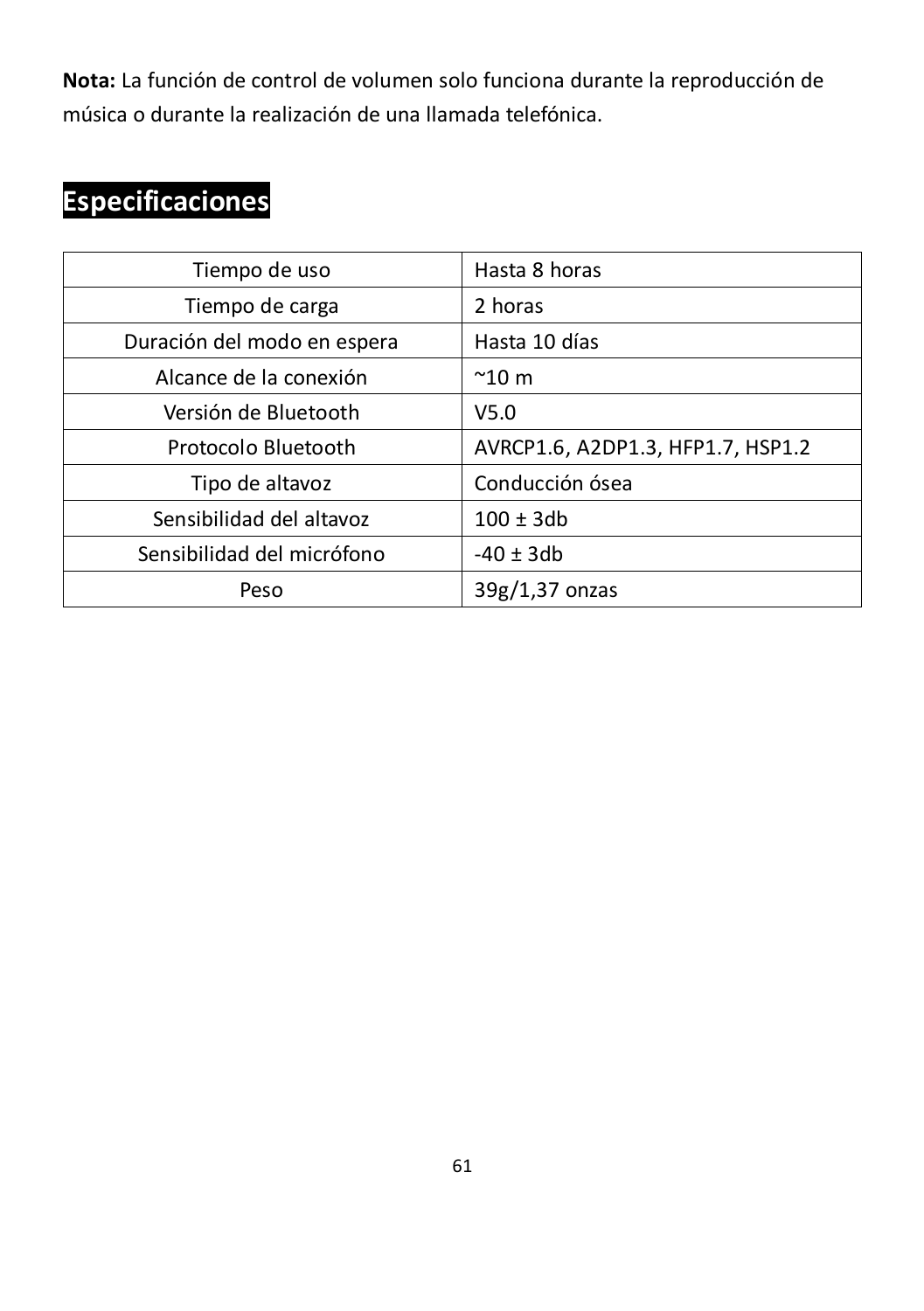**Nota:** La función de control de volumen solo funciona durante la reproducción de música o durante la realización de una llamada telefónica.

## Especificaciones

| | |
|---|---|
| Tiempo de uso | Hasta 8 horas |
| Tiempo de carga | 2 horas |
| Duración del modo en espera | Hasta 10 días |
| Alcance de la conexión | ~10 m |
| Versión de Bluetooth | V5.0 |
| Protocolo Bluetooth | AVRCP1.6, A2DP1.3, HFP1.7, HSP1.2 |
| Tipo de altavoz | Conducción ósea |
| Sensibilidad del altavoz | 100 ± 3db |
| Sensibilidad del micrófono | -40 ± 3db |
| Peso | 39g/1,37 onzas |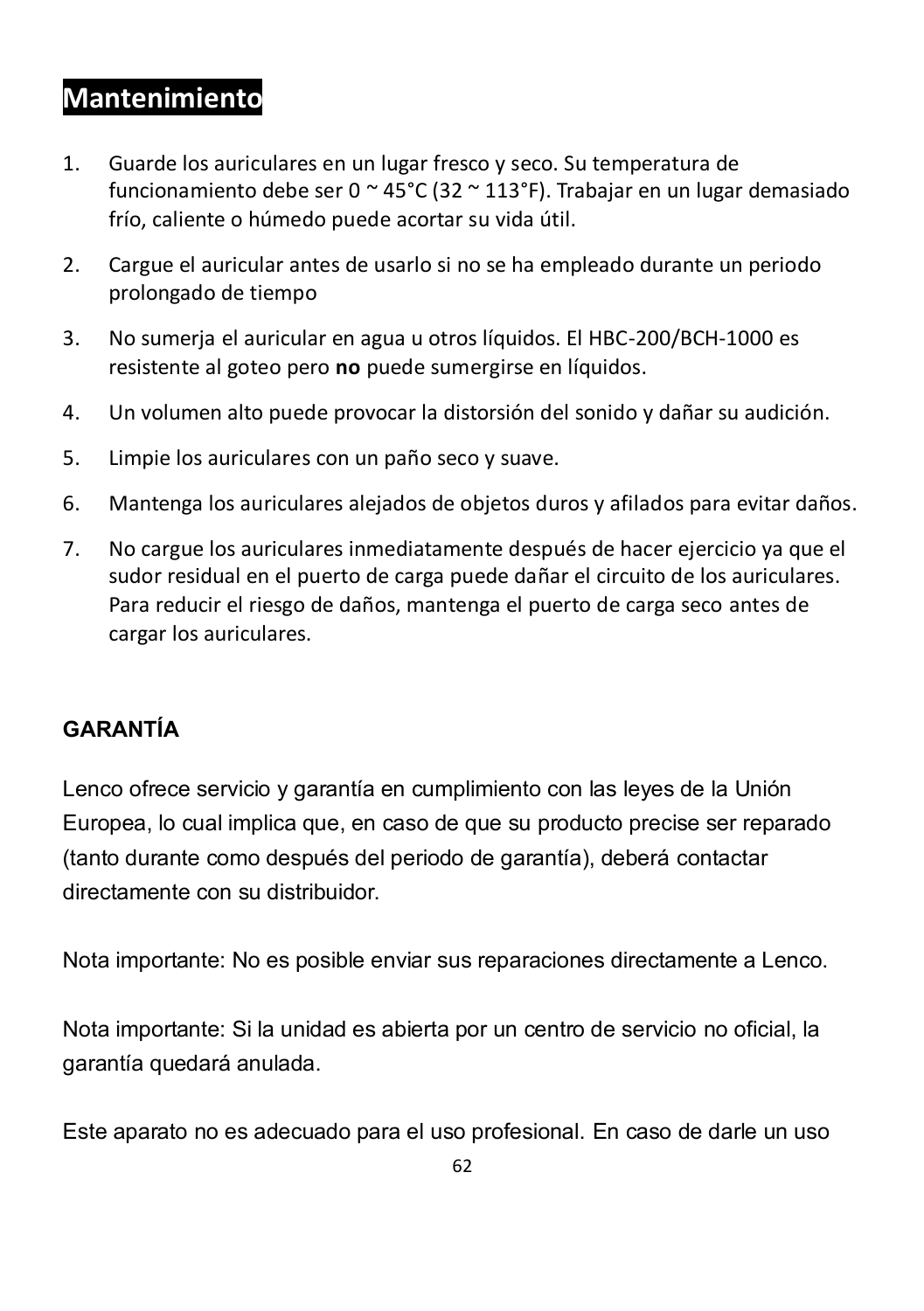## Mantenimiento

1. Guarde los auriculares en un lugar fresco y seco. Su temperatura de funcionamiento debe ser 0 ~ 45°C (32 ~ 113°F). Trabajar en un lugar demasiado frío, caliente o húmedo puede acortar su vida útil.
2. Cargue el auricular antes de usarlo si no se ha empleado durante un periodo prolongado de tiempo
3. No sumerja el auricular en agua u otros líquidos. El HBC-200/BCH-1000 es resistente al goteo pero **no** puede sumergirse en líquidos.
4. Un volumen alto puede provocar la distorsión del sonido y dañar su audición.
5. Limpie los auriculares con un paño seco y suave.
6. Mantenga los auriculares alejados de objetos duros y afilados para evitar daños.
7. No cargue los auriculares inmediatamente después de hacer ejercicio ya que el sudor residual en el puerto de carga puede dañar el circuito de los auriculares. Para reducir el riesgo de daños, mantenga el puerto de carga seco antes de cargar los auriculares.

### GARANTÍA

Lenco ofrece servicio y garantía en cumplimiento con las leyes de la Unión Europea, lo cual implica que, en caso de que su producto precise ser reparado (tanto durante como después del periodo de garantía), deberá contactar directamente con su distribuidor.

Nota importante: No es posible enviar sus reparaciones directamente a Lenco.

Nota importante: Si la unidad es abierta por un centro de servicio no oficial, la garantía quedará anulada.

Este aparato no es adecuado para el uso profesional. En caso de darle un uso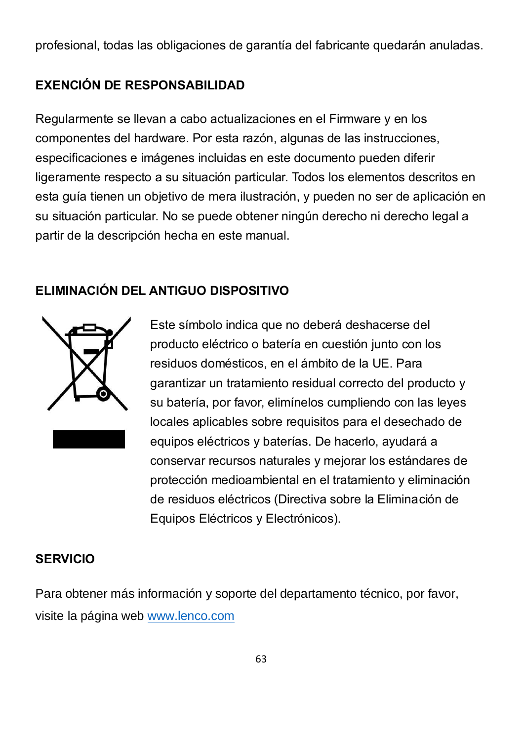profesional, todas las obligaciones de garantía del fabricante quedarán anuladas.

## EXENCIÓN DE RESPONSABILIDAD

Regularmente se llevan a cabo actualizaciones en el Firmware y en los componentes del hardware. Por esta razón, algunas de las instrucciones, especificaciones e imágenes incluidas en este documento pueden diferir ligeramente respecto a su situación particular. Todos los elementos descritos en esta guía tienen un objetivo de mera ilustración, y pueden no ser de aplicación en su situación particular. No se puede obtener ningún derecho ni derecho legal a partir de la descripción hecha en este manual.

## ELIMINACIÓN DEL ANTIGUO DISPOSITIVO

Este símbolo indica que no deberá deshacerse del producto eléctrico o batería en cuestión junto con los residuos domésticos, en el ámbito de la UE. Para garantizar un tratamiento residual correcto del producto y su batería, por favor, elimínelos cumpliendo con las leyes locales aplicables sobre requisitos para el desechado de equipos eléctricos y baterías. De hacerlo, ayudará a conservar recursos naturales y mejorar los estándares de protección medioambiental en el tratamiento y eliminación de residuos eléctricos (Directiva sobre la Eliminación de Equipos Eléctricos y Electrónicos).

## SERVICIO

Para obtener más información y soporte del departamento técnico, por favor, visite la página web [www.lenco.com](http://www.lenco.com)